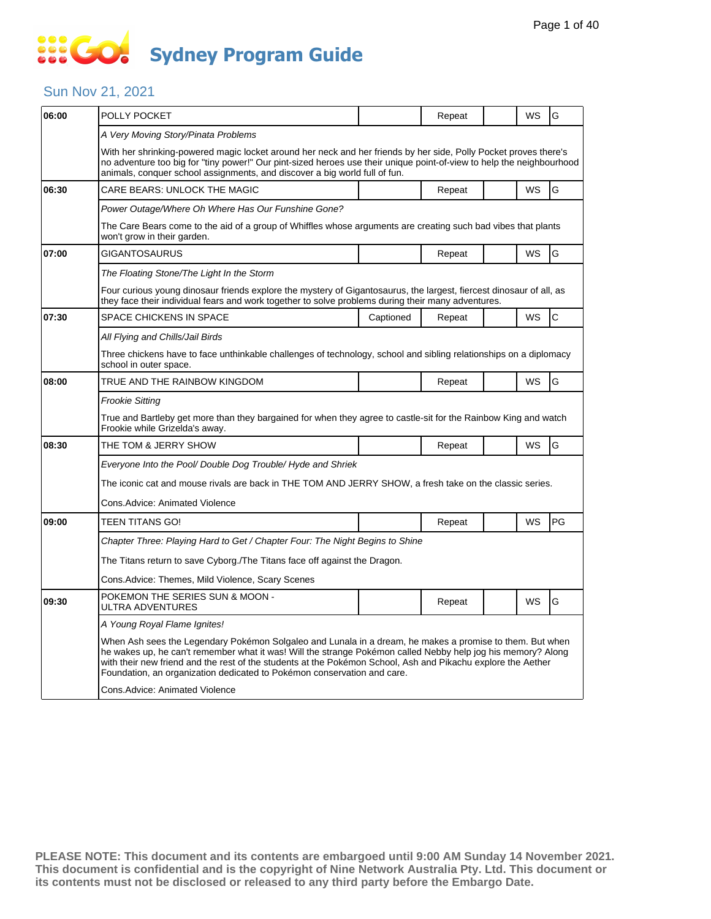# Sydney Program Guide

## Sun Nov 21, 2021

| Time | Program | Captioned | Repeat | | WS | Rating |
|---|---|---|---|---|---|---|
| 06:00 | POLLY POCKET | | Repeat | | WS | G |
| | *A Very Moving Story/Pinata Problems* | | | | | |
| | With her shrinking-powered magic locket around her neck and her friends by her side, Polly Pocket proves there's no adventure too big for "tiny power!" Our pint-sized heroes use their unique point-of-view to help the neighbourhood animals, conquer school assignments, and discover a big world full of fun. | | | | | |
| 06:30 | CARE BEARS: UNLOCK THE MAGIC | | Repeat | | WS | G |
| | *Power Outage/Where Oh Where Has Our Funshine Gone?* | | | | | |
| | The Care Bears come to the aid of a group of Whiffles whose arguments are creating such bad vibes that plants won't grow in their garden. | | | | | |
| 07:00 | GIGANTOSAURUS | | Repeat | | WS | G |
| | *The Floating Stone/The Light In the Storm* | | | | | |
| | Four curious young dinosaur friends explore the mystery of Gigantosaurus, the largest, fiercest dinosaur of all, as they face their individual fears and work together to solve problems during their many adventures. | | | | | |
| 07:30 | SPACE CHICKENS IN SPACE | Captioned | Repeat | | WS | C |
| | *All Flying and Chills/Jail Birds* | | | | | |
| | Three chickens have to face unthinkable challenges of technology, school and sibling relationships on a diplomacy school in outer space. | | | | | |
| 08:00 | TRUE AND THE RAINBOW KINGDOM | | Repeat | | WS | G |
| | *Frookie Sitting* | | | | | |
| | True and Bartleby get more than they bargained for when they agree to castle-sit for the Rainbow King and watch Frookie while Grizelda's away. | | | | | |
| 08:30 | THE TOM & JERRY SHOW | | Repeat | | WS | G |
| | *Everyone Into the Pool/ Double Dog Trouble/ Hyde and Shriek* | | | | | |
| | The iconic cat and mouse rivals are back in THE TOM AND JERRY SHOW, a fresh take on the classic series. | | | | | |
| | Cons.Advice: Animated Violence | | | | | |
| 09:00 | TEEN TITANS GO! | | Repeat | | WS | PG |
| | *Chapter Three: Playing Hard to Get / Chapter Four: The Night Begins to Shine* | | | | | |
| | The Titans return to save Cyborg./The Titans face off against the Dragon. | | | | | |
| | Cons.Advice: Themes, Mild Violence, Scary Scenes | | | | | |
| 09:30 | POKEMON THE SERIES SUN & MOON - ULTRA ADVENTURES | | Repeat | | WS | G |
| | *A Young Royal Flame Ignites!* | | | | | |
| | When Ash sees the Legendary Pokémon Solgaleo and Lunala in a dream, he makes a promise to them. But when he wakes up, he can't remember what it was! Will the strange Pokémon called Nebby help jog his memory? Along with their new friend and the rest of the students at the Pokémon School, Ash and Pikachu explore the Aether Foundation, an organization dedicated to Pokémon conservation and care. | | | | | |
| | Cons.Advice: Animated Violence | | | | | |

**PLEASE NOTE: This document and its contents are embargoed until 9:00 AM Sunday 14 November 2021. This document is confidential and is the copyright of Nine Network Australia Pty. Ltd. This document or its contents must not be disclosed or released to any third party before the Embargo Date.**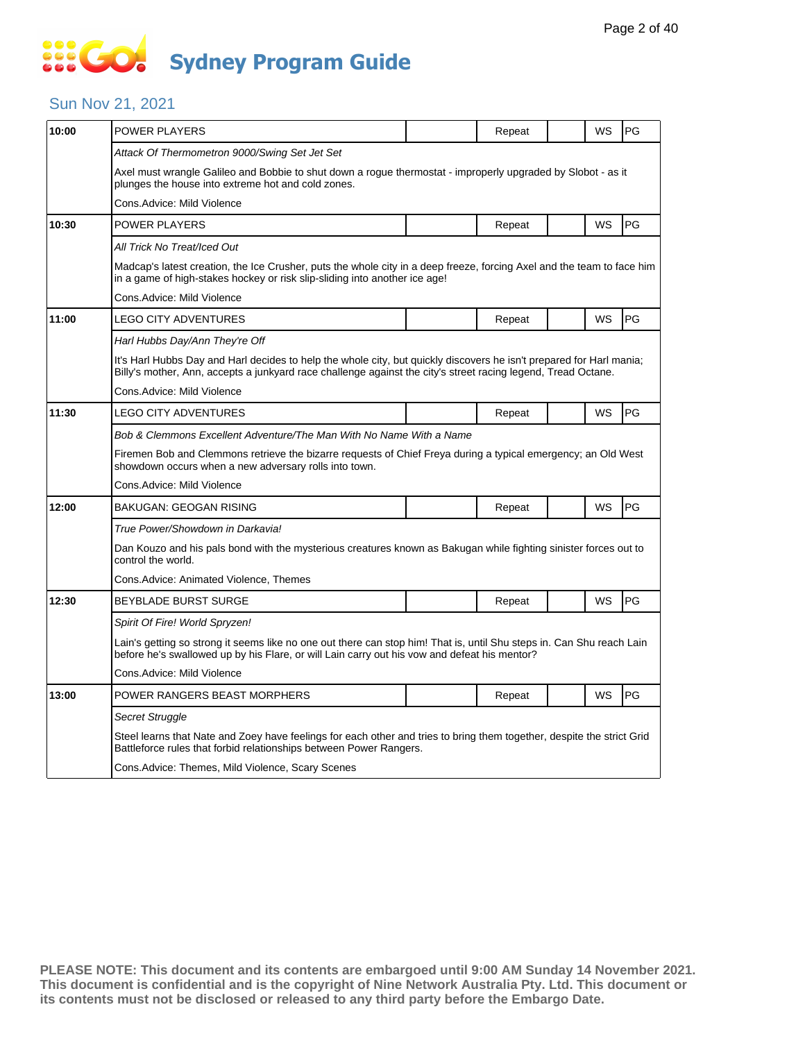# Sydney Program Guide

## Sun Nov 21, 2021

| Time | Program | | Status | | Format | Rating |
|---|---|---|---|---|---|---|
| 10:00 | POWER PLAYERS | | Repeat | | WS | PG |
| | *Attack Of Thermometron 9000/Swing Set Jet Set* | | | | | |
| | Axel must wrangle Galileo and Bobbie to shut down a rogue thermostat - improperly upgraded by Slobot - as it plunges the house into extreme hot and cold zones. | | | | | |
| | Cons.Advice: Mild Violence | | | | | |
| 10:30 | POWER PLAYERS | | Repeat | | WS | PG |
| | *All Trick No Treat/Iced Out* | | | | | |
| | Madcap's latest creation, the Ice Crusher, puts the whole city in a deep freeze, forcing Axel and the team to face him in a game of high-stakes hockey or risk slip-sliding into another ice age! | | | | | |
| | Cons.Advice: Mild Violence | | | | | |
| 11:00 | LEGO CITY ADVENTURES | | Repeat | | WS | PG |
| | *Harl Hubbs Day/Ann They're Off* | | | | | |
| | It's Harl Hubbs Day and Harl decides to help the whole city, but quickly discovers he isn't prepared for Harl mania; Billy's mother, Ann, accepts a junkyard race challenge against the city's street racing legend, Tread Octane. | | | | | |
| | Cons.Advice: Mild Violence | | | | | |
| 11:30 | LEGO CITY ADVENTURES | | Repeat | | WS | PG |
| | *Bob & Clemmons Excellent Adventure/The Man With No Name With a Name* | | | | | |
| | Firemen Bob and Clemmons retrieve the bizarre requests of Chief Freya during a typical emergency; an Old West showdown occurs when a new adversary rolls into town. | | | | | |
| | Cons.Advice: Mild Violence | | | | | |
| 12:00 | BAKUGAN: GEOGAN RISING | | Repeat | | WS | PG |
| | *True Power/Showdown in Darkavia!* | | | | | |
| | Dan Kouzo and his pals bond with the mysterious creatures known as Bakugan while fighting sinister forces out to control the world. | | | | | |
| | Cons.Advice: Animated Violence, Themes | | | | | |
| 12:30 | BEYBLADE BURST SURGE | | Repeat | | WS | PG |
| | *Spirit Of Fire! World Spryzen!* | | | | | |
| | Lain's getting so strong it seems like no one out there can stop him! That is, until Shu steps in. Can Shu reach Lain before he's swallowed up by his Flare, or will Lain carry out his vow and defeat his mentor? | | | | | |
| | Cons.Advice: Mild Violence | | | | | |
| 13:00 | POWER RANGERS BEAST MORPHERS | | Repeat | | WS | PG |
| | *Secret Struggle* | | | | | |
| | Steel learns that Nate and Zoey have feelings for each other and tries to bring them together, despite the strict Grid Battleforce rules that forbid relationships between Power Rangers. | | | | | |
| | Cons.Advice: Themes, Mild Violence, Scary Scenes | | | | | |

**PLEASE NOTE: This document and its contents are embargoed until 9:00 AM Sunday 14 November 2021. This document is confidential and is the copyright of Nine Network Australia Pty. Ltd. This document or its contents must not be disclosed or released to any third party before the Embargo Date.**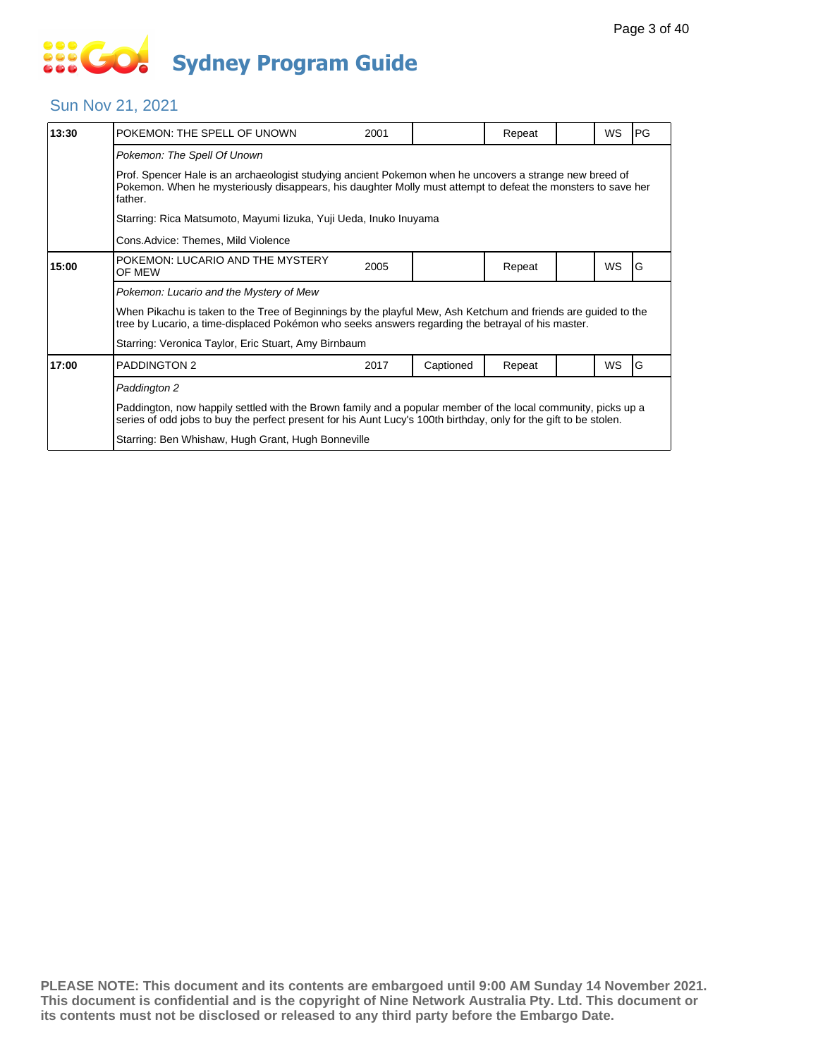# Sydney Program Guide

## Sun Nov 21, 2021

| Time | Title | Year | Captioned | Repeat | | WS | Rating |
|---|---|---|---|---|---|---|---|
| 13:30 | POKEMON: THE SPELL OF UNOWN | 2001 | | Repeat | | WS | PG |

*Pokemon: The Spell Of Unown*

Prof. Spencer Hale is an archaeologist studying ancient Pokemon when he uncovers a strange new breed of Pokemon. When he mysteriously disappears, his daughter Molly must attempt to defeat the monsters to save her father.

Starring: Rica Matsumoto, Mayumi Iizuka, Yuji Ueda, Inuko Inuyama

Cons.Advice: Themes, Mild Violence

| Time | Title | Year | Captioned | Repeat | | WS | Rating |
|---|---|---|---|---|---|---|---|
| 15:00 | POKEMON: LUCARIO AND THE MYSTERY OF MEW | 2005 | | Repeat | | WS | G |

*Pokemon: Lucario and the Mystery of Mew*

When Pikachu is taken to the Tree of Beginnings by the playful Mew, Ash Ketchum and friends are guided to the tree by Lucario, a time-displaced Pokémon who seeks answers regarding the betrayal of his master.

Starring: Veronica Taylor, Eric Stuart, Amy Birnbaum

| Time | Title | Year | Captioned | Repeat | | WS | Rating |
|---|---|---|---|---|---|---|---|
| 17:00 | PADDINGTON 2 | 2017 | Captioned | Repeat | | WS | G |

*Paddington 2*

Paddington, now happily settled with the Brown family and a popular member of the local community, picks up a series of odd jobs to buy the perfect present for his Aunt Lucy's 100th birthday, only for the gift to be stolen.

Starring: Ben Whishaw, Hugh Grant, Hugh Bonneville

**PLEASE NOTE: This document and its contents are embargoed until 9:00 AM Sunday 14 November 2021. This document is confidential and is the copyright of Nine Network Australia Pty. Ltd. This document or its contents must not be disclosed or released to any third party before the Embargo Date.**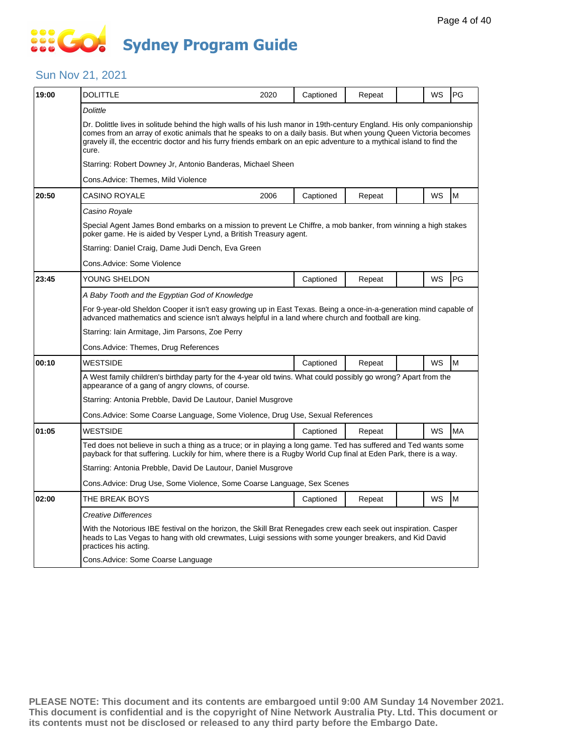# Sydney Program Guide

## Sun Nov 21, 2021

| Time | Program | Year | Captioned | Repeat | | WS | Rating |
|---|---|---|---|---|---|---|---|
| 19:00 | DOLITTLE | 2020 | Captioned | Repeat | | WS | PG |
| | *Dolittle*<br><br>Dr. Dolittle lives in solitude behind the high walls of his lush manor in 19th-century England. His only companionship comes from an array of exotic animals that he speaks to on a daily basis. But when young Queen Victoria becomes gravely ill, the eccentric doctor and his furry friends embark on an epic adventure to a mythical island to find the cure.<br><br>Starring: Robert Downey Jr, Antonio Banderas, Michael Sheen<br><br>Cons.Advice: Themes, Mild Violence | | | | | | |
| 20:50 | CASINO ROYALE | 2006 | Captioned | Repeat | | WS | M |
| | *Casino Royale*<br><br>Special Agent James Bond embarks on a mission to prevent Le Chiffre, a mob banker, from winning a high stakes poker game. He is aided by Vesper Lynd, a British Treasury agent.<br><br>Starring: Daniel Craig, Dame Judi Dench, Eva Green<br><br>Cons.Advice: Some Violence | | | | | | |
| 23:45 | YOUNG SHELDON | | Captioned | Repeat | | WS | PG |
| | *A Baby Tooth and the Egyptian God of Knowledge*<br><br>For 9-year-old Sheldon Cooper it isn't easy growing up in East Texas. Being a once-in-a-generation mind capable of advanced mathematics and science isn't always helpful in a land where church and football are king.<br><br>Starring: Iain Armitage, Jim Parsons, Zoe Perry<br><br>Cons.Advice: Themes, Drug References | | | | | | |
| 00:10 | WESTSIDE | | Captioned | Repeat | | WS | M |
| | A West family children's birthday party for the 4-year old twins. What could possibly go wrong? Apart from the appearance of a gang of angry clowns, of course.<br><br>Starring: Antonia Prebble, David De Lautour, Daniel Musgrove<br><br>Cons.Advice: Some Coarse Language, Some Violence, Drug Use, Sexual References | | | | | | |
| 01:05 | WESTSIDE | | Captioned | Repeat | | WS | MA |
| | Ted does not believe in such a thing as a truce; or in playing a long game. Ted has suffered and Ted wants some payback for that suffering. Luckily for him, where there is a Rugby World Cup final at Eden Park, there is a way.<br><br>Starring: Antonia Prebble, David De Lautour, Daniel Musgrove<br><br>Cons.Advice: Drug Use, Some Violence, Some Coarse Language, Sex Scenes | | | | | | |
| 02:00 | THE BREAK BOYS | | Captioned | Repeat | | WS | M |
| | *Creative Differences*<br><br>With the Notorious IBE festival on the horizon, the Skill Brat Renegades crew each seek out inspiration. Casper heads to Las Vegas to hang with old crewmates, Luigi sessions with some younger breakers, and Kid David practices his acting.<br><br>Cons.Advice: Some Coarse Language | | | | | | |

**PLEASE NOTE: This document and its contents are embargoed until 9:00 AM Sunday 14 November 2021. This document is confidential and is the copyright of Nine Network Australia Pty. Ltd. This document or its contents must not be disclosed or released to any third party before the Embargo Date.**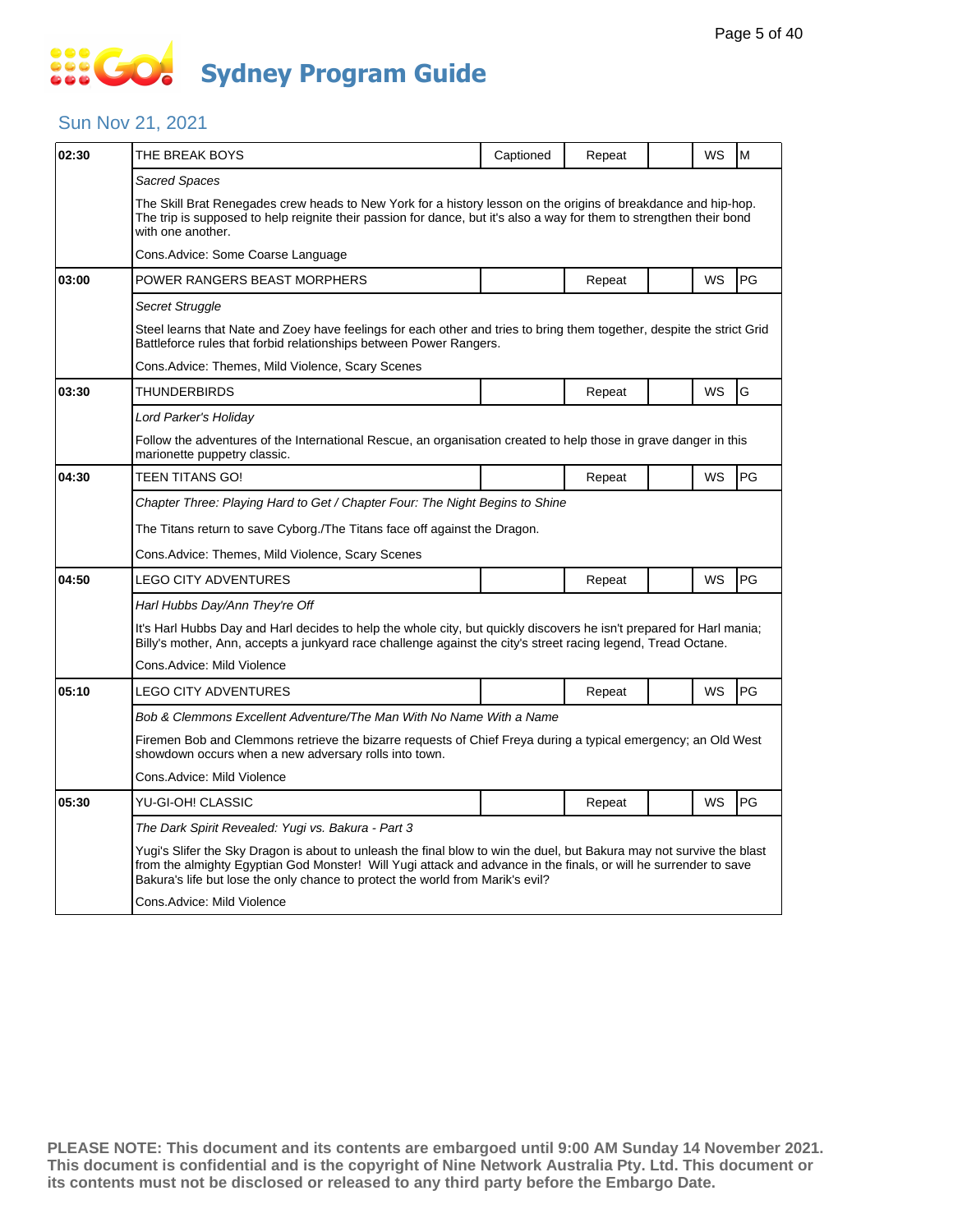# Sydney Program Guide

## Sun Nov 21, 2021

| Time | Program | Captioned | Repeat | | WS | Rating |
|---|---|---|---|---|---|---|
| 02:30 | THE BREAK BOYS | Captioned | Repeat | | WS | M |
| | *Sacred Spaces* | | | | | |
| | The Skill Brat Renegades crew heads to New York for a history lesson on the origins of breakdance and hip-hop. The trip is supposed to help reignite their passion for dance, but it's also a way for them to strengthen their bond with one another. | | | | | |
| | Cons.Advice: Some Coarse Language | | | | | |
| 03:00 | POWER RANGERS BEAST MORPHERS | | Repeat | | WS | PG |
| | *Secret Struggle* | | | | | |
| | Steel learns that Nate and Zoey have feelings for each other and tries to bring them together, despite the strict Grid Battleforce rules that forbid relationships between Power Rangers. | | | | | |
| | Cons.Advice: Themes, Mild Violence, Scary Scenes | | | | | |
| 03:30 | THUNDERBIRDS | | Repeat | | WS | G |
| | *Lord Parker's Holiday* | | | | | |
| | Follow the adventures of the International Rescue, an organisation created to help those in grave danger in this marionette puppetry classic. | | | | | |
| 04:30 | TEEN TITANS GO! | | Repeat | | WS | PG |
| | *Chapter Three: Playing Hard to Get / Chapter Four: The Night Begins to Shine* | | | | | |
| | The Titans return to save Cyborg./The Titans face off against the Dragon. | | | | | |
| | Cons.Advice: Themes, Mild Violence, Scary Scenes | | | | | |
| 04:50 | LEGO CITY ADVENTURES | | Repeat | | WS | PG |
| | *Harl Hubbs Day/Ann They're Off* | | | | | |
| | It's Harl Hubbs Day and Harl decides to help the whole city, but quickly discovers he isn't prepared for Harl mania; Billy's mother, Ann, accepts a junkyard race challenge against the city's street racing legend, Tread Octane. | | | | | |
| | Cons.Advice: Mild Violence | | | | | |
| 05:10 | LEGO CITY ADVENTURES | | Repeat | | WS | PG |
| | *Bob & Clemmons Excellent Adventure/The Man With No Name With a Name* | | | | | |
| | Firemen Bob and Clemmons retrieve the bizarre requests of Chief Freya during a typical emergency; an Old West showdown occurs when a new adversary rolls into town. | | | | | |
| | Cons.Advice: Mild Violence | | | | | |
| 05:30 | YU-GI-OH! CLASSIC | | Repeat | | WS | PG |
| | *The Dark Spirit Revealed: Yugi vs. Bakura - Part 3* | | | | | |
| | Yugi's Slifer the Sky Dragon is about to unleash the final blow to win the duel, but Bakura may not survive the blast from the almighty Egyptian God Monster! Will Yugi attack and advance in the finals, or will he surrender to save Bakura's life but lose the only chance to protect the world from Marik's evil? | | | | | |
| | Cons.Advice: Mild Violence | | | | | |

**PLEASE NOTE: This document and its contents are embargoed until 9:00 AM Sunday 14 November 2021. This document is confidential and is the copyright of Nine Network Australia Pty. Ltd. This document or its contents must not be disclosed or released to any third party before the Embargo Date.**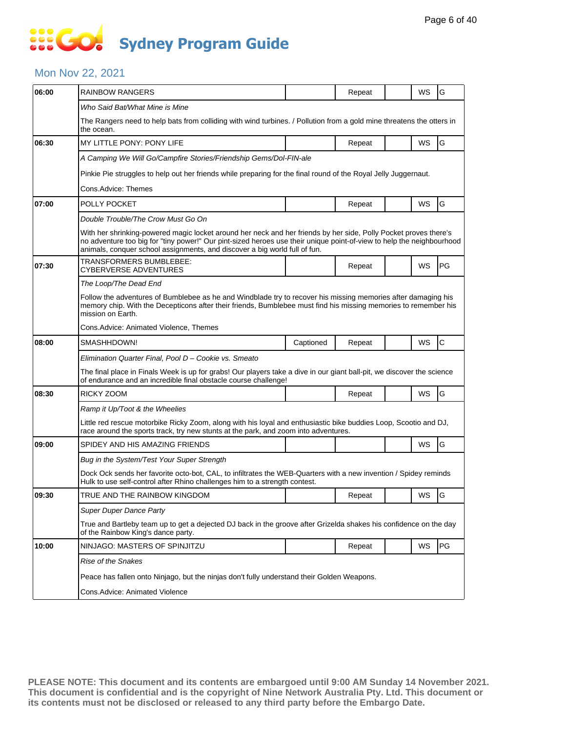# Sydney Program Guide

## Mon Nov 22, 2021

| Time | Program | Captioned | Repeat | | WS | Rating |
|---|---|---|---|---|---|---|
| 06:00 | RAINBOW RANGERS | | Repeat | | WS | G |
| | *Who Said Bat/What Mine is Mine* | | | | | |
| | The Rangers need to help bats from colliding with wind turbines. / Pollution from a gold mine threatens the otters in the ocean. | | | | | |
| 06:30 | MY LITTLE PONY: PONY LIFE | | Repeat | | WS | G |
| | *A Camping We Will Go/Campfire Stories/Friendship Gems/Dol-FIN-ale* | | | | | |
| | Pinkie Pie struggles to help out her friends while preparing for the final round of the Royal Jelly Juggernaut. | | | | | |
| | Cons.Advice: Themes | | | | | |
| 07:00 | POLLY POCKET | | Repeat | | WS | G |
| | *Double Trouble/The Crow Must Go On* | | | | | |
| | With her shrinking-powered magic locket around her neck and her friends by her side, Polly Pocket proves there's no adventure too big for "tiny power!" Our pint-sized heroes use their unique point-of-view to help the neighbourhood animals, conquer school assignments, and discover a big world full of fun. | | | | | |
| 07:30 | TRANSFORMERS BUMBLEBEE: CYBERVERSE ADVENTURES | | Repeat | | WS | PG |
| | *The Loop/The Dead End* | | | | | |
| | Follow the adventures of Bumblebee as he and Windblade try to recover his missing memories after damaging his memory chip. With the Decepticons after their friends, Bumblebee must find his missing memories to remember his mission on Earth. | | | | | |
| | Cons.Advice: Animated Violence, Themes | | | | | |
| 08:00 | SMASHHDOWN! | Captioned | Repeat | | WS | C |
| | *Elimination Quarter Final, Pool D – Cookie vs. Smeato* | | | | | |
| | The final place in Finals Week is up for grabs! Our players take a dive in our giant ball-pit, we discover the science of endurance and an incredible final obstacle course challenge! | | | | | |
| 08:30 | RICKY ZOOM | | Repeat | | WS | G |
| | *Ramp it Up/Toot & the Wheelies* | | | | | |
| | Little red rescue motorbike Ricky Zoom, along with his loyal and enthusiastic bike buddies Loop, Scootio and DJ, race around the sports track, try new stunts at the park, and zoom into adventures. | | | | | |
| 09:00 | SPIDEY AND HIS AMAZING FRIENDS | | | | WS | G |
| | *Bug in the System/Test Your Super Strength* | | | | | |
| | Dock Ock sends her favorite octo-bot, CAL, to infiltrates the WEB-Quarters with a new invention / Spidey reminds Hulk to use self-control after Rhino challenges him to a strength contest. | | | | | |
| 09:30 | TRUE AND THE RAINBOW KINGDOM | | Repeat | | WS | G |
| | *Super Duper Dance Party* | | | | | |
| | True and Bartleby team up to get a dejected DJ back in the groove after Grizelda shakes his confidence on the day of the Rainbow King's dance party. | | | | | |
| 10:00 | NINJAGO: MASTERS OF SPINJITZU | | Repeat | | WS | PG |
| | *Rise of the Snakes* | | | | | |
| | Peace has fallen onto Ninjago, but the ninjas don't fully understand their Golden Weapons. | | | | | |
| | Cons.Advice: Animated Violence | | | | | |

**PLEASE NOTE: This document and its contents are embargoed until 9:00 AM Sunday 14 November 2021. This document is confidential and is the copyright of Nine Network Australia Pty. Ltd. This document or its contents must not be disclosed or released to any third party before the Embargo Date.**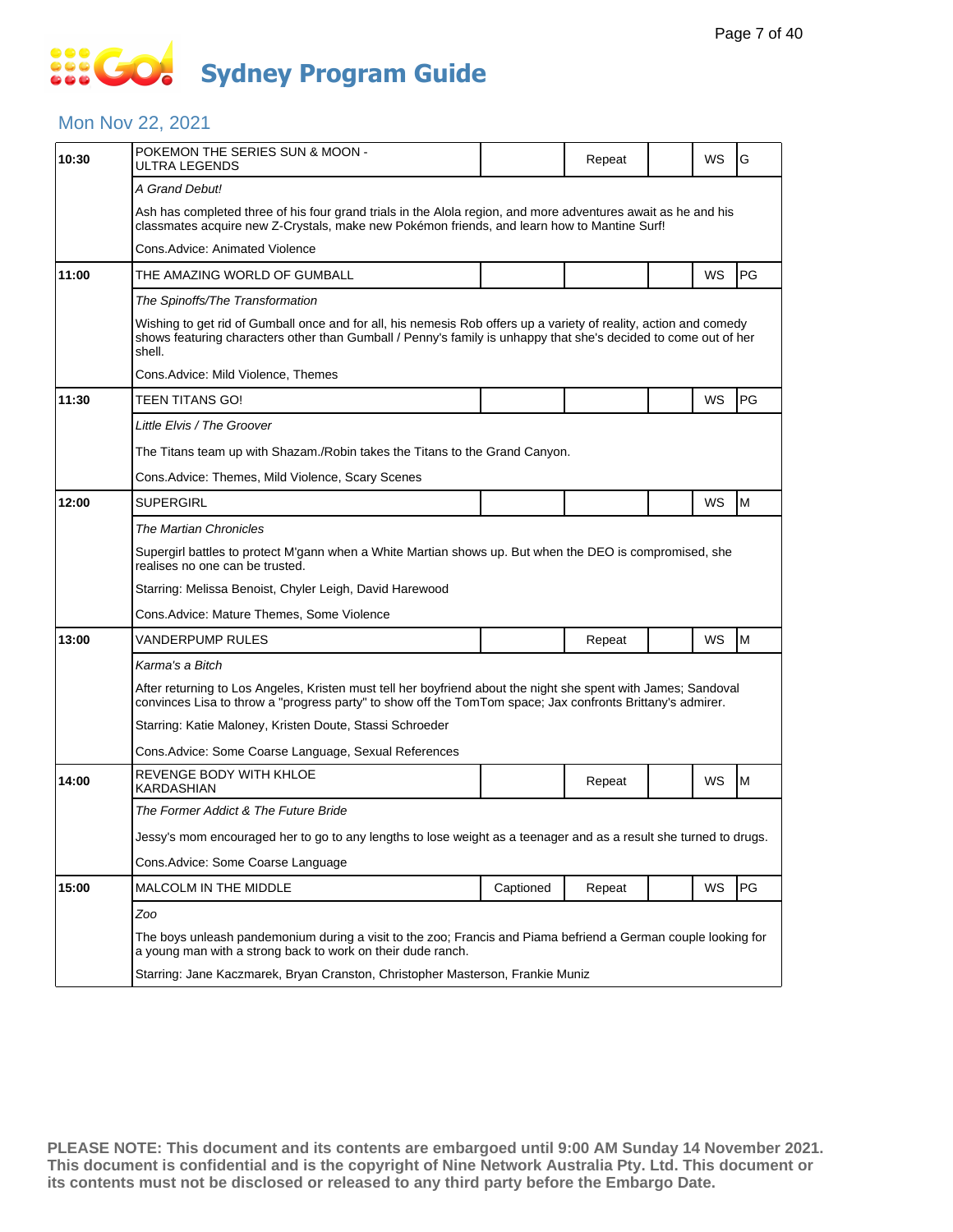# Sydney Program Guide

## Mon Nov 22, 2021

| Time | Program | Captioned | Repeat | | WS | Rating |
|---|---|---|---|---|---|---|
| 10:30 | POKEMON THE SERIES SUN & MOON - ULTRA LEGENDS | | Repeat | | WS | G |
| | *A Grand Debut!* | | | | | |
| | Ash has completed three of his four grand trials in the Alola region, and more adventures await as he and his classmates acquire new Z-Crystals, make new Pokémon friends, and learn how to Mantine Surf! | | | | | |
| | Cons.Advice: Animated Violence | | | | | |
| 11:00 | THE AMAZING WORLD OF GUMBALL | | | | WS | PG |
| | *The Spinoffs/The Transformation* | | | | | |
| | Wishing to get rid of Gumball once and for all, his nemesis Rob offers up a variety of reality, action and comedy shows featuring characters other than Gumball / Penny's family is unhappy that she's decided to come out of her shell. | | | | | |
| | Cons.Advice: Mild Violence, Themes | | | | | |
| 11:30 | TEEN TITANS GO! | | | | WS | PG |
| | *Little Elvis / The Groover* | | | | | |
| | The Titans team up with Shazam./Robin takes the Titans to the Grand Canyon. | | | | | |
| | Cons.Advice: Themes, Mild Violence, Scary Scenes | | | | | |
| 12:00 | SUPERGIRL | | | | WS | M |
| | *The Martian Chronicles* | | | | | |
| | Supergirl battles to protect M'gann when a White Martian shows up. But when the DEO is compromised, she realises no one can be trusted. | | | | | |
| | Starring: Melissa Benoist, Chyler Leigh, David Harewood | | | | | |
| | Cons.Advice: Mature Themes, Some Violence | | | | | |
| 13:00 | VANDERPUMP RULES | | Repeat | | WS | M |
| | *Karma's a Bitch* | | | | | |
| | After returning to Los Angeles, Kristen must tell her boyfriend about the night she spent with James; Sandoval convinces Lisa to throw a "progress party" to show off the TomTom space; Jax confronts Brittany's admirer. | | | | | |
| | Starring: Katie Maloney, Kristen Doute, Stassi Schroeder | | | | | |
| | Cons.Advice: Some Coarse Language, Sexual References | | | | | |
| 14:00 | REVENGE BODY WITH KHLOE KARDASHIAN | | Repeat | | WS | M |
| | *The Former Addict & The Future Bride* | | | | | |
| | Jessy's mom encouraged her to go to any lengths to lose weight as a teenager and as a result she turned to drugs. | | | | | |
| | Cons.Advice: Some Coarse Language | | | | | |
| 15:00 | MALCOLM IN THE MIDDLE | Captioned | Repeat | | WS | PG |
| | *Zoo* | | | | | |
| | The boys unleash pandemonium during a visit to the zoo; Francis and Piama befriend a German couple looking for a young man with a strong back to work on their dude ranch. | | | | | |
| | Starring: Jane Kaczmarek, Bryan Cranston, Christopher Masterson, Frankie Muniz | | | | | |

**PLEASE NOTE: This document and its contents are embargoed until 9:00 AM Sunday 14 November 2021. This document is confidential and is the copyright of Nine Network Australia Pty. Ltd. This document or its contents must not be disclosed or released to any third party before the Embargo Date.**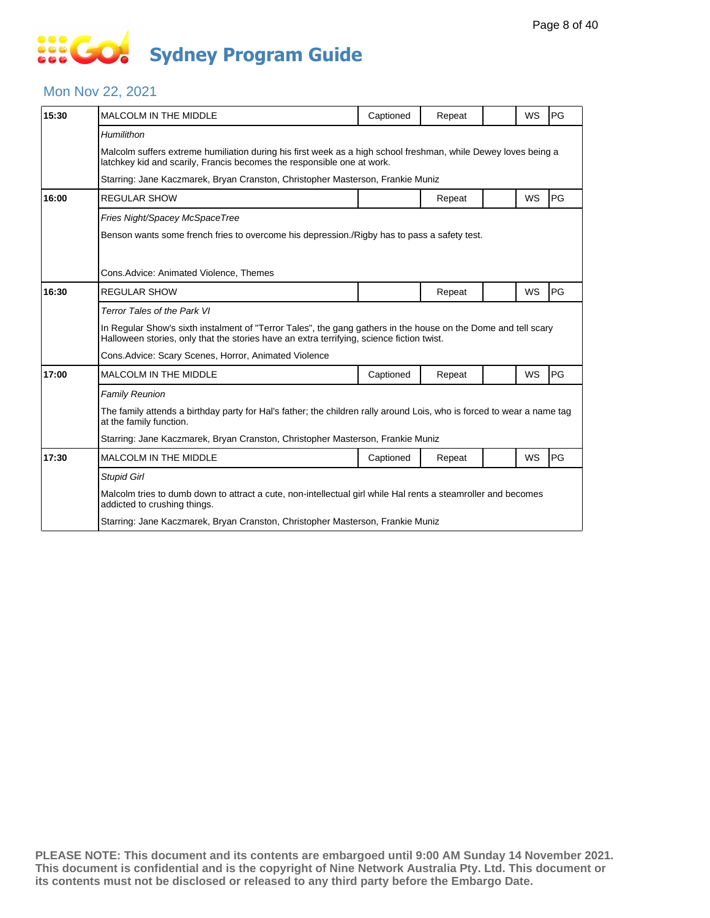# Sydney Program Guide

## Mon Nov 22, 2021

| Time | Program | Captioned | Repeat | | WS | Rating |
|---|---|---|---|---|---|---|
| 15:30 | MALCOLM IN THE MIDDLE | Captioned | Repeat | | WS | PG |
| | *Humilithon*<br><br>Malcolm suffers extreme humiliation during his first week as a high school freshman, while Dewey loves being a latchkey kid and scarily, Francis becomes the responsible one at work.<br><br>Starring: Jane Kaczmarek, Bryan Cranston, Christopher Masterson, Frankie Muniz | | | | | |
| 16:00 | REGULAR SHOW | | Repeat | | WS | PG |
| | *Fries Night/Spacey McSpaceTree*<br><br>Benson wants some french fries to overcome his depression./Rigby has to pass a safety test.<br><br>Cons.Advice: Animated Violence, Themes | | | | | |
| 16:30 | REGULAR SHOW | | Repeat | | WS | PG |
| | *Terror Tales of the Park VI*<br><br>In Regular Show's sixth instalment of "Terror Tales", the gang gathers in the house on the Dome and tell scary Halloween stories, only that the stories have an extra terrifying, science fiction twist.<br><br>Cons.Advice: Scary Scenes, Horror, Animated Violence | | | | | |
| 17:00 | MALCOLM IN THE MIDDLE | Captioned | Repeat | | WS | PG |
| | *Family Reunion*<br><br>The family attends a birthday party for Hal's father; the children rally around Lois, who is forced to wear a name tag at the family function.<br><br>Starring: Jane Kaczmarek, Bryan Cranston, Christopher Masterson, Frankie Muniz | | | | | |
| 17:30 | MALCOLM IN THE MIDDLE | Captioned | Repeat | | WS | PG |
| | *Stupid Girl*<br><br>Malcolm tries to dumb down to attract a cute, non-intellectual girl while Hal rents a steamroller and becomes addicted to crushing things.<br><br>Starring: Jane Kaczmarek, Bryan Cranston, Christopher Masterson, Frankie Muniz | | | | | |

**PLEASE NOTE: This document and its contents are embargoed until 9:00 AM Sunday 14 November 2021. This document is confidential and is the copyright of Nine Network Australia Pty. Ltd. This document or its contents must not be disclosed or released to any third party before the Embargo Date.**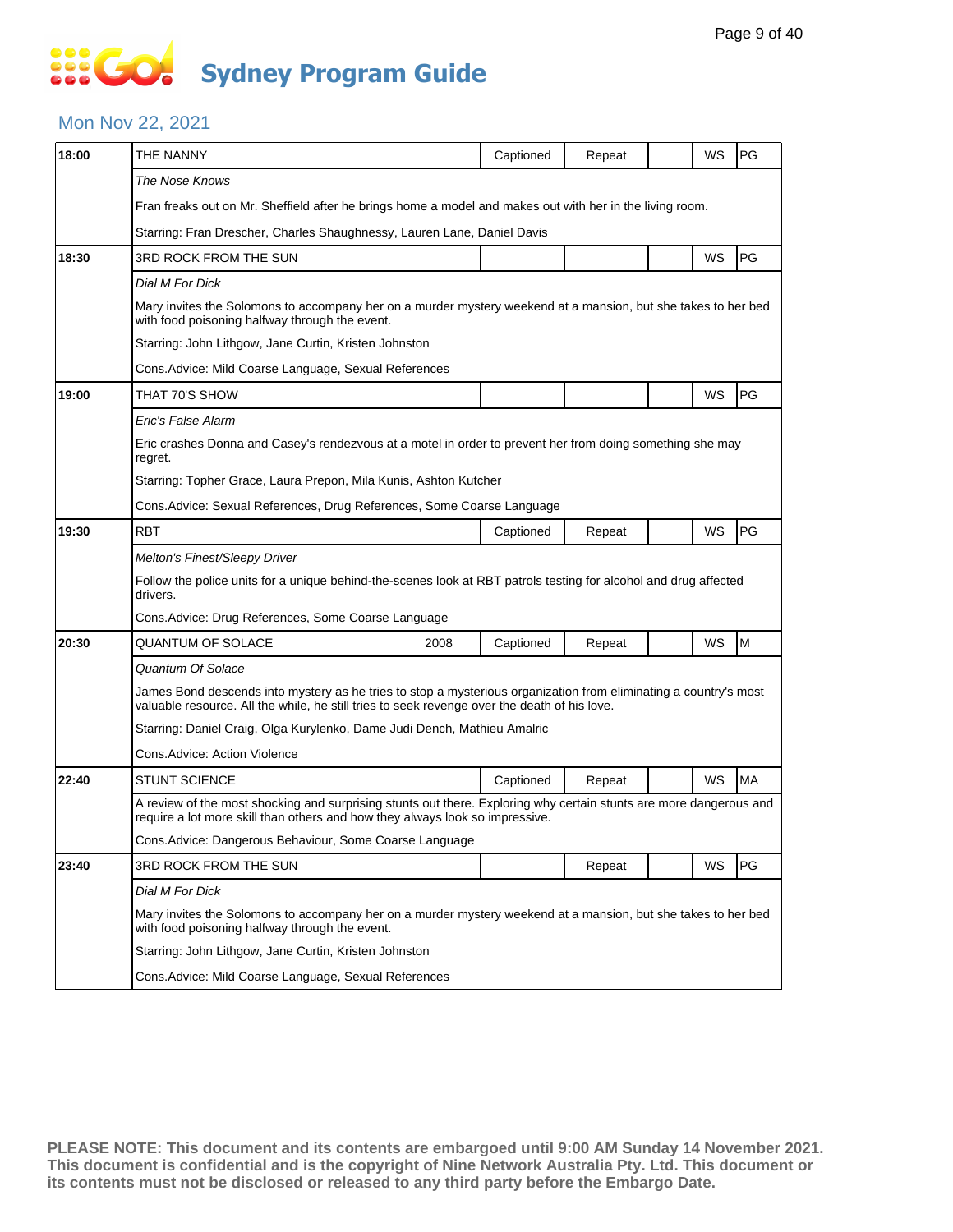# Sydney Program Guide

## Mon Nov 22, 2021

| Time | Program | Year | Captioned | Repeat | | WS | Rating |
|---|---|---|---|---|---|---|---|
| 18:00 | THE NANNY | | Captioned | Repeat | | WS | PG |
| | *The Nose Knows*<br>Fran freaks out on Mr. Sheffield after he brings home a model and makes out with her in the living room.<br>Starring: Fran Drescher, Charles Shaughnessy, Lauren Lane, Daniel Davis | | | | | | |
| 18:30 | 3RD ROCK FROM THE SUN | | | | | WS | PG |
| | *Dial M For Dick*<br>Mary invites the Solomons to accompany her on a murder mystery weekend at a mansion, but she takes to her bed with food poisoning halfway through the event.<br>Starring: John Lithgow, Jane Curtin, Kristen Johnston<br>Cons.Advice: Mild Coarse Language, Sexual References | | | | | | |
| 19:00 | THAT 70'S SHOW | | | | | WS | PG |
| | *Eric's False Alarm*<br>Eric crashes Donna and Casey's rendezvous at a motel in order to prevent her from doing something she may regret.<br>Starring: Topher Grace, Laura Prepon, Mila Kunis, Ashton Kutcher<br>Cons.Advice: Sexual References, Drug References, Some Coarse Language | | | | | | |
| 19:30 | RBT | | Captioned | Repeat | | WS | PG |
| | *Melton's Finest/Sleepy Driver*<br>Follow the police units for a unique behind-the-scenes look at RBT patrols testing for alcohol and drug affected drivers.<br>Cons.Advice: Drug References, Some Coarse Language | | | | | | |
| 20:30 | QUANTUM OF SOLACE | 2008 | Captioned | Repeat | | WS | M |
| | *Quantum Of Solace*<br>James Bond descends into mystery as he tries to stop a mysterious organization from eliminating a country's most valuable resource. All the while, he still tries to seek revenge over the death of his love.<br>Starring: Daniel Craig, Olga Kurylenko, Dame Judi Dench, Mathieu Amalric<br>Cons.Advice: Action Violence | | | | | | |
| 22:40 | STUNT SCIENCE | | Captioned | Repeat | | WS | MA |
| | A review of the most shocking and surprising stunts out there. Exploring why certain stunts are more dangerous and require a lot more skill than others and how they always look so impressive.<br>Cons.Advice: Dangerous Behaviour, Some Coarse Language | | | | | | |
| 23:40 | 3RD ROCK FROM THE SUN | | | Repeat | | WS | PG |
| | *Dial M For Dick*<br>Mary invites the Solomons to accompany her on a murder mystery weekend at a mansion, but she takes to her bed with food poisoning halfway through the event.<br>Starring: John Lithgow, Jane Curtin, Kristen Johnston<br>Cons.Advice: Mild Coarse Language, Sexual References | | | | | | |

**PLEASE NOTE: This document and its contents are embargoed until 9:00 AM Sunday 14 November 2021. This document is confidential and is the copyright of Nine Network Australia Pty. Ltd. This document or its contents must not be disclosed or released to any third party before the Embargo Date.**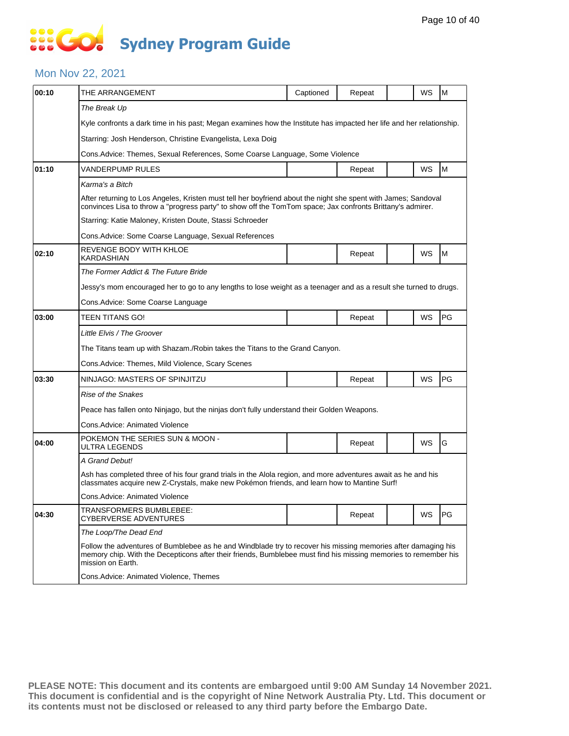# Sydney Program Guide

## Mon Nov 22, 2021

| Time | Program | Captioned | Repeat | | WS | Rating |
|---|---|---|---|---|---|---|
| 00:10 | THE ARRANGEMENT | Captioned | Repeat | | WS | M |
| | *The Break Up* | | | | | |
| | Kyle confronts a dark time in his past; Megan examines how the Institute has impacted her life and her relationship. | | | | | |
| | Starring: Josh Henderson, Christine Evangelista, Lexa Doig | | | | | |
| | Cons.Advice: Themes, Sexual References, Some Coarse Language, Some Violence | | | | | |
| 01:10 | VANDERPUMP RULES | | Repeat | | WS | M |
| | *Karma's a Bitch* | | | | | |
| | After returning to Los Angeles, Kristen must tell her boyfriend about the night she spent with James; Sandoval convinces Lisa to throw a "progress party" to show off the TomTom space; Jax confronts Brittany's admirer. | | | | | |
| | Starring: Katie Maloney, Kristen Doute, Stassi Schroeder | | | | | |
| | Cons.Advice: Some Coarse Language, Sexual References | | | | | |
| 02:10 | REVENGE BODY WITH KHLOE KARDASHIAN | | Repeat | | WS | M |
| | *The Former Addict & The Future Bride* | | | | | |
| | Jessy's mom encouraged her to go to any lengths to lose weight as a teenager and as a result she turned to drugs. | | | | | |
| | Cons.Advice: Some Coarse Language | | | | | |
| 03:00 | TEEN TITANS GO! | | Repeat | | WS | PG |
| | *Little Elvis / The Groover* | | | | | |
| | The Titans team up with Shazam./Robin takes the Titans to the Grand Canyon. | | | | | |
| | Cons.Advice: Themes, Mild Violence, Scary Scenes | | | | | |
| 03:30 | NINJAGO: MASTERS OF SPINJITZU | | Repeat | | WS | PG |
| | *Rise of the Snakes* | | | | | |
| | Peace has fallen onto Ninjago, but the ninjas don't fully understand their Golden Weapons. | | | | | |
| | Cons.Advice: Animated Violence | | | | | |
| 04:00 | POKEMON THE SERIES SUN & MOON - ULTRA LEGENDS | | Repeat | | WS | G |
| | *A Grand Debut!* | | | | | |
| | Ash has completed three of his four grand trials in the Alola region, and more adventures await as he and his classmates acquire new Z-Crystals, make new Pokémon friends, and learn how to Mantine Surf! | | | | | |
| | Cons.Advice: Animated Violence | | | | | |
| 04:30 | TRANSFORMERS BUMBLEBEE: CYBERVERSE ADVENTURES | | Repeat | | WS | PG |
| | *The Loop/The Dead End* | | | | | |
| | Follow the adventures of Bumblebee as he and Windblade try to recover his missing memories after damaging his memory chip. With the Decepticons after their friends, Bumblebee must find his missing memories to remember his mission on Earth. | | | | | |
| | Cons.Advice: Animated Violence, Themes | | | | | |

**PLEASE NOTE: This document and its contents are embargoed until 9:00 AM Sunday 14 November 2021. This document is confidential and is the copyright of Nine Network Australia Pty. Ltd. This document or its contents must not be disclosed or released to any third party before the Embargo Date.**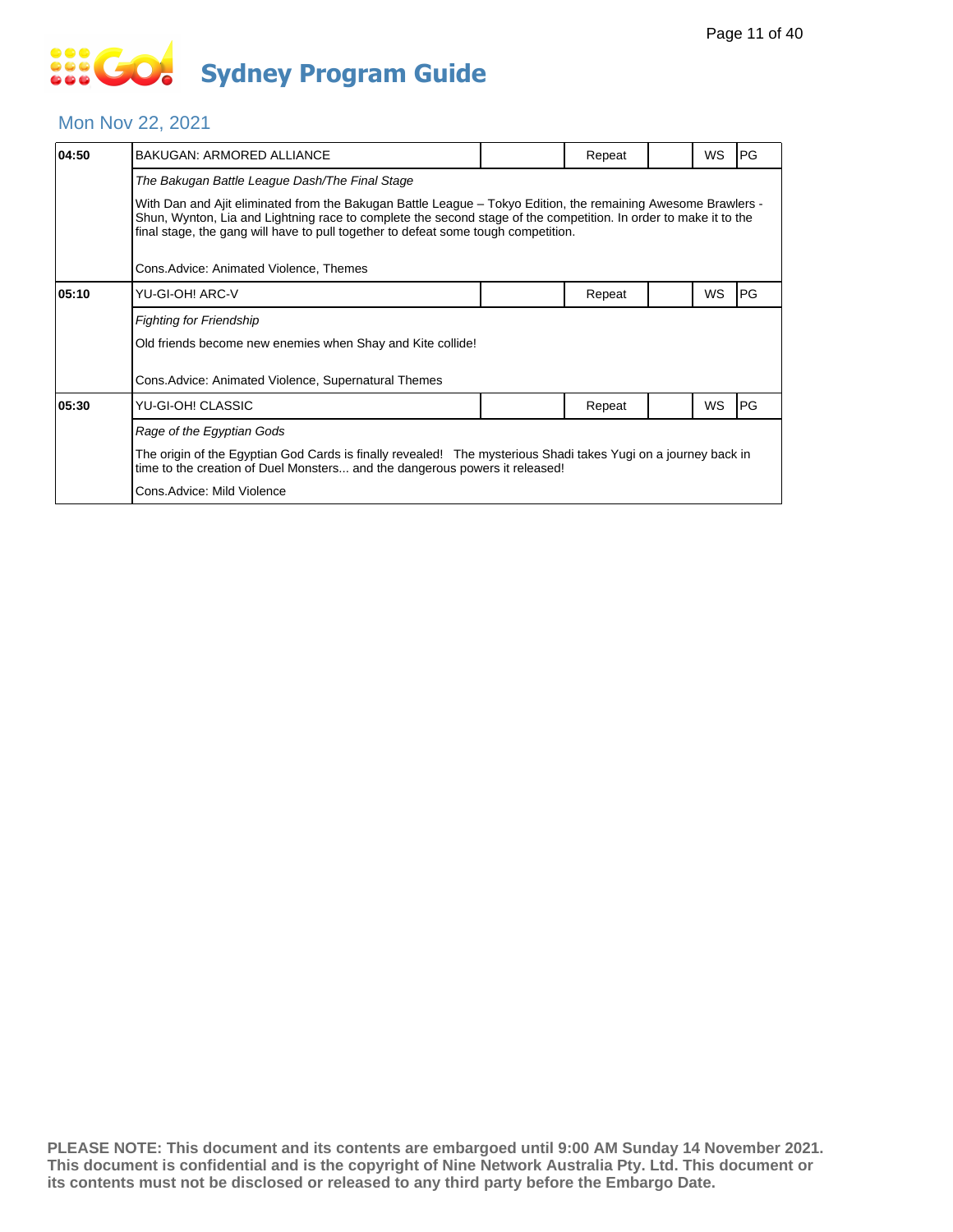# Sydney Program Guide

## Mon Nov 22, 2021

| Time | Program | | Status | | Format | Rating |
|---|---|---|---|---|---|---|
| 04:50 | BAKUGAN: ARMORED ALLIANCE | | Repeat | | WS | PG |

*The Bakugan Battle League Dash/The Final Stage*

With Dan and Ajit eliminated from the Bakugan Battle League – Tokyo Edition, the remaining Awesome Brawlers - Shun, Wynton, Lia and Lightning race to complete the second stage of the competition. In order to make it to the final stage, the gang will have to pull together to defeat some tough competition.

Cons.Advice: Animated Violence, Themes

| Time | Program | | Status | | Format | Rating |
|---|---|---|---|---|---|---|
| 05:10 | YU-GI-OH! ARC-V | | Repeat | | WS | PG |

*Fighting for Friendship*

Old friends become new enemies when Shay and Kite collide!

Cons.Advice: Animated Violence, Supernatural Themes

| Time | Program | | Status | | Format | Rating |
|---|---|---|---|---|---|---|
| 05:30 | YU-GI-OH! CLASSIC | | Repeat | | WS | PG |

*Rage of the Egyptian Gods*

The origin of the Egyptian God Cards is finally revealed!   The mysterious Shadi takes Yugi on a journey back in time to the creation of Duel Monsters... and the dangerous powers it released!

Cons.Advice: Mild Violence

**PLEASE NOTE: This document and its contents are embargoed until 9:00 AM Sunday 14 November 2021. This document is confidential and is the copyright of Nine Network Australia Pty. Ltd. This document or its contents must not be disclosed or released to any third party before the Embargo Date.**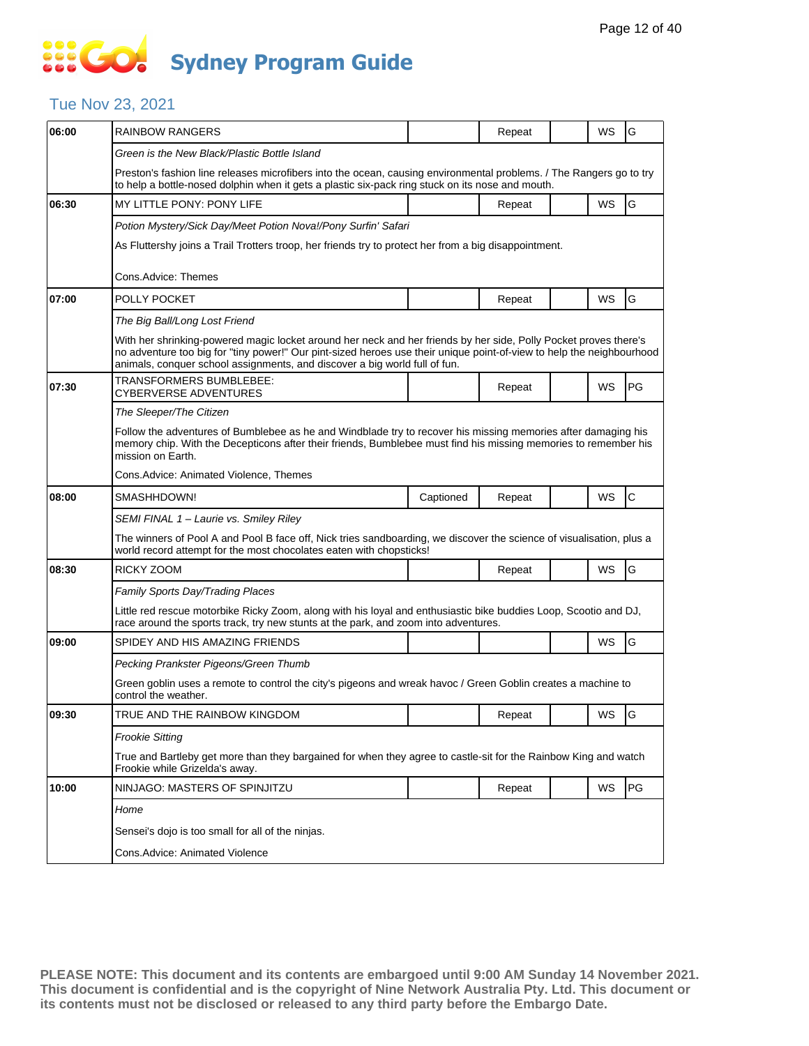# Sydney Program Guide

## Tue Nov 23, 2021

| Time | Program | Captioned | Repeat | | WS | Rating |
|---|---|---|---|---|---|---|
| 06:00 | RAINBOW RANGERS | | Repeat | | WS | G |
| | *Green is the New Black/Plastic Bottle Island* | | | | | |
| | Preston's fashion line releases microfibers into the ocean, causing environmental problems. / The Rangers go to try to help a bottle-nosed dolphin when it gets a plastic six-pack ring stuck on its nose and mouth. | | | | | |
| 06:30 | MY LITTLE PONY: PONY LIFE | | Repeat | | WS | G |
| | *Potion Mystery/Sick Day/Meet Potion Nova!/Pony Surfin' Safari* | | | | | |
| | As Fluttershy joins a Trail Trotters troop, her friends try to protect her from a big disappointment. | | | | | |
| | Cons.Advice: Themes | | | | | |
| 07:00 | POLLY POCKET | | Repeat | | WS | G |
| | *The Big Ball/Long Lost Friend* | | | | | |
| | With her shrinking-powered magic locket around her neck and her friends by her side, Polly Pocket proves there's no adventure too big for "tiny power!" Our pint-sized heroes use their unique point-of-view to help the neighbourhood animals, conquer school assignments, and discover a big world full of fun. | | | | | |
| 07:30 | TRANSFORMERS BUMBLEBEE: CYBERVERSE ADVENTURES | | Repeat | | WS | PG |
| | *The Sleeper/The Citizen* | | | | | |
| | Follow the adventures of Bumblebee as he and Windblade try to recover his missing memories after damaging his memory chip. With the Decepticons after their friends, Bumblebee must find his missing memories to remember his mission on Earth. | | | | | |
| | Cons.Advice: Animated Violence, Themes | | | | | |
| 08:00 | SMASHHDOWN! | Captioned | Repeat | | WS | C |
| | *SEMI FINAL 1 – Laurie vs. Smiley Riley* | | | | | |
| | The winners of Pool A and Pool B face off, Nick tries sandboarding, we discover the science of visualisation, plus a world record attempt for the most chocolates eaten with chopsticks! | | | | | |
| 08:30 | RICKY ZOOM | | Repeat | | WS | G |
| | *Family Sports Day/Trading Places* | | | | | |
| | Little red rescue motorbike Ricky Zoom, along with his loyal and enthusiastic bike buddies Loop, Scootio and DJ, race around the sports track, try new stunts at the park, and zoom into adventures. | | | | | |
| 09:00 | SPIDEY AND HIS AMAZING FRIENDS | | | | WS | G |
| | *Pecking Prankster Pigeons/Green Thumb* | | | | | |
| | Green goblin uses a remote to control the city's pigeons and wreak havoc / Green Goblin creates a machine to control the weather. | | | | | |
| 09:30 | TRUE AND THE RAINBOW KINGDOM | | Repeat | | WS | G |
| | *Frookie Sitting* | | | | | |
| | True and Bartleby get more than they bargained for when they agree to castle-sit for the Rainbow King and watch Frookie while Grizelda's away. | | | | | |
| 10:00 | NINJAGO: MASTERS OF SPINJITZU | | Repeat | | WS | PG |
| | *Home* | | | | | |
| | Sensei's dojo is too small for all of the ninjas. | | | | | |
| | Cons.Advice: Animated Violence | | | | | |

**PLEASE NOTE: This document and its contents are embargoed until 9:00 AM Sunday 14 November 2021. This document is confidential and is the copyright of Nine Network Australia Pty. Ltd. This document or its contents must not be disclosed or released to any third party before the Embargo Date.**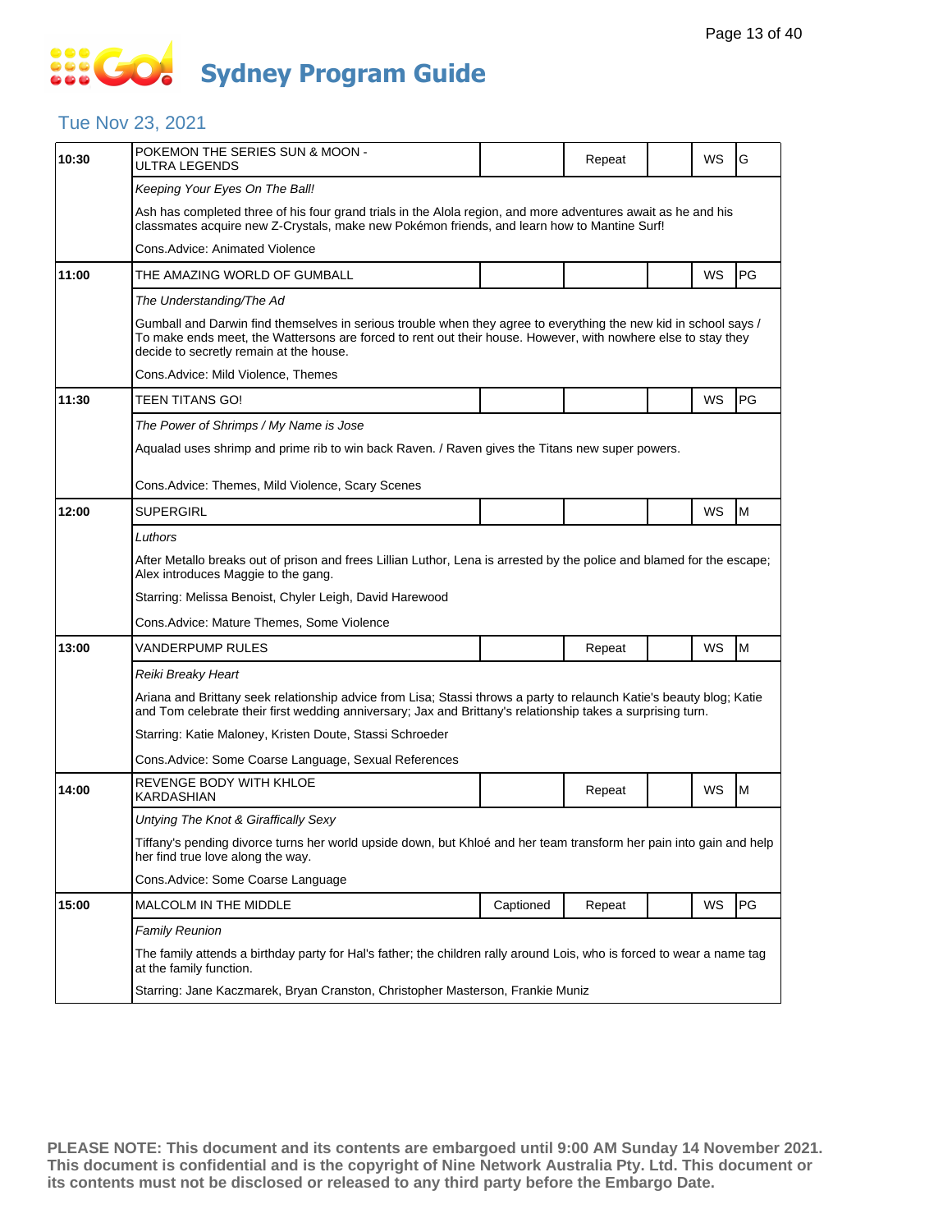# Sydney Program Guide

## Tue Nov 23, 2021

| Time | Program | Captioned | Repeat | | WS | Rating |
|---|---|---|---|---|---|---|
| 10:30 | POKEMON THE SERIES SUN & MOON - ULTRA LEGENDS | | Repeat | | WS | G |
| | *Keeping Your Eyes On The Ball!* | | | | | |
| | Ash has completed three of his four grand trials in the Alola region, and more adventures await as he and his classmates acquire new Z-Crystals, make new Pokémon friends, and learn how to Mantine Surf! | | | | | |
| | Cons.Advice: Animated Violence | | | | | |
| 11:00 | THE AMAZING WORLD OF GUMBALL | | | | WS | PG |
| | *The Understanding/The Ad* | | | | | |
| | Gumball and Darwin find themselves in serious trouble when they agree to everything the new kid in school says / To make ends meet, the Wattersons are forced to rent out their house. However, with nowhere else to stay they decide to secretly remain at the house. | | | | | |
| | Cons.Advice: Mild Violence, Themes | | | | | |
| 11:30 | TEEN TITANS GO! | | | | WS | PG |
| | *The Power of Shrimps / My Name is Jose* | | | | | |
| | Aqualad uses shrimp and prime rib to win back Raven. / Raven gives the Titans new super powers. | | | | | |
| | Cons.Advice: Themes, Mild Violence, Scary Scenes | | | | | |
| 12:00 | SUPERGIRL | | | | WS | M |
| | *Luthors* | | | | | |
| | After Metallo breaks out of prison and frees Lillian Luthor, Lena is arrested by the police and blamed for the escape; Alex introduces Maggie to the gang. | | | | | |
| | Starring: Melissa Benoist, Chyler Leigh, David Harewood | | | | | |
| | Cons.Advice: Mature Themes, Some Violence | | | | | |
| 13:00 | VANDERPUMP RULES | | Repeat | | WS | M |
| | *Reiki Breaky Heart* | | | | | |
| | Ariana and Brittany seek relationship advice from Lisa; Stassi throws a party to relaunch Katie's beauty blog; Katie and Tom celebrate their first wedding anniversary; Jax and Brittany's relationship takes a surprising turn. | | | | | |
| | Starring: Katie Maloney, Kristen Doute, Stassi Schroeder | | | | | |
| | Cons.Advice: Some Coarse Language, Sexual References | | | | | |
| 14:00 | REVENGE BODY WITH KHLOE KARDASHIAN | | Repeat | | WS | M |
| | *Untying The Knot & Giraffically Sexy* | | | | | |
| | Tiffany's pending divorce turns her world upside down, but Khloé and her team transform her pain into gain and help her find true love along the way. | | | | | |
| | Cons.Advice: Some Coarse Language | | | | | |
| 15:00 | MALCOLM IN THE MIDDLE | Captioned | Repeat | | WS | PG |
| | *Family Reunion* | | | | | |
| | The family attends a birthday party for Hal's father; the children rally around Lois, who is forced to wear a name tag at the family function. | | | | | |
| | Starring: Jane Kaczmarek, Bryan Cranston, Christopher Masterson, Frankie Muniz | | | | | |

**PLEASE NOTE: This document and its contents are embargoed until 9:00 AM Sunday 14 November 2021. This document is confidential and is the copyright of Nine Network Australia Pty. Ltd. This document or its contents must not be disclosed or released to any third party before the Embargo Date.**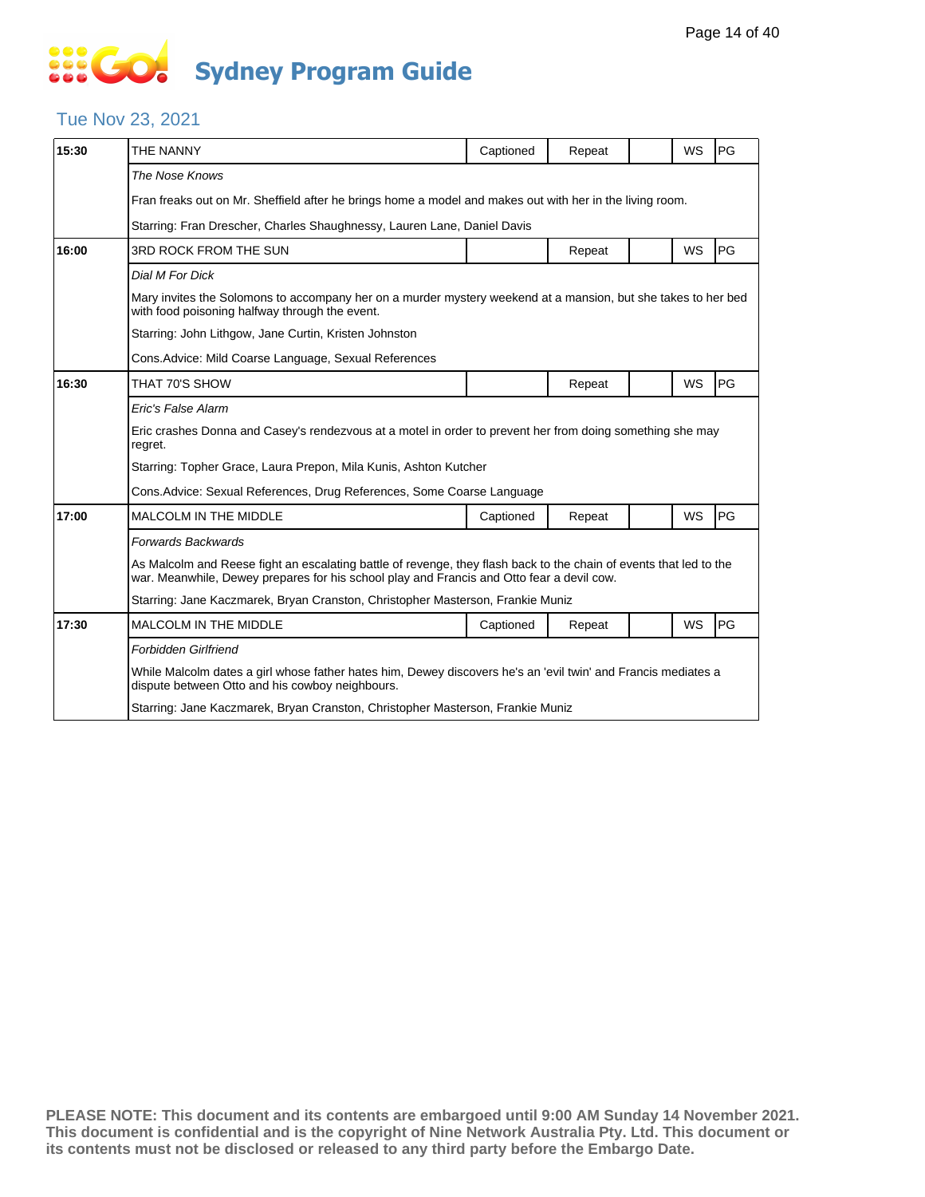# Sydney Program Guide

## Tue Nov 23, 2021

| Time | Program | Captioned | Repeat | | WS | Rating |
|---|---|---|---|---|---|---|
| 15:30 | THE NANNY | Captioned | Repeat | | WS | PG |
| | *The Nose Knows* | | | | | |
| | Fran freaks out on Mr. Sheffield after he brings home a model and makes out with her in the living room. | | | | | |
| | Starring: Fran Drescher, Charles Shaughnessy, Lauren Lane, Daniel Davis | | | | | |
| 16:00 | 3RD ROCK FROM THE SUN | | Repeat | | WS | PG |
| | *Dial M For Dick* | | | | | |
| | Mary invites the Solomons to accompany her on a murder mystery weekend at a mansion, but she takes to her bed with food poisoning halfway through the event. | | | | | |
| | Starring: John Lithgow, Jane Curtin, Kristen Johnston | | | | | |
| | Cons.Advice: Mild Coarse Language, Sexual References | | | | | |
| 16:30 | THAT 70'S SHOW | | Repeat | | WS | PG |
| | *Eric's False Alarm* | | | | | |
| | Eric crashes Donna and Casey's rendezvous at a motel in order to prevent her from doing something she may regret. | | | | | |
| | Starring: Topher Grace, Laura Prepon, Mila Kunis, Ashton Kutcher | | | | | |
| | Cons.Advice: Sexual References, Drug References, Some Coarse Language | | | | | |
| 17:00 | MALCOLM IN THE MIDDLE | Captioned | Repeat | | WS | PG |
| | *Forwards Backwards* | | | | | |
| | As Malcolm and Reese fight an escalating battle of revenge, they flash back to the chain of events that led to the war. Meanwhile, Dewey prepares for his school play and Francis and Otto fear a devil cow. | | | | | |
| | Starring: Jane Kaczmarek, Bryan Cranston, Christopher Masterson, Frankie Muniz | | | | | |
| 17:30 | MALCOLM IN THE MIDDLE | Captioned | Repeat | | WS | PG |
| | *Forbidden Girlfriend* | | | | | |
| | While Malcolm dates a girl whose father hates him, Dewey discovers he's an 'evil twin' and Francis mediates a dispute between Otto and his cowboy neighbours. | | | | | |
| | Starring: Jane Kaczmarek, Bryan Cranston, Christopher Masterson, Frankie Muniz | | | | | |

**PLEASE NOTE: This document and its contents are embargoed until 9:00 AM Sunday 14 November 2021. This document is confidential and is the copyright of Nine Network Australia Pty. Ltd. This document or its contents must not be disclosed or released to any third party before the Embargo Date.**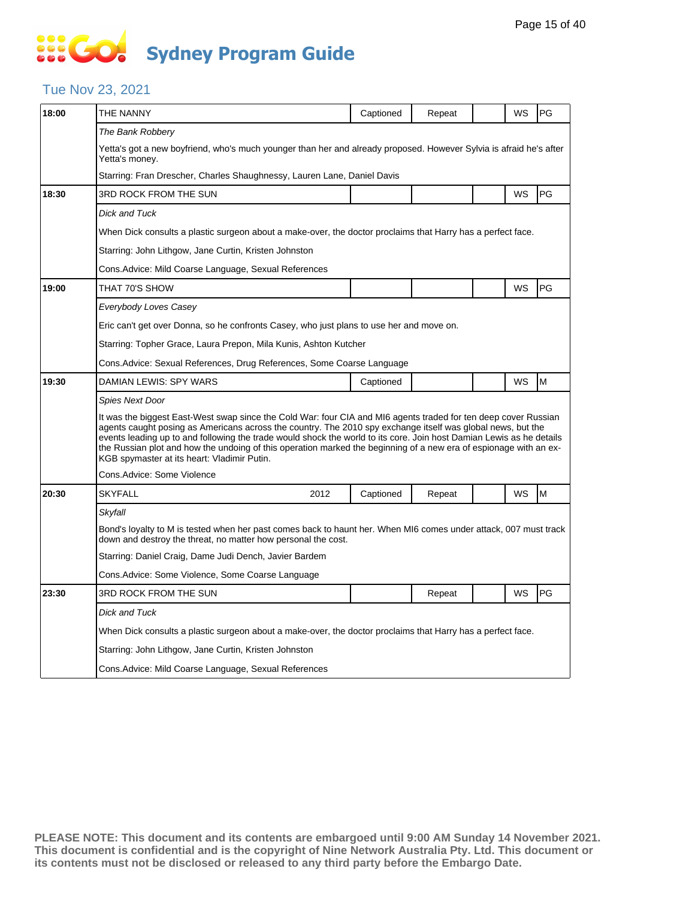# Sydney Program Guide

## Tue Nov 23, 2021

| Time | Program | | Captioned | Repeat | | WS | Rating |
|---|---|---|---|---|---|---|---|
| 18:00 | THE NANNY | | Captioned | Repeat | | WS | PG |
| | *The Bank Robbery* | | | | | | |
| | Yetta's got a new boyfriend, who's much younger than her and already proposed. However Sylvia is afraid he's after Yetta's money. | | | | | | |
| | Starring: Fran Drescher, Charles Shaughnessy, Lauren Lane, Daniel Davis | | | | | | |
| 18:30 | 3RD ROCK FROM THE SUN | | | | | WS | PG |
| | *Dick and Tuck* | | | | | | |
| | When Dick consults a plastic surgeon about a make-over, the doctor proclaims that Harry has a perfect face. | | | | | | |
| | Starring: John Lithgow, Jane Curtin, Kristen Johnston | | | | | | |
| | Cons.Advice: Mild Coarse Language, Sexual References | | | | | | |
| 19:00 | THAT 70'S SHOW | | | | | WS | PG |
| | *Everybody Loves Casey* | | | | | | |
| | Eric can't get over Donna, so he confronts Casey, who just plans to use her and move on. | | | | | | |
| | Starring: Topher Grace, Laura Prepon, Mila Kunis, Ashton Kutcher | | | | | | |
| | Cons.Advice: Sexual References, Drug References, Some Coarse Language | | | | | | |
| 19:30 | DAMIAN LEWIS: SPY WARS | | Captioned | | | WS | M |
| | *Spies Next Door* | | | | | | |
| | It was the biggest East-West swap since the Cold War: four CIA and MI6 agents traded for ten deep cover Russian agents caught posing as Americans across the country. The 2010 spy exchange itself was global news, but the events leading up to and following the trade would shock the world to its core. Join host Damian Lewis as he details the Russian plot and how the undoing of this operation marked the beginning of a new era of espionage with an ex-KGB spymaster at its heart: Vladimir Putin. | | | | | | |
| | Cons.Advice: Some Violence | | | | | | |
| 20:30 | SKYFALL | 2012 | Captioned | Repeat | | WS | M |
| | *Skyfall* | | | | | | |
| | Bond's loyalty to M is tested when her past comes back to haunt her. When MI6 comes under attack, 007 must track down and destroy the threat, no matter how personal the cost. | | | | | | |
| | Starring: Daniel Craig, Dame Judi Dench, Javier Bardem | | | | | | |
| | Cons.Advice: Some Violence, Some Coarse Language | | | | | | |
| 23:30 | 3RD ROCK FROM THE SUN | | | Repeat | | WS | PG |
| | *Dick and Tuck* | | | | | | |
| | When Dick consults a plastic surgeon about a make-over, the doctor proclaims that Harry has a perfect face. | | | | | | |
| | Starring: John Lithgow, Jane Curtin, Kristen Johnston | | | | | | |
| | Cons.Advice: Mild Coarse Language, Sexual References | | | | | | |

**PLEASE NOTE: This document and its contents are embargoed until 9:00 AM Sunday 14 November 2021. This document is confidential and is the copyright of Nine Network Australia Pty. Ltd. This document or its contents must not be disclosed or released to any third party before the Embargo Date.**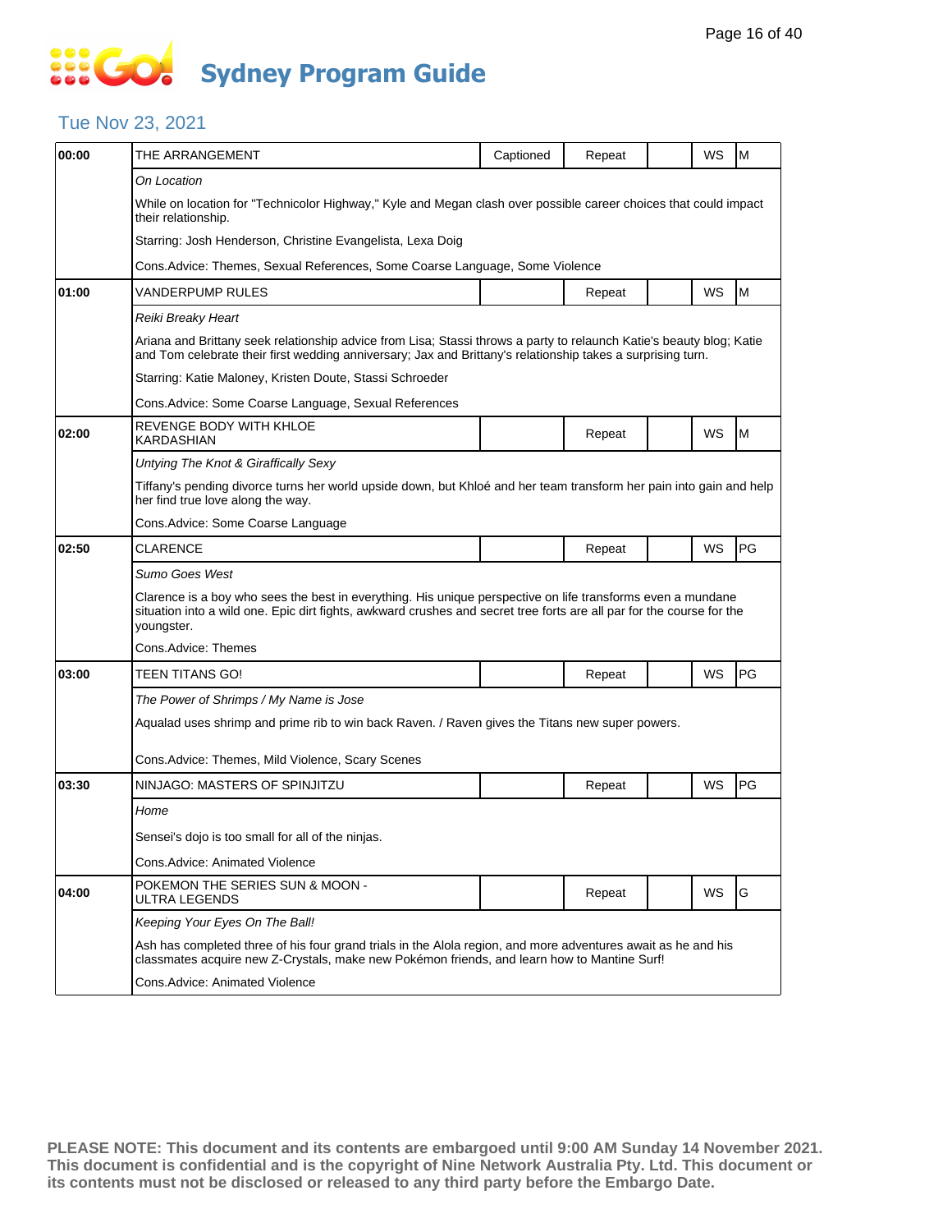# Sydney Program Guide

## Tue Nov 23, 2021

| Time | Program | Captioned | Repeat | | WS | Rating |
|---|---|---|---|---|---|---|
| 00:00 | THE ARRANGEMENT | Captioned | Repeat | | WS | M |

*On Location*

While on location for "Technicolor Highway," Kyle and Megan clash over possible career choices that could impact their relationship.

Starring: Josh Henderson, Christine Evangelista, Lexa Doig

Cons.Advice: Themes, Sexual References, Some Coarse Language, Some Violence

| Time | Program | Captioned | Repeat | | WS | Rating |
|---|---|---|---|---|---|---|
| 01:00 | VANDERPUMP RULES | | Repeat | | WS | M |

*Reiki Breaky Heart*

Ariana and Brittany seek relationship advice from Lisa; Stassi throws a party to relaunch Katie's beauty blog; Katie and Tom celebrate their first wedding anniversary; Jax and Brittany's relationship takes a surprising turn.

Starring: Katie Maloney, Kristen Doute, Stassi Schroeder

Cons.Advice: Some Coarse Language, Sexual References

| Time | Program | Captioned | Repeat | | WS | Rating |
|---|---|---|---|---|---|---|
| 02:00 | REVENGE BODY WITH KHLOE KARDASHIAN | | Repeat | | WS | M |

*Untying The Knot & Giraffically Sexy*

Tiffany's pending divorce turns her world upside down, but Khloé and her team transform her pain into gain and help her find true love along the way.

Cons.Advice: Some Coarse Language

| Time | Program | Captioned | Repeat | | WS | Rating |
|---|---|---|---|---|---|---|
| 02:50 | CLARENCE | | Repeat | | WS | PG |

*Sumo Goes West*

Clarence is a boy who sees the best in everything. His unique perspective on life transforms even a mundane situation into a wild one. Epic dirt fights, awkward crushes and secret tree forts are all par for the course for the youngster.

Cons.Advice: Themes

| Time | Program | Captioned | Repeat | | WS | Rating |
|---|---|---|---|---|---|---|
| 03:00 | TEEN TITANS GO! | | Repeat | | WS | PG |

*The Power of Shrimps / My Name is Jose*

Aqualad uses shrimp and prime rib to win back Raven. / Raven gives the Titans new super powers.

Cons.Advice: Themes, Mild Violence, Scary Scenes

| Time | Program | Captioned | Repeat | | WS | Rating |
|---|---|---|---|---|---|---|
| 03:30 | NINJAGO: MASTERS OF SPINJITZU | | Repeat | | WS | PG |

*Home*

Sensei's dojo is too small for all of the ninjas.

Cons.Advice: Animated Violence

| Time | Program | Captioned | Repeat | | WS | Rating |
|---|---|---|---|---|---|---|
| 04:00 | POKEMON THE SERIES SUN & MOON - ULTRA LEGENDS | | Repeat | | WS | G |

*Keeping Your Eyes On The Ball!*

Ash has completed three of his four grand trials in the Alola region, and more adventures await as he and his classmates acquire new Z-Crystals, make new Pokémon friends, and learn how to Mantine Surf!

Cons.Advice: Animated Violence

**PLEASE NOTE: This document and its contents are embargoed until 9:00 AM Sunday 14 November 2021. This document is confidential and is the copyright of Nine Network Australia Pty. Ltd. This document or its contents must not be disclosed or released to any third party before the Embargo Date.**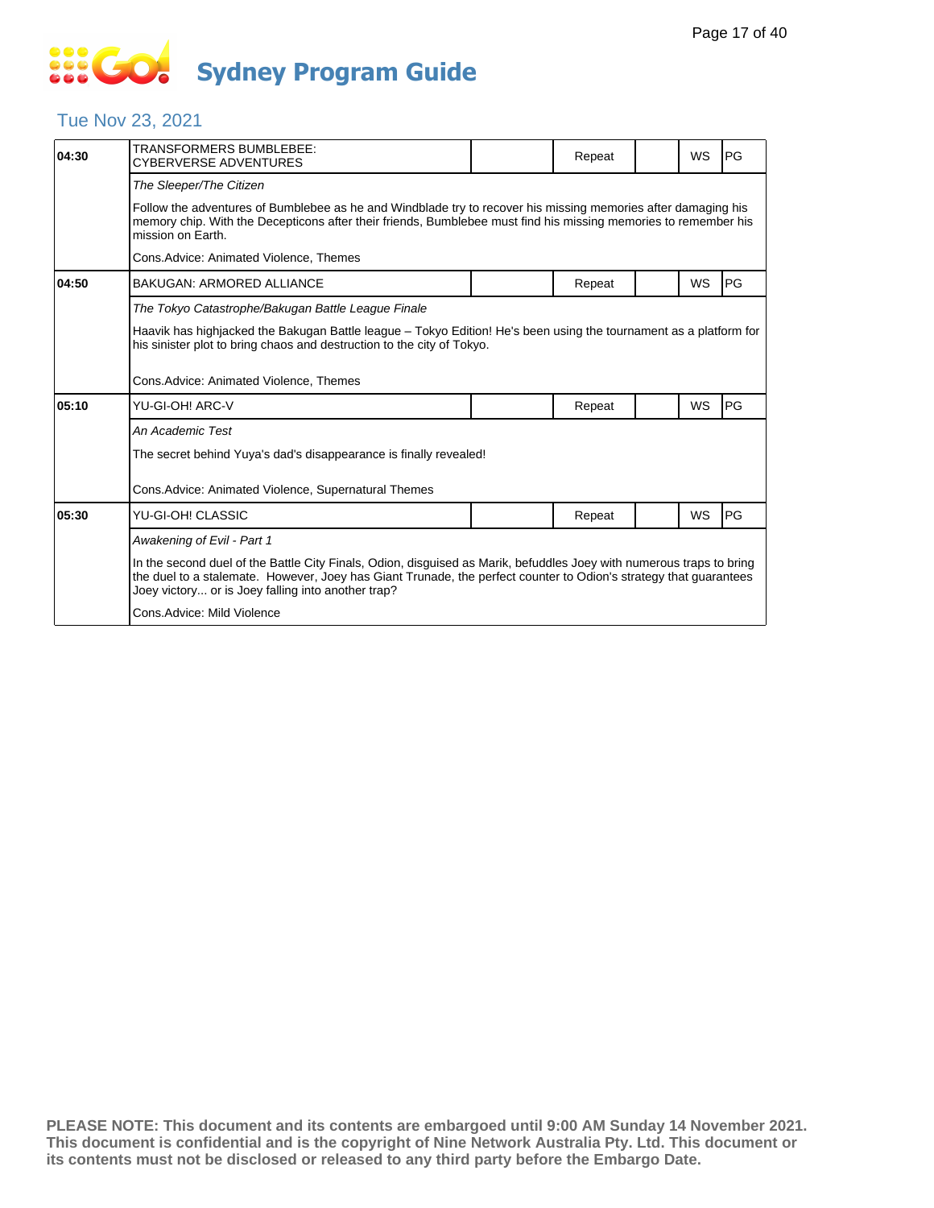# Sydney Program Guide

## Tue Nov 23, 2021

| Time | Program | | Status | | Format | Rating |
|---|---|---|---|---|---|---|
| 04:30 | TRANSFORMERS BUMBLEBEE: CYBERVERSE ADVENTURES | | Repeat | | WS | PG |
| | *The Sleeper/The Citizen*<br><br>Follow the adventures of Bumblebee as he and Windblade try to recover his missing memories after damaging his memory chip. With the Decepticons after their friends, Bumblebee must find his missing memories to remember his mission on Earth.<br><br>Cons.Advice: Animated Violence, Themes | | | | | |
| 04:50 | BAKUGAN: ARMORED ALLIANCE | | Repeat | | WS | PG |
| | *The Tokyo Catastrophe/Bakugan Battle League Finale*<br><br>Haavik has highjacked the Bakugan Battle league – Tokyo Edition! He's been using the tournament as a platform for his sinister plot to bring chaos and destruction to the city of Tokyo.<br><br>Cons.Advice: Animated Violence, Themes | | | | | |
| 05:10 | YU-GI-OH! ARC-V | | Repeat | | WS | PG |
| | *An Academic Test*<br><br>The secret behind Yuya's dad's disappearance is finally revealed!<br><br>Cons.Advice: Animated Violence, Supernatural Themes | | | | | |
| 05:30 | YU-GI-OH! CLASSIC | | Repeat | | WS | PG |
| | *Awakening of Evil - Part 1*<br><br>In the second duel of the Battle City Finals, Odion, disguised as Marik, befuddles Joey with numerous traps to bring the duel to a stalemate. However, Joey has Giant Trunade, the perfect counter to Odion's strategy that guarantees Joey victory... or is Joey falling into another trap?<br><br>Cons.Advice: Mild Violence | | | | | |

**PLEASE NOTE: This document and its contents are embargoed until 9:00 AM Sunday 14 November 2021. This document is confidential and is the copyright of Nine Network Australia Pty. Ltd. This document or its contents must not be disclosed or released to any third party before the Embargo Date.**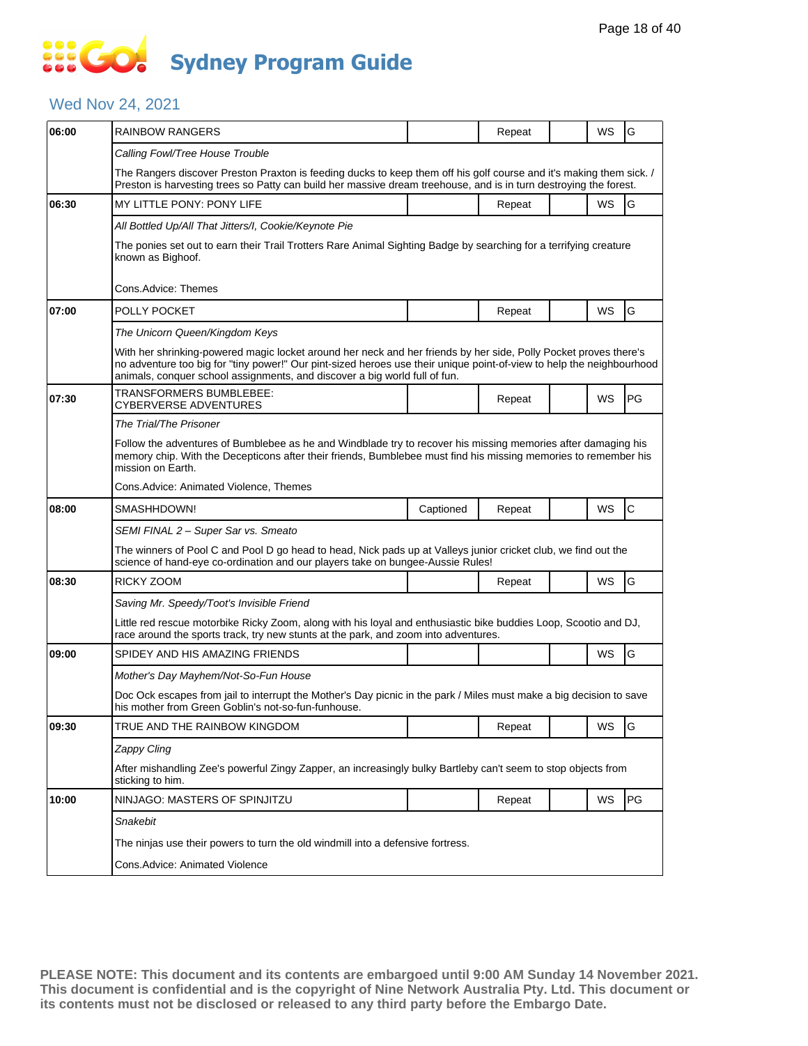# Sydney Program Guide

## Wed Nov 24, 2021

| Time | Program | Captioned | Repeat | | WS | Rating |
|---|---|---|---|---|---|---|
| 06:00 | RAINBOW RANGERS | | Repeat | | WS | G |
| | *Calling Fowl/Tree House Trouble* | | | | | |
| | The Rangers discover Preston Praxton is feeding ducks to keep them off his golf course and it's making them sick. / Preston is harvesting trees so Patty can build her massive dream treehouse, and is in turn destroying the forest. | | | | | |
| 06:30 | MY LITTLE PONY: PONY LIFE | | Repeat | | WS | G |
| | *All Bottled Up/All That Jitters/I, Cookie/Keynote Pie* | | | | | |
| | The ponies set out to earn their Trail Trotters Rare Animal Sighting Badge by searching for a terrifying creature known as Bighoof. | | | | | |
| | Cons.Advice: Themes | | | | | |
| 07:00 | POLLY POCKET | | Repeat | | WS | G |
| | *The Unicorn Queen/Kingdom Keys* | | | | | |
| | With her shrinking-powered magic locket around her neck and her friends by her side, Polly Pocket proves there's no adventure too big for "tiny power!" Our pint-sized heroes use their unique point-of-view to help the neighbourhood animals, conquer school assignments, and discover a big world full of fun. | | | | | |
| 07:30 | TRANSFORMERS BUMBLEBEE: CYBERVERSE ADVENTURES | | Repeat | | WS | PG |
| | *The Trial/The Prisoner* | | | | | |
| | Follow the adventures of Bumblebee as he and Windblade try to recover his missing memories after damaging his memory chip. With the Decepticons after their friends, Bumblebee must find his missing memories to remember his mission on Earth. | | | | | |
| | Cons.Advice: Animated Violence, Themes | | | | | |
| 08:00 | SMASHHDOWN! | Captioned | Repeat | | WS | C |
| | *SEMI FINAL 2 – Super Sar vs. Smeato* | | | | | |
| | The winners of Pool C and Pool D go head to head, Nick pads up at Valleys junior cricket club, we find out the science of hand-eye co-ordination and our players take on bungee-Aussie Rules! | | | | | |
| 08:30 | RICKY ZOOM | | Repeat | | WS | G |
| | *Saving Mr. Speedy/Toot's Invisible Friend* | | | | | |
| | Little red rescue motorbike Ricky Zoom, along with his loyal and enthusiastic bike buddies Loop, Scootio and DJ, race around the sports track, try new stunts at the park, and zoom into adventures. | | | | | |
| 09:00 | SPIDEY AND HIS AMAZING FRIENDS | | | | WS | G |
| | *Mother's Day Mayhem/Not-So-Fun House* | | | | | |
| | Doc Ock escapes from jail to interrupt the Mother's Day picnic in the park / Miles must make a big decision to save his mother from Green Goblin's not-so-fun-funhouse. | | | | | |
| 09:30 | TRUE AND THE RAINBOW KINGDOM | | Repeat | | WS | G |
| | *Zappy Cling* | | | | | |
| | After mishandling Zee's powerful Zingy Zapper, an increasingly bulky Bartleby can't seem to stop objects from sticking to him. | | | | | |
| 10:00 | NINJAGO: MASTERS OF SPINJITZU | | Repeat | | WS | PG |
| | *Snakebit* | | | | | |
| | The ninjas use their powers to turn the old windmill into a defensive fortress. | | | | | |
| | Cons.Advice: Animated Violence | | | | | |

**PLEASE NOTE: This document and its contents are embargoed until 9:00 AM Sunday 14 November 2021. This document is confidential and is the copyright of Nine Network Australia Pty. Ltd. This document or its contents must not be disclosed or released to any third party before the Embargo Date.**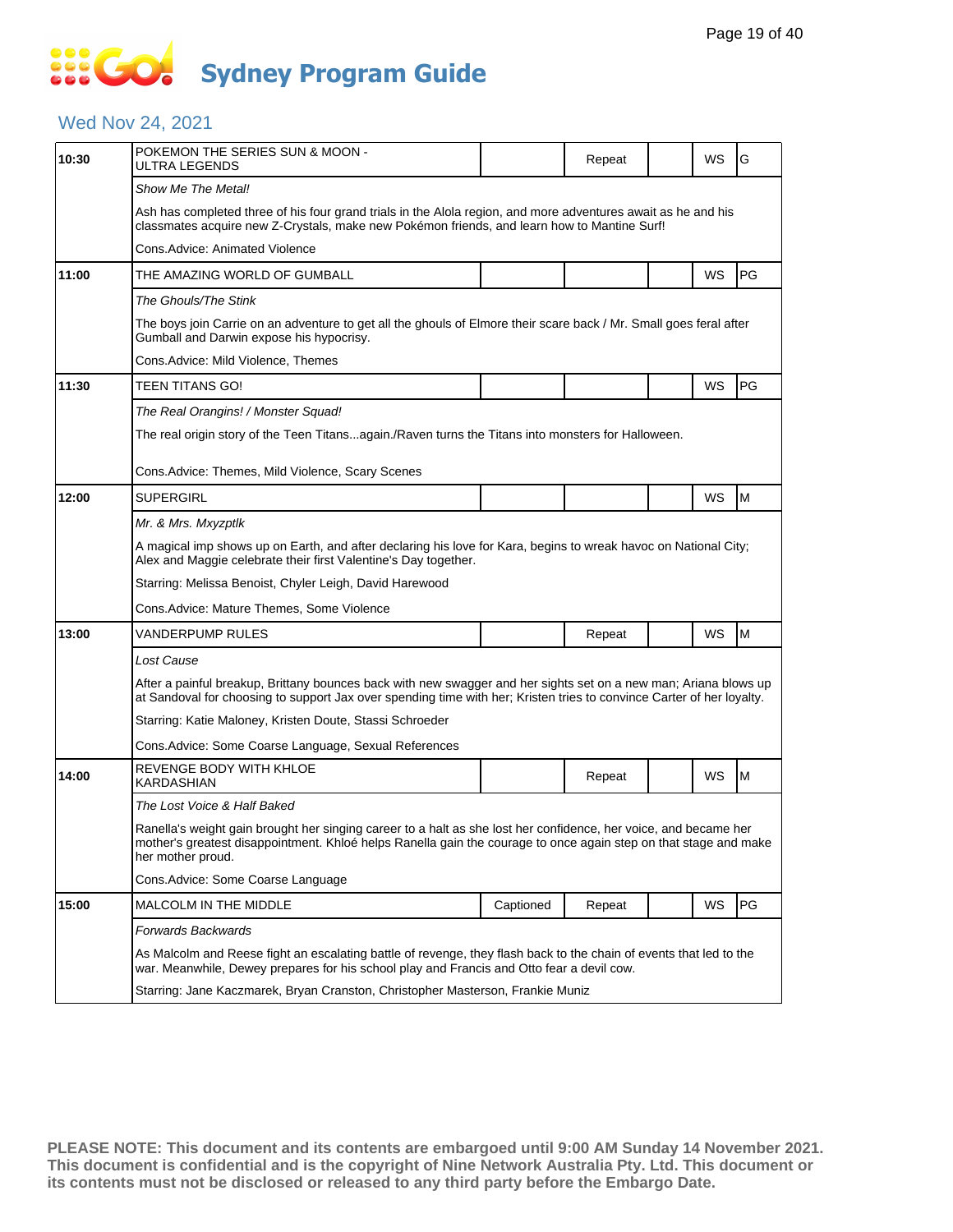# Sydney Program Guide

## Wed Nov 24, 2021

| Time | Program | Captioned | Repeat | | WS | Rating |
|---|---|---|---|---|---|---|
| 10:30 | POKEMON THE SERIES SUN & MOON - ULTRA LEGENDS | | Repeat | | WS | G |
| | *Show Me The Metal!* | | | | | |
| | Ash has completed three of his four grand trials in the Alola region, and more adventures await as he and his classmates acquire new Z-Crystals, make new Pokémon friends, and learn how to Mantine Surf! | | | | | |
| | Cons.Advice: Animated Violence | | | | | |
| 11:00 | THE AMAZING WORLD OF GUMBALL | | | | WS | PG |
| | *The Ghouls/The Stink* | | | | | |
| | The boys join Carrie on an adventure to get all the ghouls of Elmore their scare back / Mr. Small goes feral after Gumball and Darwin expose his hypocrisy. | | | | | |
| | Cons.Advice: Mild Violence, Themes | | | | | |
| 11:30 | TEEN TITANS GO! | | | | WS | PG |
| | *The Real Orangins! / Monster Squad!* | | | | | |
| | The real origin story of the Teen Titans...again./Raven turns the Titans into monsters for Halloween. | | | | | |
| | Cons.Advice: Themes, Mild Violence, Scary Scenes | | | | | |
| 12:00 | SUPERGIRL | | | | WS | M |
| | *Mr. & Mrs. Mxyzptlk* | | | | | |
| | A magical imp shows up on Earth, and after declaring his love for Kara, begins to wreak havoc on National City; Alex and Maggie celebrate their first Valentine's Day together. | | | | | |
| | Starring: Melissa Benoist, Chyler Leigh, David Harewood | | | | | |
| | Cons.Advice: Mature Themes, Some Violence | | | | | |
| 13:00 | VANDERPUMP RULES | | Repeat | | WS | M |
| | *Lost Cause* | | | | | |
| | After a painful breakup, Brittany bounces back with new swagger and her sights set on a new man; Ariana blows up at Sandoval for choosing to support Jax over spending time with her; Kristen tries to convince Carter of her loyalty. | | | | | |
| | Starring: Katie Maloney, Kristen Doute, Stassi Schroeder | | | | | |
| | Cons.Advice: Some Coarse Language, Sexual References | | | | | |
| 14:00 | REVENGE BODY WITH KHLOE KARDASHIAN | | Repeat | | WS | M |
| | *The Lost Voice & Half Baked* | | | | | |
| | Ranella's weight gain brought her singing career to a halt as she lost her confidence, her voice, and became her mother's greatest disappointment. Khloé helps Ranella gain the courage to once again step on that stage and make her mother proud. | | | | | |
| | Cons.Advice: Some Coarse Language | | | | | |
| 15:00 | MALCOLM IN THE MIDDLE | Captioned | Repeat | | WS | PG |
| | *Forwards Backwards* | | | | | |
| | As Malcolm and Reese fight an escalating battle of revenge, they flash back to the chain of events that led to the war. Meanwhile, Dewey prepares for his school play and Francis and Otto fear a devil cow. | | | | | |
| | Starring: Jane Kaczmarek, Bryan Cranston, Christopher Masterson, Frankie Muniz | | | | | |

**PLEASE NOTE: This document and its contents are embargoed until 9:00 AM Sunday 14 November 2021. This document is confidential and is the copyright of Nine Network Australia Pty. Ltd. This document or its contents must not be disclosed or released to any third party before the Embargo Date.**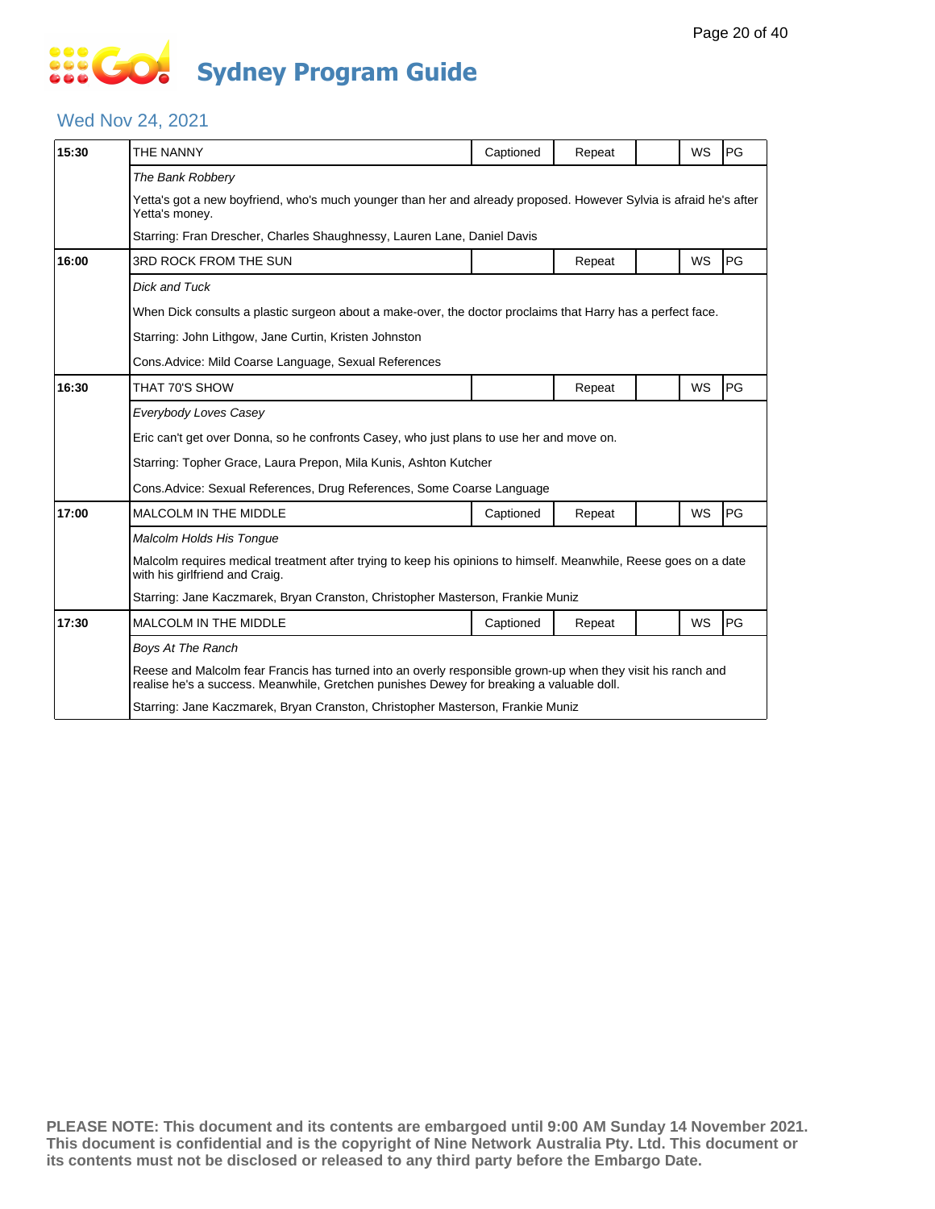# Sydney Program Guide

## Wed Nov 24, 2021

| Time | Program | Captioned | Repeat | | WS | Rating |
|---|---|---|---|---|---|---|
| 15:30 | THE NANNY | Captioned | Repeat | | WS | PG |
| | *The Bank Robbery* | | | | | |
| | Yetta's got a new boyfriend, who's much younger than her and already proposed. However Sylvia is afraid he's after Yetta's money. | | | | | |
| | Starring: Fran Drescher, Charles Shaughnessy, Lauren Lane, Daniel Davis | | | | | |
| 16:00 | 3RD ROCK FROM THE SUN | | Repeat | | WS | PG |
| | *Dick and Tuck* | | | | | |
| | When Dick consults a plastic surgeon about a make-over, the doctor proclaims that Harry has a perfect face. | | | | | |
| | Starring: John Lithgow, Jane Curtin, Kristen Johnston | | | | | |
| | Cons.Advice: Mild Coarse Language, Sexual References | | | | | |
| 16:30 | THAT 70'S SHOW | | Repeat | | WS | PG |
| | *Everybody Loves Casey* | | | | | |
| | Eric can't get over Donna, so he confronts Casey, who just plans to use her and move on. | | | | | |
| | Starring: Topher Grace, Laura Prepon, Mila Kunis, Ashton Kutcher | | | | | |
| | Cons.Advice: Sexual References, Drug References, Some Coarse Language | | | | | |
| 17:00 | MALCOLM IN THE MIDDLE | Captioned | Repeat | | WS | PG |
| | *Malcolm Holds His Tongue* | | | | | |
| | Malcolm requires medical treatment after trying to keep his opinions to himself. Meanwhile, Reese goes on a date with his girlfriend and Craig. | | | | | |
| | Starring: Jane Kaczmarek, Bryan Cranston, Christopher Masterson, Frankie Muniz | | | | | |
| 17:30 | MALCOLM IN THE MIDDLE | Captioned | Repeat | | WS | PG |
| | *Boys At The Ranch* | | | | | |
| | Reese and Malcolm fear Francis has turned into an overly responsible grown-up when they visit his ranch and realise he's a success. Meanwhile, Gretchen punishes Dewey for breaking a valuable doll. | | | | | |
| | Starring: Jane Kaczmarek, Bryan Cranston, Christopher Masterson, Frankie Muniz | | | | | |

**PLEASE NOTE: This document and its contents are embargoed until 9:00 AM Sunday 14 November 2021. This document is confidential and is the copyright of Nine Network Australia Pty. Ltd. This document or its contents must not be disclosed or released to any third party before the Embargo Date.**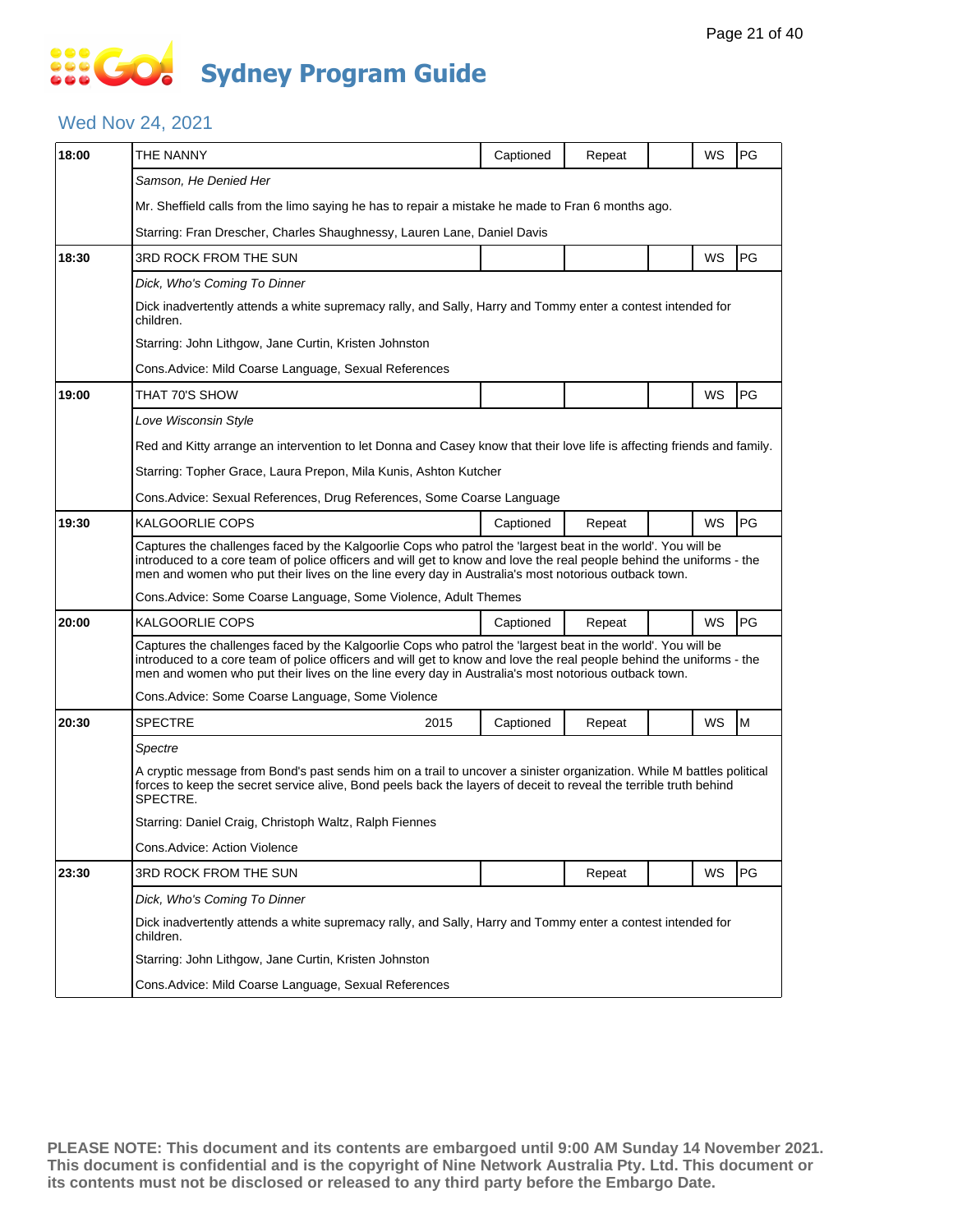# Sydney Program Guide

## Wed Nov 24, 2021

| Time | Program | Year | Captioned | Repeat | | WS | Rating |
|---|---|---|---|---|---|---|---|
| 18:00 | THE NANNY | | Captioned | Repeat | | WS | PG |
| | *Samson, He Denied Her* | | | | | | |
| | Mr. Sheffield calls from the limo saying he has to repair a mistake he made to Fran 6 months ago. | | | | | | |
| | Starring: Fran Drescher, Charles Shaughnessy, Lauren Lane, Daniel Davis | | | | | | |
| 18:30 | 3RD ROCK FROM THE SUN | | | | | WS | PG |
| | *Dick, Who's Coming To Dinner* | | | | | | |
| | Dick inadvertently attends a white supremacy rally, and Sally, Harry and Tommy enter a contest intended for children. | | | | | | |
| | Starring: John Lithgow, Jane Curtin, Kristen Johnston | | | | | | |
| | Cons.Advice: Mild Coarse Language, Sexual References | | | | | | |
| 19:00 | THAT 70'S SHOW | | | | | WS | PG |
| | *Love Wisconsin Style* | | | | | | |
| | Red and Kitty arrange an intervention to let Donna and Casey know that their love life is affecting friends and family. | | | | | | |
| | Starring: Topher Grace, Laura Prepon, Mila Kunis, Ashton Kutcher | | | | | | |
| | Cons.Advice: Sexual References, Drug References, Some Coarse Language | | | | | | |
| 19:30 | KALGOORLIE COPS | | Captioned | Repeat | | WS | PG |
| | Captures the challenges faced by the Kalgoorlie Cops who patrol the 'largest beat in the world'. You will be introduced to a core team of police officers and will get to know and love the real people behind the uniforms - the men and women who put their lives on the line every day in Australia's most notorious outback town. | | | | | | |
| | Cons.Advice: Some Coarse Language, Some Violence, Adult Themes | | | | | | |
| 20:00 | KALGOORLIE COPS | | Captioned | Repeat | | WS | PG |
| | Captures the challenges faced by the Kalgoorlie Cops who patrol the 'largest beat in the world'. You will be introduced to a core team of police officers and will get to know and love the real people behind the uniforms - the men and women who put their lives on the line every day in Australia's most notorious outback town. | | | | | | |
| | Cons.Advice: Some Coarse Language, Some Violence | | | | | | |
| 20:30 | SPECTRE | 2015 | Captioned | Repeat | | WS | M |
| | *Spectre* | | | | | | |
| | A cryptic message from Bond's past sends him on a trail to uncover a sinister organization. While M battles political forces to keep the secret service alive, Bond peels back the layers of deceit to reveal the terrible truth behind SPECTRE. | | | | | | |
| | Starring: Daniel Craig, Christoph Waltz, Ralph Fiennes | | | | | | |
| | Cons.Advice: Action Violence | | | | | | |
| 23:30 | 3RD ROCK FROM THE SUN | | | Repeat | | WS | PG |
| | *Dick, Who's Coming To Dinner* | | | | | | |
| | Dick inadvertently attends a white supremacy rally, and Sally, Harry and Tommy enter a contest intended for children. | | | | | | |
| | Starring: John Lithgow, Jane Curtin, Kristen Johnston | | | | | | |
| | Cons.Advice: Mild Coarse Language, Sexual References | | | | | | |

**PLEASE NOTE: This document and its contents are embargoed until 9:00 AM Sunday 14 November 2021. This document is confidential and is the copyright of Nine Network Australia Pty. Ltd. This document or its contents must not be disclosed or released to any third party before the Embargo Date.**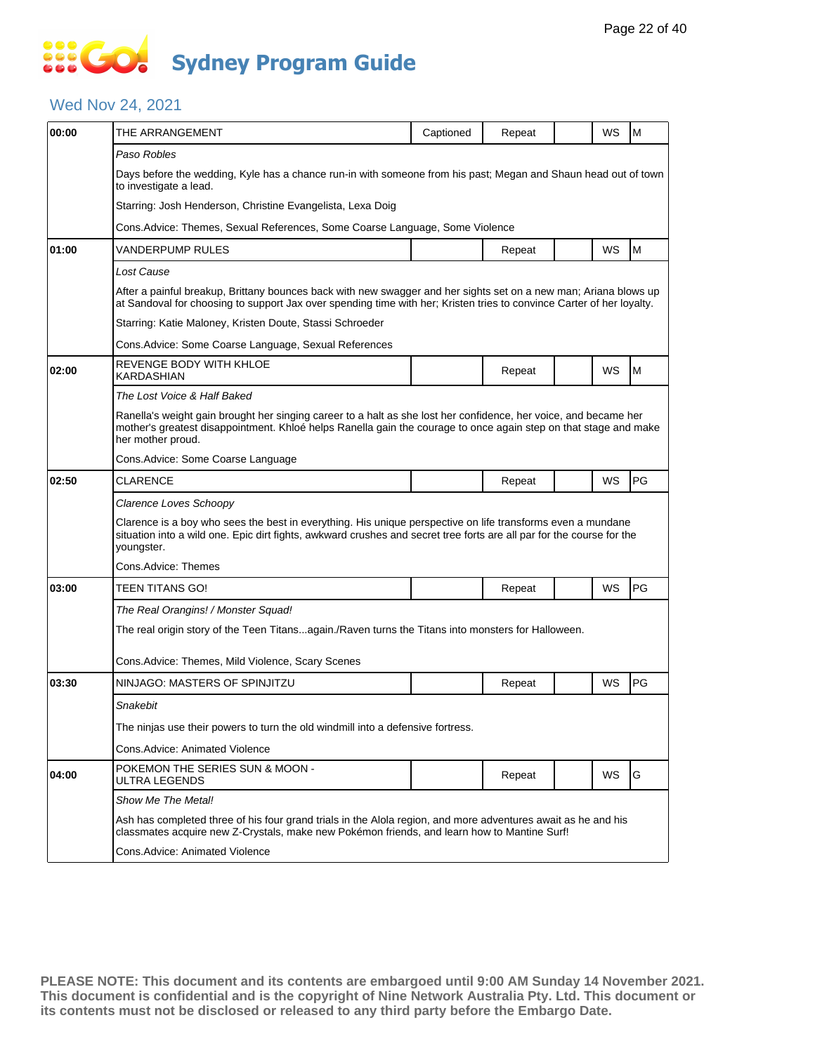# Sydney Program Guide

## Wed Nov 24, 2021

| Time | Program | Captioned | Repeat | | WS | Rating |
|---|---|---|---|---|---|---|
| 00:00 | THE ARRANGEMENT | Captioned | Repeat | | WS | M |
| | *Paso Robles* | | | | | |
| | Days before the wedding, Kyle has a chance run-in with someone from his past; Megan and Shaun head out of town to investigate a lead. | | | | | |
| | Starring: Josh Henderson, Christine Evangelista, Lexa Doig | | | | | |
| | Cons.Advice: Themes, Sexual References, Some Coarse Language, Some Violence | | | | | |
| 01:00 | VANDERPUMP RULES | | Repeat | | WS | M |
| | *Lost Cause* | | | | | |
| | After a painful breakup, Brittany bounces back with new swagger and her sights set on a new man; Ariana blows up at Sandoval for choosing to support Jax over spending time with her; Kristen tries to convince Carter of her loyalty. | | | | | |
| | Starring: Katie Maloney, Kristen Doute, Stassi Schroeder | | | | | |
| | Cons.Advice: Some Coarse Language, Sexual References | | | | | |
| 02:00 | REVENGE BODY WITH KHLOE KARDASHIAN | | Repeat | | WS | M |
| | *The Lost Voice & Half Baked* | | | | | |
| | Ranella's weight gain brought her singing career to a halt as she lost her confidence, her voice, and became her mother's greatest disappointment. Khloé helps Ranella gain the courage to once again step on that stage and make her mother proud. | | | | | |
| | Cons.Advice: Some Coarse Language | | | | | |
| 02:50 | CLARENCE | | Repeat | | WS | PG |
| | *Clarence Loves Schoopy* | | | | | |
| | Clarence is a boy who sees the best in everything. His unique perspective on life transforms even a mundane situation into a wild one. Epic dirt fights, awkward crushes and secret tree forts are all par for the course for the youngster. | | | | | |
| | Cons.Advice: Themes | | | | | |
| 03:00 | TEEN TITANS GO! | | Repeat | | WS | PG |
| | *The Real Orangins! / Monster Squad!* | | | | | |
| | The real origin story of the Teen Titans...again./Raven turns the Titans into monsters for Halloween. | | | | | |
| | Cons.Advice: Themes, Mild Violence, Scary Scenes | | | | | |
| 03:30 | NINJAGO: MASTERS OF SPINJITZU | | Repeat | | WS | PG |
| | *Snakebit* | | | | | |
| | The ninjas use their powers to turn the old windmill into a defensive fortress. | | | | | |
| | Cons.Advice: Animated Violence | | | | | |
| 04:00 | POKEMON THE SERIES SUN & MOON - ULTRA LEGENDS | | Repeat | | WS | G |
| | *Show Me The Metal!* | | | | | |
| | Ash has completed three of his four grand trials in the Alola region, and more adventures await as he and his classmates acquire new Z-Crystals, make new Pokémon friends, and learn how to Mantine Surf! | | | | | |
| | Cons.Advice: Animated Violence | | | | | |

**PLEASE NOTE: This document and its contents are embargoed until 9:00 AM Sunday 14 November 2021. This document is confidential and is the copyright of Nine Network Australia Pty. Ltd. This document or its contents must not be disclosed or released to any third party before the Embargo Date.**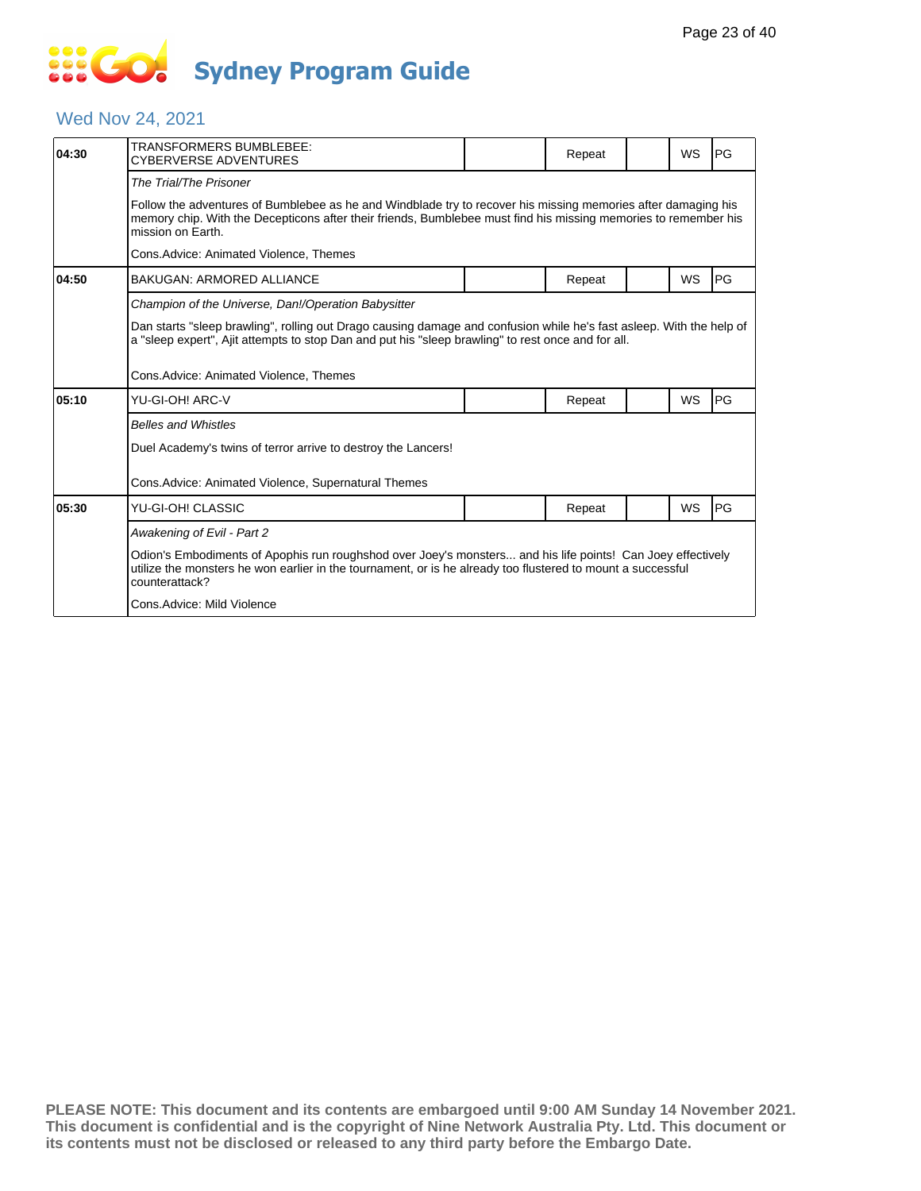# Sydney Program Guide

## Wed Nov 24, 2021

| Time | Program | | | | | |
|---|---|---|---|---|---|---|
| 04:30 | TRANSFORMERS BUMBLEBEE: CYBERVERSE ADVENTURES | | Repeat | | WS | PG |

*The Trial/The Prisoner*

Follow the adventures of Bumblebee as he and Windblade try to recover his missing memories after damaging his memory chip. With the Decepticons after their friends, Bumblebee must find his missing memories to remember his mission on Earth.

Cons.Advice: Animated Violence, Themes

| Time | Program | | | | | |
|---|---|---|---|---|---|---|
| 04:50 | BAKUGAN: ARMORED ALLIANCE | | Repeat | | WS | PG |

*Champion of the Universe, Dan!/Operation Babysitter*

Dan starts "sleep brawling", rolling out Drago causing damage and confusion while he's fast asleep. With the help of a "sleep expert", Ajit attempts to stop Dan and put his "sleep brawling" to rest once and for all.

Cons.Advice: Animated Violence, Themes

| Time | Program | | | | | |
|---|---|---|---|---|---|---|
| 05:10 | YU-GI-OH! ARC-V | | Repeat | | WS | PG |

*Belles and Whistles*

Duel Academy's twins of terror arrive to destroy the Lancers!

Cons.Advice: Animated Violence, Supernatural Themes

| Time | Program | | | | | |
|---|---|---|---|---|---|---|
| 05:30 | YU-GI-OH! CLASSIC | | Repeat | | WS | PG |

*Awakening of Evil - Part 2*

Odion's Embodiments of Apophis run roughshod over Joey's monsters... and his life points! Can Joey effectively utilize the monsters he won earlier in the tournament, or is he already too flustered to mount a successful counterattack?

Cons.Advice: Mild Violence

**PLEASE NOTE: This document and its contents are embargoed until 9:00 AM Sunday 14 November 2021. This document is confidential and is the copyright of Nine Network Australia Pty. Ltd. This document or its contents must not be disclosed or released to any third party before the Embargo Date.**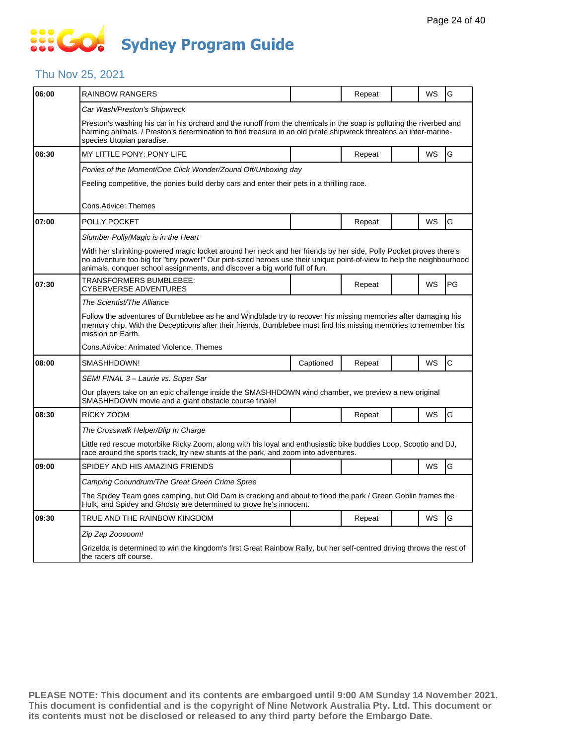# Sydney Program Guide

## Thu Nov 25, 2021

| Time | Program | Captioned | Repeat | | WS | Rating |
|---|---|---|---|---|---|---|
| 06:00 | RAINBOW RANGERS | | Repeat | | WS | G |
| | *Car Wash/Preston's Shipwreck* | | | | | |
| | Preston's washing his car in his orchard and the runoff from the chemicals in the soap is polluting the riverbed and harming animals. / Preston's determination to find treasure in an old pirate shipwreck threatens an inter-marine-species Utopian paradise. | | | | | |
| 06:30 | MY LITTLE PONY: PONY LIFE | | Repeat | | WS | G |
| | *Ponies of the Moment/One Click Wonder/Zound Off/Unboxing day* | | | | | |
| | Feeling competitive, the ponies build derby cars and enter their pets in a thrilling race. Cons.Advice: Themes | | | | | |
| 07:00 | POLLY POCKET | | Repeat | | WS | G |
| | *Slumber Polly/Magic is in the Heart* | | | | | |
| | With her shrinking-powered magic locket around her neck and her friends by her side, Polly Pocket proves there's no adventure too big for "tiny power!" Our pint-sized heroes use their unique point-of-view to help the neighbourhood animals, conquer school assignments, and discover a big world full of fun. | | | | | |
| 07:30 | TRANSFORMERS BUMBLEBEE: CYBERVERSE ADVENTURES | | Repeat | | WS | PG |
| | *The Scientist/The Alliance* | | | | | |
| | Follow the adventures of Bumblebee as he and Windblade try to recover his missing memories after damaging his memory chip. With the Decepticons after their friends, Bumblebee must find his missing memories to remember his mission on Earth. Cons.Advice: Animated Violence, Themes | | | | | |
| 08:00 | SMASHHDOWN! | Captioned | Repeat | | WS | C |
| | *SEMI FINAL 3 – Laurie vs. Super Sar* | | | | | |
| | Our players take on an epic challenge inside the SMASHHDOWN wind chamber, we preview a new original SMASHHDOWN movie and a giant obstacle course finale! | | | | | |
| 08:30 | RICKY ZOOM | | Repeat | | WS | G |
| | *The Crosswalk Helper/Blip In Charge* | | | | | |
| | Little red rescue motorbike Ricky Zoom, along with his loyal and enthusiastic bike buddies Loop, Scootio and DJ, race around the sports track, try new stunts at the park, and zoom into adventures. | | | | | |
| 09:00 | SPIDEY AND HIS AMAZING FRIENDS | | | | WS | G |
| | *Camping Conundrum/The Great Green Crime Spree* | | | | | |
| | The Spidey Team goes camping, but Old Dam is cracking and about to flood the park / Green Goblin frames the Hulk, and Spidey and Ghosty are determined to prove he's innocent. | | | | | |
| 09:30 | TRUE AND THE RAINBOW KINGDOM | | Repeat | | WS | G |
| | *Zip Zap Zooooom!* | | | | | |
| | Grizelda is determined to win the kingdom's first Great Rainbow Rally, but her self-centred driving throws the rest of the racers off course. | | | | | |

**PLEASE NOTE: This document and its contents are embargoed until 9:00 AM Sunday 14 November 2021. This document is confidential and is the copyright of Nine Network Australia Pty. Ltd. This document or its contents must not be disclosed or released to any third party before the Embargo Date.**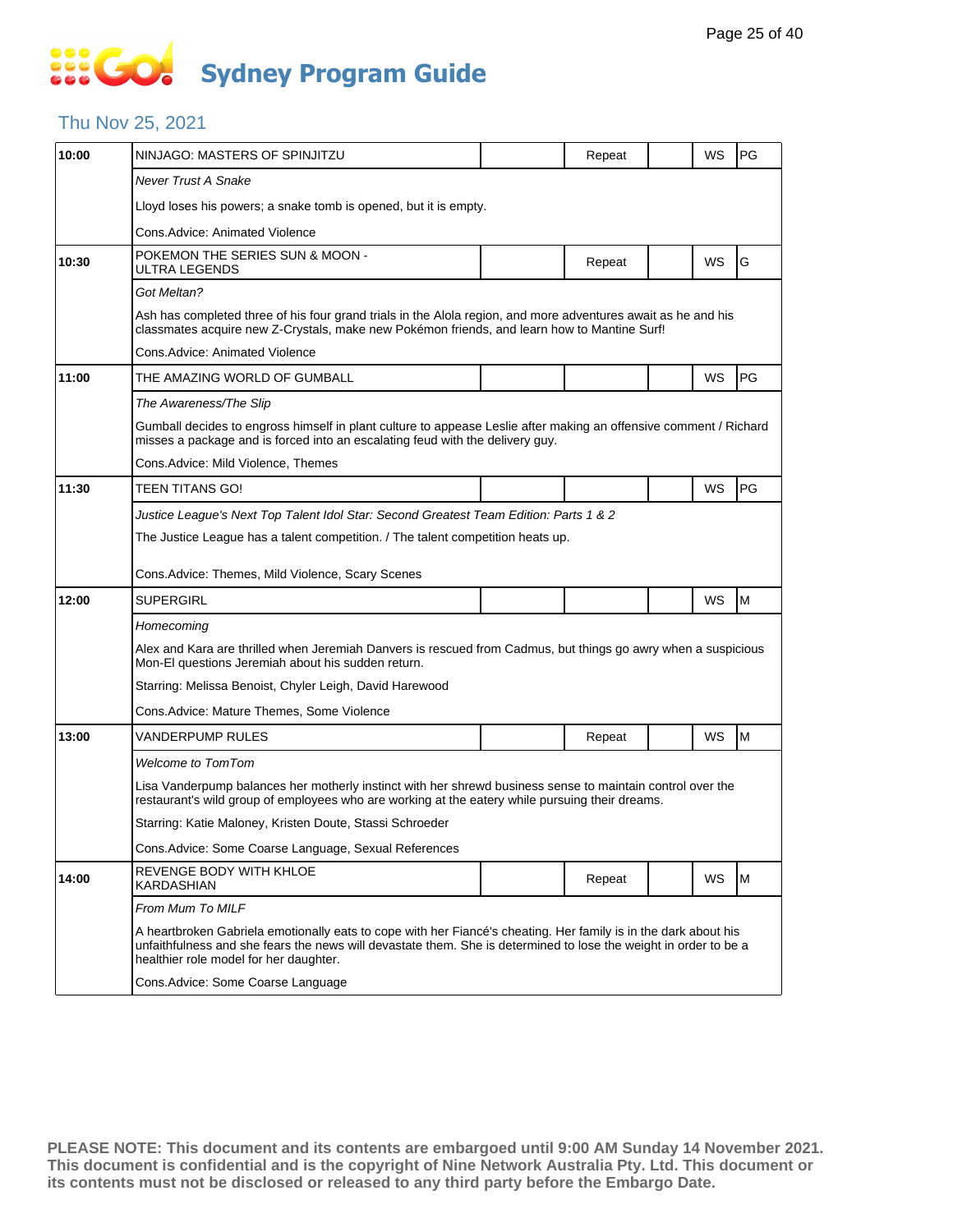# Sydney Program Guide

## Thu Nov 25, 2021

| Time | Program | | Status | | Format | Rating |
|---|---|---|---|---|---|---|
| 10:00 | NINJAGO: MASTERS OF SPINJITZU | | Repeat | | WS | PG |
| | *Never Trust A Snake* | | | | | |
| | Lloyd loses his powers; a snake tomb is opened, but it is empty. | | | | | |
| | Cons.Advice: Animated Violence | | | | | |
| 10:30 | POKEMON THE SERIES SUN & MOON - ULTRA LEGENDS | | Repeat | | WS | G |
| | *Got Meltan?* | | | | | |
| | Ash has completed three of his four grand trials in the Alola region, and more adventures await as he and his classmates acquire new Z-Crystals, make new Pokémon friends, and learn how to Mantine Surf! | | | | | |
| | Cons.Advice: Animated Violence | | | | | |
| 11:00 | THE AMAZING WORLD OF GUMBALL | | | | WS | PG |
| | *The Awareness/The Slip* | | | | | |
| | Gumball decides to engross himself in plant culture to appease Leslie after making an offensive comment / Richard misses a package and is forced into an escalating feud with the delivery guy. | | | | | |
| | Cons.Advice: Mild Violence, Themes | | | | | |
| 11:30 | TEEN TITANS GO! | | | | WS | PG |
| | *Justice League's Next Top Talent Idol Star: Second Greatest Team Edition: Parts 1 & 2* | | | | | |
| | The Justice League has a talent competition. / The talent competition heats up. | | | | | |
| | Cons.Advice: Themes, Mild Violence, Scary Scenes | | | | | |
| 12:00 | SUPERGIRL | | | | WS | M |
| | *Homecoming* | | | | | |
| | Alex and Kara are thrilled when Jeremiah Danvers is rescued from Cadmus, but things go awry when a suspicious Mon-El questions Jeremiah about his sudden return. | | | | | |
| | Starring: Melissa Benoist, Chyler Leigh, David Harewood | | | | | |
| | Cons.Advice: Mature Themes, Some Violence | | | | | |
| 13:00 | VANDERPUMP RULES | | Repeat | | WS | M |
| | *Welcome to TomTom* | | | | | |
| | Lisa Vanderpump balances her motherly instinct with her shrewd business sense to maintain control over the restaurant's wild group of employees who are working at the eatery while pursuing their dreams. | | | | | |
| | Starring: Katie Maloney, Kristen Doute, Stassi Schroeder | | | | | |
| | Cons.Advice: Some Coarse Language, Sexual References | | | | | |
| 14:00 | REVENGE BODY WITH KHLOE KARDASHIAN | | Repeat | | WS | M |
| | *From Mum To MILF* | | | | | |
| | A heartbroken Gabriela emotionally eats to cope with her Fiancé's cheating. Her family is in the dark about his unfaithfulness and she fears the news will devastate them. She is determined to lose the weight in order to be a healthier role model for her daughter. | | | | | |
| | Cons.Advice: Some Coarse Language | | | | | |

**PLEASE NOTE: This document and its contents are embargoed until 9:00 AM Sunday 14 November 2021. This document is confidential and is the copyright of Nine Network Australia Pty. Ltd. This document or its contents must not be disclosed or released to any third party before the Embargo Date.**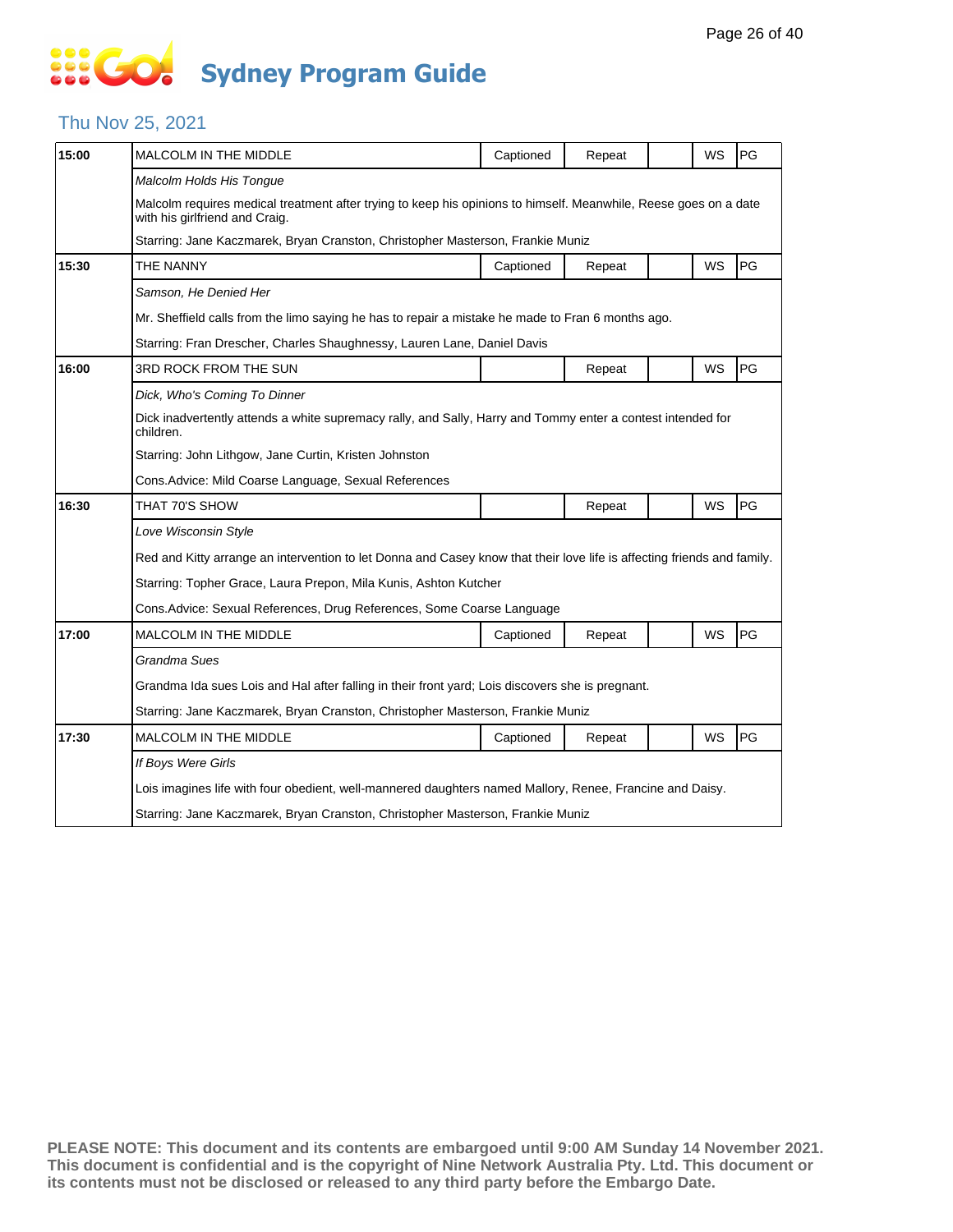# Sydney Program Guide

## Thu Nov 25, 2021

| Time | Program | Captioned | Repeat | | WS | Rating |
|---|---|---|---|---|---|---|
| 15:00 | MALCOLM IN THE MIDDLE | Captioned | Repeat | | WS | PG |
| | *Malcolm Holds His Tongue* | | | | | |
| | Malcolm requires medical treatment after trying to keep his opinions to himself. Meanwhile, Reese goes on a date with his girlfriend and Craig. | | | | | |
| | Starring: Jane Kaczmarek, Bryan Cranston, Christopher Masterson, Frankie Muniz | | | | | |
| 15:30 | THE NANNY | Captioned | Repeat | | WS | PG |
| | *Samson, He Denied Her* | | | | | |
| | Mr. Sheffield calls from the limo saying he has to repair a mistake he made to Fran 6 months ago. | | | | | |
| | Starring: Fran Drescher, Charles Shaughnessy, Lauren Lane, Daniel Davis | | | | | |
| 16:00 | 3RD ROCK FROM THE SUN | | Repeat | | WS | PG |
| | *Dick, Who's Coming To Dinner* | | | | | |
| | Dick inadvertently attends a white supremacy rally, and Sally, Harry and Tommy enter a contest intended for children. | | | | | |
| | Starring: John Lithgow, Jane Curtin, Kristen Johnston | | | | | |
| | Cons.Advice: Mild Coarse Language, Sexual References | | | | | |
| 16:30 | THAT 70'S SHOW | | Repeat | | WS | PG |
| | *Love Wisconsin Style* | | | | | |
| | Red and Kitty arrange an intervention to let Donna and Casey know that their love life is affecting friends and family. | | | | | |
| | Starring: Topher Grace, Laura Prepon, Mila Kunis, Ashton Kutcher | | | | | |
| | Cons.Advice: Sexual References, Drug References, Some Coarse Language | | | | | |
| 17:00 | MALCOLM IN THE MIDDLE | Captioned | Repeat | | WS | PG |
| | *Grandma Sues* | | | | | |
| | Grandma Ida sues Lois and Hal after falling in their front yard; Lois discovers she is pregnant. | | | | | |
| | Starring: Jane Kaczmarek, Bryan Cranston, Christopher Masterson, Frankie Muniz | | | | | |
| 17:30 | MALCOLM IN THE MIDDLE | Captioned | Repeat | | WS | PG |
| | *If Boys Were Girls* | | | | | |
| | Lois imagines life with four obedient, well-mannered daughters named Mallory, Renee, Francine and Daisy. | | | | | |
| | Starring: Jane Kaczmarek, Bryan Cranston, Christopher Masterson, Frankie Muniz | | | | | |

**PLEASE NOTE: This document and its contents are embargoed until 9:00 AM Sunday 14 November 2021. This document is confidential and is the copyright of Nine Network Australia Pty. Ltd. This document or its contents must not be disclosed or released to any third party before the Embargo Date.**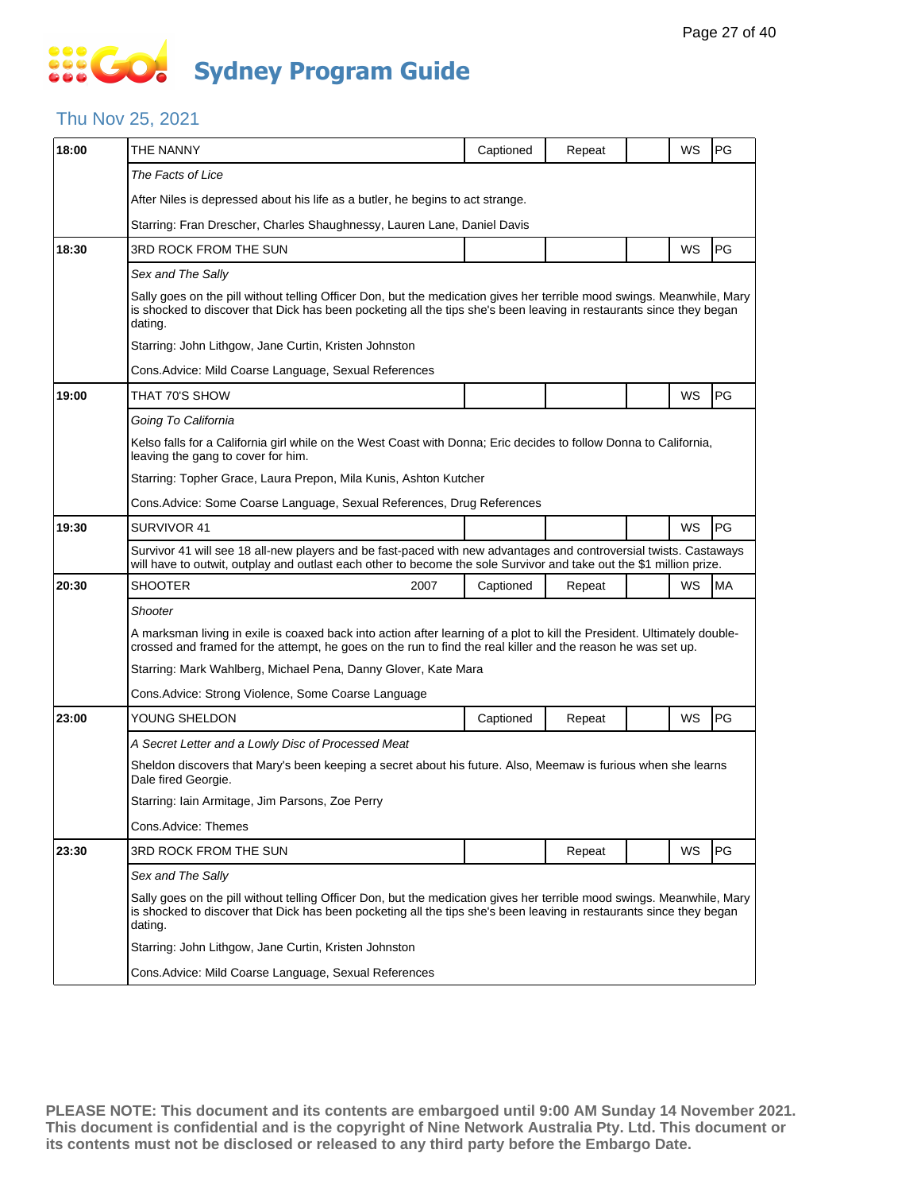# Sydney Program Guide

## Thu Nov 25, 2021

| Time | Program | | | | | | |
|---|---|---|---|---|---|---|---|
| 18:00 | THE NANNY | Captioned | Repeat | | WS | PG |
| | *The Facts of Lice* | | | | | |
| | After Niles is depressed about his life as a butler, he begins to act strange. | | | | | |
| | Starring: Fran Drescher, Charles Shaughnessy, Lauren Lane, Daniel Davis | | | | | |
| 18:30 | 3RD ROCK FROM THE SUN | | | | WS | PG |
| | *Sex and The Sally* | | | | | |
| | Sally goes on the pill without telling Officer Don, but the medication gives her terrible mood swings. Meanwhile, Mary is shocked to discover that Dick has been pocketing all the tips she's been leaving in restaurants since they began dating. | | | | | |
| | Starring: John Lithgow, Jane Curtin, Kristen Johnston | | | | | |
| | Cons.Advice: Mild Coarse Language, Sexual References | | | | | |
| 19:00 | THAT 70'S SHOW | | | | WS | PG |
| | *Going To California* | | | | | |
| | Kelso falls for a California girl while on the West Coast with Donna; Eric decides to follow Donna to California, leaving the gang to cover for him. | | | | | |
| | Starring: Topher Grace, Laura Prepon, Mila Kunis, Ashton Kutcher | | | | | |
| | Cons.Advice: Some Coarse Language, Sexual References, Drug References | | | | | |
| 19:30 | SURVIVOR 41 | | | | WS | PG |
| | Survivor 41 will see 18 all-new players and be fast-paced with new advantages and controversial twists. Castaways will have to outwit, outplay and outlast each other to become the sole Survivor and take out the $1 million prize. | | | | | |
| 20:30 | SHOOTER 2007 | Captioned | Repeat | | WS | MA |
| | *Shooter* | | | | | |
| | A marksman living in exile is coaxed back into action after learning of a plot to kill the President. Ultimately double-crossed and framed for the attempt, he goes on the run to find the real killer and the reason he was set up. | | | | | |
| | Starring: Mark Wahlberg, Michael Pena, Danny Glover, Kate Mara | | | | | |
| | Cons.Advice: Strong Violence, Some Coarse Language | | | | | |
| 23:00 | YOUNG SHELDON | Captioned | Repeat | | WS | PG |
| | *A Secret Letter and a Lowly Disc of Processed Meat* | | | | | |
| | Sheldon discovers that Mary's been keeping a secret about his future. Also, Meemaw is furious when she learns Dale fired Georgie. | | | | | |
| | Starring: Iain Armitage, Jim Parsons, Zoe Perry | | | | | |
| | Cons.Advice: Themes | | | | | |
| 23:30 | 3RD ROCK FROM THE SUN | | Repeat | | WS | PG |
| | *Sex and The Sally* | | | | | |
| | Sally goes on the pill without telling Officer Don, but the medication gives her terrible mood swings. Meanwhile, Mary is shocked to discover that Dick has been pocketing all the tips she's been leaving in restaurants since they began dating. | | | | | |
| | Starring: John Lithgow, Jane Curtin, Kristen Johnston | | | | | |
| | Cons.Advice: Mild Coarse Language, Sexual References | | | | | |

**PLEASE NOTE: This document and its contents are embargoed until 9:00 AM Sunday 14 November 2021. This document is confidential and is the copyright of Nine Network Australia Pty. Ltd. This document or its contents must not be disclosed or released to any third party before the Embargo Date.**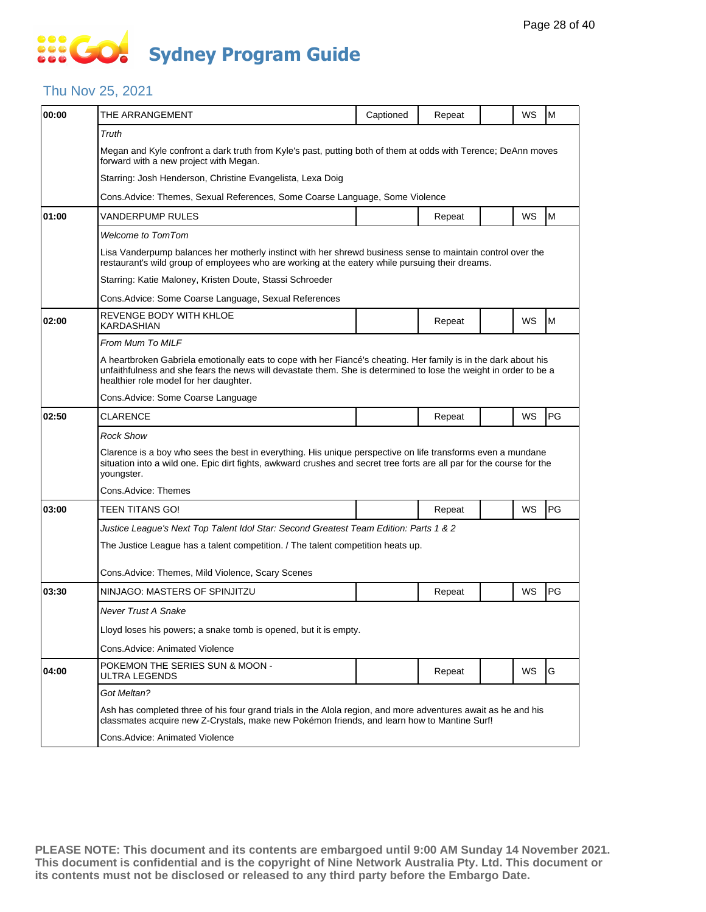# Sydney Program Guide

## Thu Nov 25, 2021

| Time | Program | Captioned | Repeat | | WS | Rating |
|---|---|---|---|---|---|---|
| **00:00** | THE ARRANGEMENT | Captioned | Repeat | | WS | M |
| | *Truth* | | | | | |
| | Megan and Kyle confront a dark truth from Kyle's past, putting both of them at odds with Terence; DeAnn moves forward with a new project with Megan. | | | | | |
| | Starring: Josh Henderson, Christine Evangelista, Lexa Doig | | | | | |
| | Cons.Advice: Themes, Sexual References, Some Coarse Language, Some Violence | | | | | |
| **01:00** | VANDERPUMP RULES | | Repeat | | WS | M |
| | *Welcome to TomTom* | | | | | |
| | Lisa Vanderpump balances her motherly instinct with her shrewd business sense to maintain control over the restaurant's wild group of employees who are working at the eatery while pursuing their dreams. | | | | | |
| | Starring: Katie Maloney, Kristen Doute, Stassi Schroeder | | | | | |
| | Cons.Advice: Some Coarse Language, Sexual References | | | | | |
| **02:00** | REVENGE BODY WITH KHLOE KARDASHIAN | | Repeat | | WS | M |
| | *From Mum To MILF* | | | | | |
| | A heartbroken Gabriela emotionally eats to cope with her Fiancé's cheating. Her family is in the dark about his unfaithfulness and she fears the news will devastate them. She is determined to lose the weight in order to be a healthier role model for her daughter. | | | | | |
| | Cons.Advice: Some Coarse Language | | | | | |
| **02:50** | CLARENCE | | Repeat | | WS | PG |
| | *Rock Show* | | | | | |
| | Clarence is a boy who sees the best in everything. His unique perspective on life transforms even a mundane situation into a wild one. Epic dirt fights, awkward crushes and secret tree forts are all par for the course for the youngster. | | | | | |
| | Cons.Advice: Themes | | | | | |
| **03:00** | TEEN TITANS GO! | | Repeat | | WS | PG |
| | *Justice League's Next Top Talent Idol Star: Second Greatest Team Edition: Parts 1 & 2* | | | | | |
| | The Justice League has a talent competition. / The talent competition heats up. | | | | | |
| | Cons.Advice: Themes, Mild Violence, Scary Scenes | | | | | |
| **03:30** | NINJAGO: MASTERS OF SPINJITZU | | Repeat | | WS | PG |
| | *Never Trust A Snake* | | | | | |
| | Lloyd loses his powers; a snake tomb is opened, but it is empty. | | | | | |
| | Cons.Advice: Animated Violence | | | | | |
| **04:00** | POKEMON THE SERIES SUN & MOON - ULTRA LEGENDS | | Repeat | | WS | G |
| | *Got Meltan?* | | | | | |
| | Ash has completed three of his four grand trials in the Alola region, and more adventures await as he and his classmates acquire new Z-Crystals, make new Pokémon friends, and learn how to Mantine Surf! | | | | | |
| | Cons.Advice: Animated Violence | | | | | |

**PLEASE NOTE: This document and its contents are embargoed until 9:00 AM Sunday 14 November 2021. This document is confidential and is the copyright of Nine Network Australia Pty. Ltd. This document or its contents must not be disclosed or released to any third party before the Embargo Date.**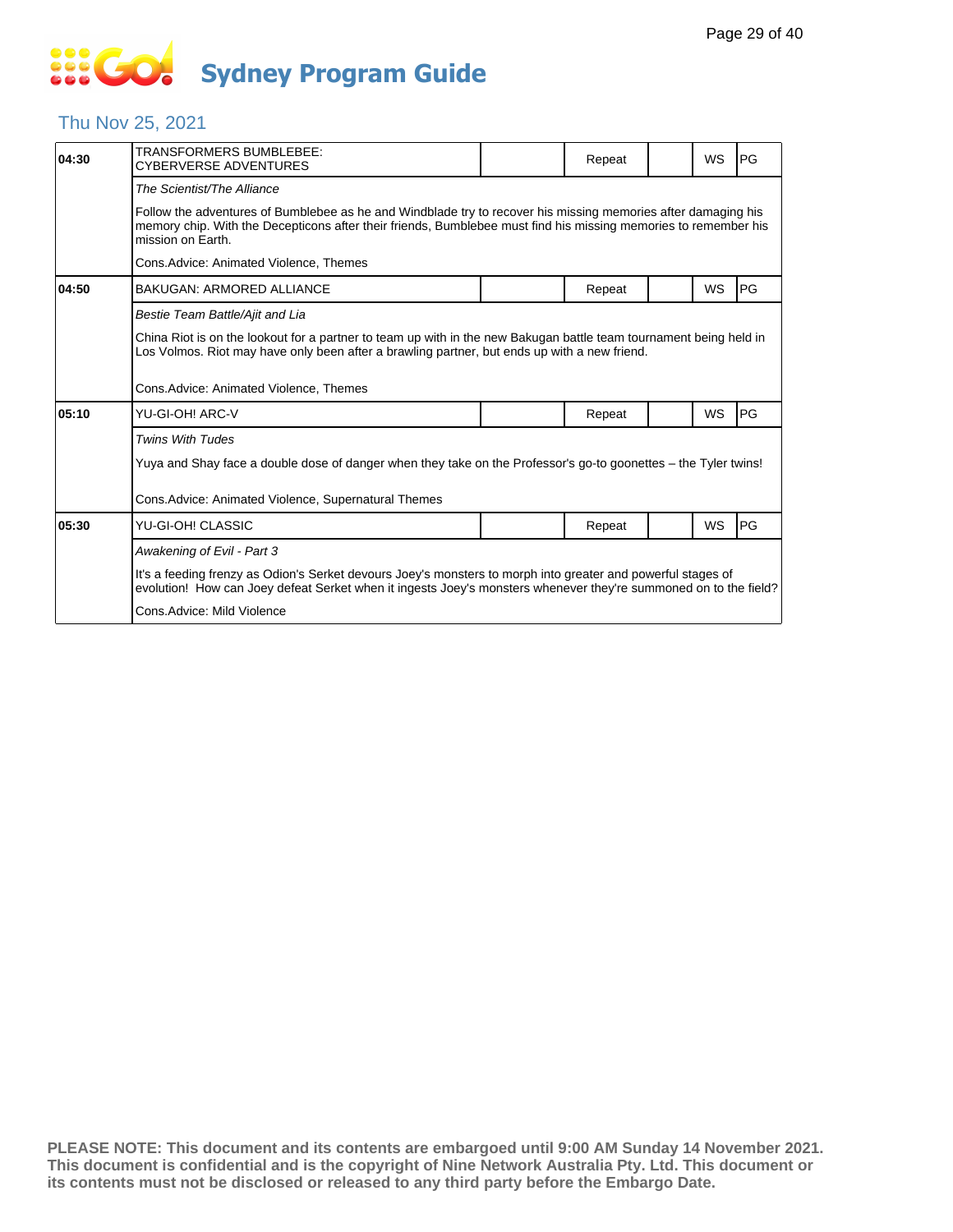# Sydney Program Guide

## Thu Nov 25, 2021

| Time | Program | | Status | | Format | Rating |
|---|---|---|---|---|---|---|
| 04:30 | TRANSFORMERS BUMBLEBEE: CYBERVERSE ADVENTURES | | Repeat | | WS | PG |
| | *The Scientist/The Alliance* | | | | | |
| | Follow the adventures of Bumblebee as he and Windblade try to recover his missing memories after damaging his memory chip. With the Decepticons after their friends, Bumblebee must find his missing memories to remember his mission on Earth. | | | | | |
| | Cons.Advice: Animated Violence, Themes | | | | | |
| 04:50 | BAKUGAN: ARMORED ALLIANCE | | Repeat | | WS | PG |
| | *Bestie Team Battle/Ajit and Lia* | | | | | |
| | China Riot is on the lookout for a partner to team up with in the new Bakugan battle team tournament being held in Los Volmos. Riot may have only been after a brawling partner, but ends up with a new friend. | | | | | |
| | Cons.Advice: Animated Violence, Themes | | | | | |
| 05:10 | YU-GI-OH! ARC-V | | Repeat | | WS | PG |
| | *Twins With Tudes* | | | | | |
| | Yuya and Shay face a double dose of danger when they take on the Professor's go-to goonettes – the Tyler twins! | | | | | |
| | Cons.Advice: Animated Violence, Supernatural Themes | | | | | |
| 05:30 | YU-GI-OH! CLASSIC | | Repeat | | WS | PG |
| | *Awakening of Evil - Part 3* | | | | | |
| | It's a feeding frenzy as Odion's Serket devours Joey's monsters to morph into greater and powerful stages of evolution! How can Joey defeat Serket when it ingests Joey's monsters whenever they're summoned on to the field? | | | | | |
| | Cons.Advice: Mild Violence | | | | | |

**PLEASE NOTE: This document and its contents are embargoed until 9:00 AM Sunday 14 November 2021. This document is confidential and is the copyright of Nine Network Australia Pty. Ltd. This document or its contents must not be disclosed or released to any third party before the Embargo Date.**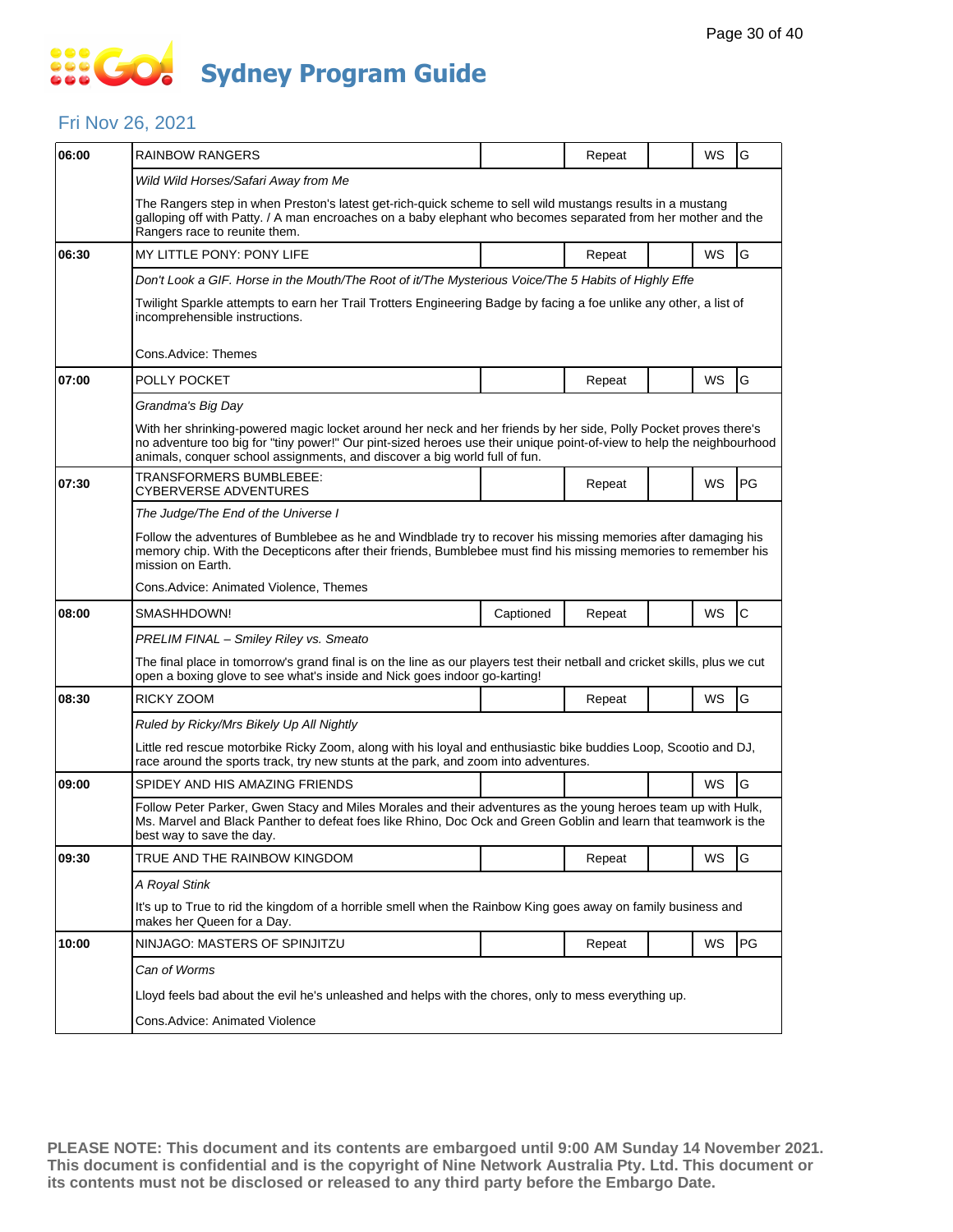# Sydney Program Guide

## Fri Nov 26, 2021

| Time | Program | Captioned | Repeat | | WS | Rating |
|---|---|---|---|---|---|---|
| 06:00 | RAINBOW RANGERS | | Repeat | | WS | G |
| | *Wild Wild Horses/Safari Away from Me* | | | | | |
| | The Rangers step in when Preston's latest get-rich-quick scheme to sell wild mustangs results in a mustang galloping off with Patty. / A man encroaches on a baby elephant who becomes separated from her mother and the Rangers race to reunite them. | | | | | |
| 06:30 | MY LITTLE PONY: PONY LIFE | | Repeat | | WS | G |
| | *Don't Look a GIF. Horse in the Mouth/The Root of it/The Mysterious Voice/The 5 Habits of Highly Effe* | | | | | |
| | Twilight Sparkle attempts to earn her Trail Trotters Engineering Badge by facing a foe unlike any other, a list of incomprehensible instructions. | | | | | |
| | Cons.Advice: Themes | | | | | |
| 07:00 | POLLY POCKET | | Repeat | | WS | G |
| | *Grandma's Big Day* | | | | | |
| | With her shrinking-powered magic locket around her neck and her friends by her side, Polly Pocket proves there's no adventure too big for "tiny power!" Our pint-sized heroes use their unique point-of-view to help the neighbourhood animals, conquer school assignments, and discover a big world full of fun. | | | | | |
| 07:30 | TRANSFORMERS BUMBLEBEE: CYBERVERSE ADVENTURES | | Repeat | | WS | PG |
| | *The Judge/The End of the Universe I* | | | | | |
| | Follow the adventures of Bumblebee as he and Windblade try to recover his missing memories after damaging his memory chip. With the Decepticons after their friends, Bumblebee must find his missing memories to remember his mission on Earth. | | | | | |
| | Cons.Advice: Animated Violence, Themes | | | | | |
| 08:00 | SMASHHDOWN! | Captioned | Repeat | | WS | C |
| | *PRELIM FINAL – Smiley Riley vs. Smeato* | | | | | |
| | The final place in tomorrow's grand final is on the line as our players test their netball and cricket skills, plus we cut open a boxing glove to see what's inside and Nick goes indoor go-karting! | | | | | |
| 08:30 | RICKY ZOOM | | Repeat | | WS | G |
| | *Ruled by Ricky/Mrs Bikely Up All Nightly* | | | | | |
| | Little red rescue motorbike Ricky Zoom, along with his loyal and enthusiastic bike buddies Loop, Scootio and DJ, race around the sports track, try new stunts at the park, and zoom into adventures. | | | | | |
| 09:00 | SPIDEY AND HIS AMAZING FRIENDS | | | | WS | G |
| | Follow Peter Parker, Gwen Stacy and Miles Morales and their adventures as the young heroes team up with Hulk, Ms. Marvel and Black Panther to defeat foes like Rhino, Doc Ock and Green Goblin and learn that teamwork is the best way to save the day. | | | | | |
| 09:30 | TRUE AND THE RAINBOW KINGDOM | | Repeat | | WS | G |
| | *A Royal Stink* | | | | | |
| | It's up to True to rid the kingdom of a horrible smell when the Rainbow King goes away on family business and makes her Queen for a Day. | | | | | |
| 10:00 | NINJAGO: MASTERS OF SPINJITZU | | Repeat | | WS | PG |
| | *Can of Worms* | | | | | |
| | Lloyd feels bad about the evil he's unleashed and helps with the chores, only to mess everything up. | | | | | |
| | Cons.Advice: Animated Violence | | | | | |

**PLEASE NOTE: This document and its contents are embargoed until 9:00 AM Sunday 14 November 2021. This document is confidential and is the copyright of Nine Network Australia Pty. Ltd. This document or its contents must not be disclosed or released to any third party before the Embargo Date.**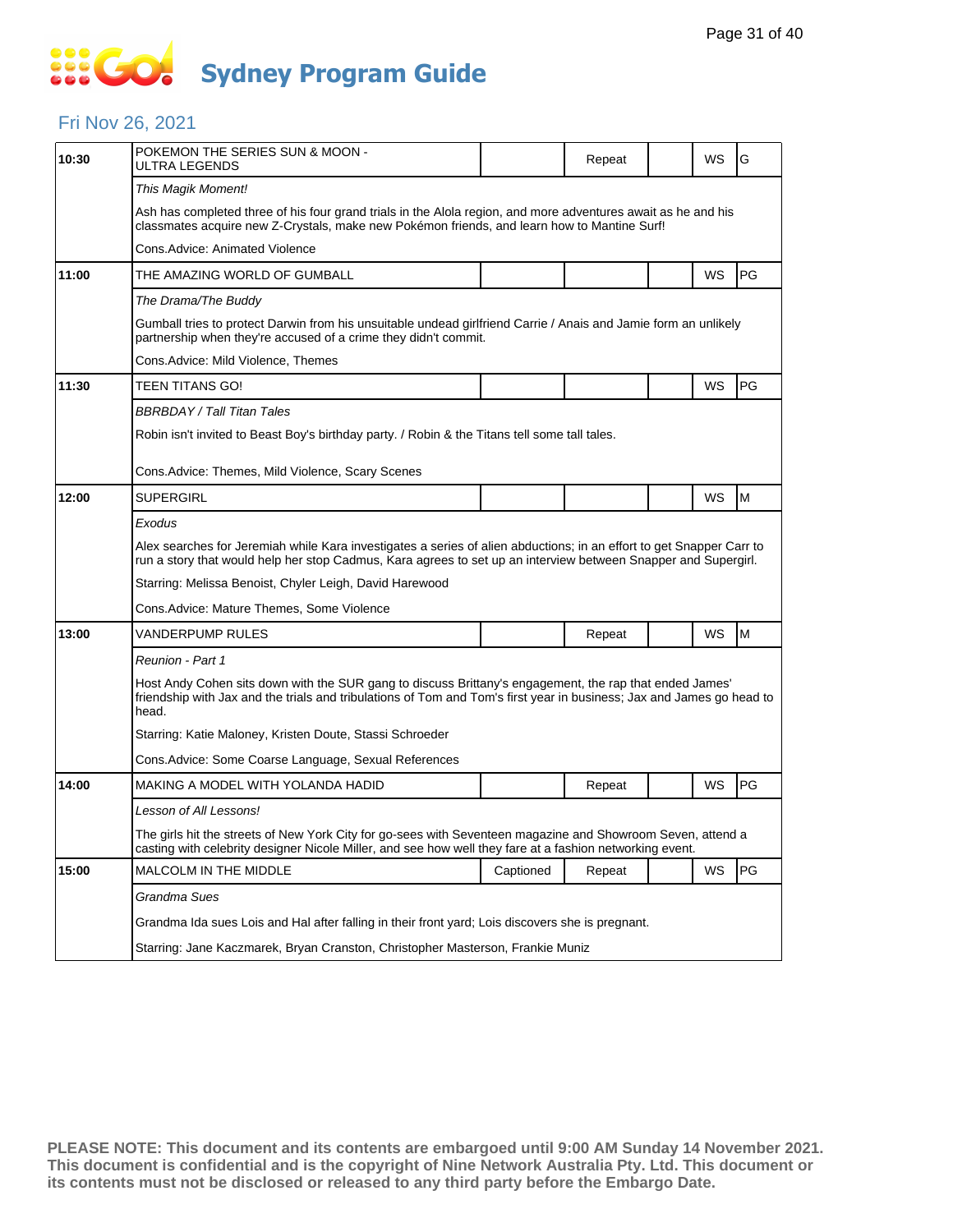# Sydney Program Guide

## Fri Nov 26, 2021

| Time | Program | | | | | |
|---|---|---|---|---|---|---|
| 10:30 | POKEMON THE SERIES SUN & MOON - ULTRA LEGENDS | | Repeat | | WS | G |
| | *This Magik Moment!* | | | | | |
| | Ash has completed three of his four grand trials in the Alola region, and more adventures await as he and his classmates acquire new Z-Crystals, make new Pokémon friends, and learn how to Mantine Surf! | | | | | |
| | Cons.Advice: Animated Violence | | | | | |
| 11:00 | THE AMAZING WORLD OF GUMBALL | | | | WS | PG |
| | *The Drama/The Buddy* | | | | | |
| | Gumball tries to protect Darwin from his unsuitable undead girlfriend Carrie / Anais and Jamie form an unlikely partnership when they're accused of a crime they didn't commit. | | | | | |
| | Cons.Advice: Mild Violence, Themes | | | | | |
| 11:30 | TEEN TITANS GO! | | | | WS | PG |
| | *BBRBDAY / Tall Titan Tales* | | | | | |
| | Robin isn't invited to Beast Boy's birthday party. / Robin & the Titans tell some tall tales. | | | | | |
| | Cons.Advice: Themes, Mild Violence, Scary Scenes | | | | | |
| 12:00 | SUPERGIRL | | | | WS | M |
| | *Exodus* | | | | | |
| | Alex searches for Jeremiah while Kara investigates a series of alien abductions; in an effort to get Snapper Carr to run a story that would help her stop Cadmus, Kara agrees to set up an interview between Snapper and Supergirl. | | | | | |
| | Starring: Melissa Benoist, Chyler Leigh, David Harewood | | | | | |
| | Cons.Advice: Mature Themes, Some Violence | | | | | |
| 13:00 | VANDERPUMP RULES | | Repeat | | WS | M |
| | *Reunion - Part 1* | | | | | |
| | Host Andy Cohen sits down with the SUR gang to discuss Brittany's engagement, the rap that ended James' friendship with Jax and the trials and tribulations of Tom and Tom's first year in business; Jax and James go head to head. | | | | | |
| | Starring: Katie Maloney, Kristen Doute, Stassi Schroeder | | | | | |
| | Cons.Advice: Some Coarse Language, Sexual References | | | | | |
| 14:00 | MAKING A MODEL WITH YOLANDA HADID | | Repeat | | WS | PG |
| | *Lesson of All Lessons!* | | | | | |
| | The girls hit the streets of New York City for go-sees with Seventeen magazine and Showroom Seven, attend a casting with celebrity designer Nicole Miller, and see how well they fare at a fashion networking event. | | | | | |
| 15:00 | MALCOLM IN THE MIDDLE | Captioned | Repeat | | WS | PG |
| | *Grandma Sues* | | | | | |
| | Grandma Ida sues Lois and Hal after falling in their front yard; Lois discovers she is pregnant. | | | | | |
| | Starring: Jane Kaczmarek, Bryan Cranston, Christopher Masterson, Frankie Muniz | | | | | |

**PLEASE NOTE: This document and its contents are embargoed until 9:00 AM Sunday 14 November 2021. This document is confidential and is the copyright of Nine Network Australia Pty. Ltd. This document or its contents must not be disclosed or released to any third party before the Embargo Date.**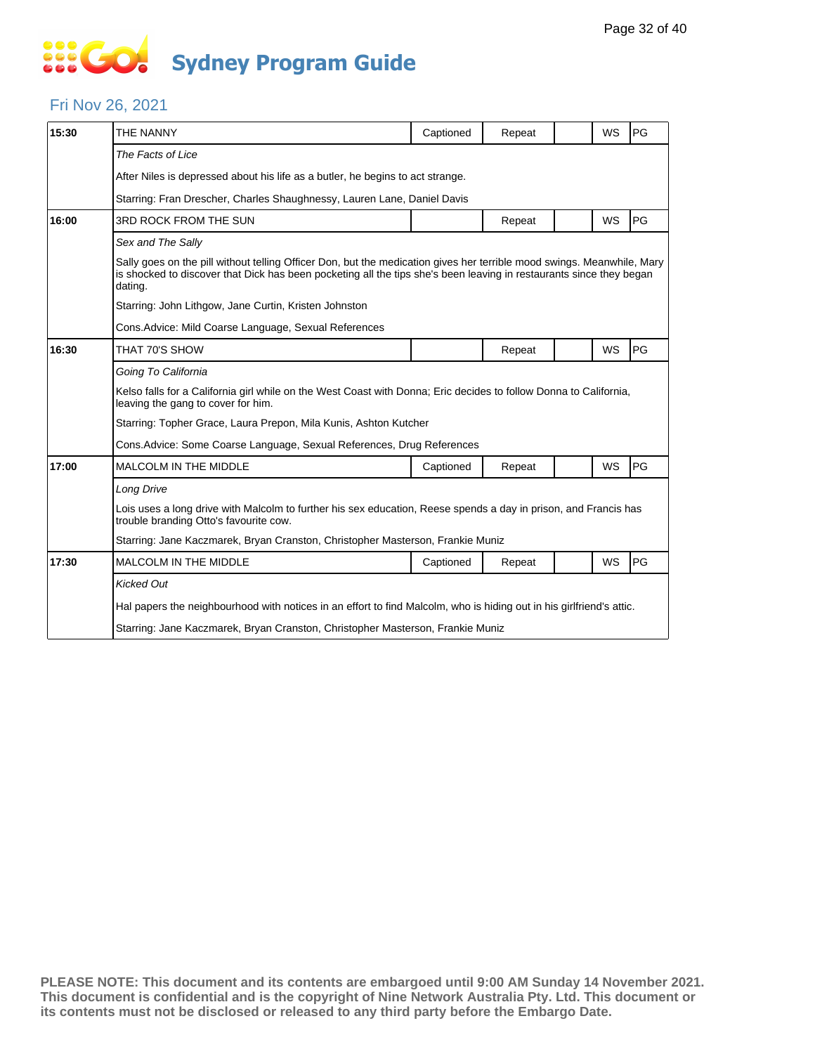# Sydney Program Guide

## Fri Nov 26, 2021

| Time | Program | Captioned | Repeat | | WS | Rating |
|---|---|---|---|---|---|---|
| 15:30 | THE NANNY | Captioned | Repeat | | WS | PG |
| | *The Facts of Lice* | | | | | |
| | After Niles is depressed about his life as a butler, he begins to act strange. | | | | | |
| | Starring: Fran Drescher, Charles Shaughnessy, Lauren Lane, Daniel Davis | | | | | |
| 16:00 | 3RD ROCK FROM THE SUN | | Repeat | | WS | PG |
| | *Sex and The Sally* | | | | | |
| | Sally goes on the pill without telling Officer Don, but the medication gives her terrible mood swings. Meanwhile, Mary is shocked to discover that Dick has been pocketing all the tips she's been leaving in restaurants since they began dating. | | | | | |
| | Starring: John Lithgow, Jane Curtin, Kristen Johnston | | | | | |
| | Cons.Advice: Mild Coarse Language, Sexual References | | | | | |
| 16:30 | THAT 70'S SHOW | | Repeat | | WS | PG |
| | *Going To California* | | | | | |
| | Kelso falls for a California girl while on the West Coast with Donna; Eric decides to follow Donna to California, leaving the gang to cover for him. | | | | | |
| | Starring: Topher Grace, Laura Prepon, Mila Kunis, Ashton Kutcher | | | | | |
| | Cons.Advice: Some Coarse Language, Sexual References, Drug References | | | | | |
| 17:00 | MALCOLM IN THE MIDDLE | Captioned | Repeat | | WS | PG |
| | *Long Drive* | | | | | |
| | Lois uses a long drive with Malcolm to further his sex education, Reese spends a day in prison, and Francis has trouble branding Otto's favourite cow. | | | | | |
| | Starring: Jane Kaczmarek, Bryan Cranston, Christopher Masterson, Frankie Muniz | | | | | |
| 17:30 | MALCOLM IN THE MIDDLE | Captioned | Repeat | | WS | PG |
| | *Kicked Out* | | | | | |
| | Hal papers the neighbourhood with notices in an effort to find Malcolm, who is hiding out in his girlfriend's attic. | | | | | |
| | Starring: Jane Kaczmarek, Bryan Cranston, Christopher Masterson, Frankie Muniz | | | | | |

**PLEASE NOTE: This document and its contents are embargoed until 9:00 AM Sunday 14 November 2021. This document is confidential and is the copyright of Nine Network Australia Pty. Ltd. This document or its contents must not be disclosed or released to any third party before the Embargo Date.**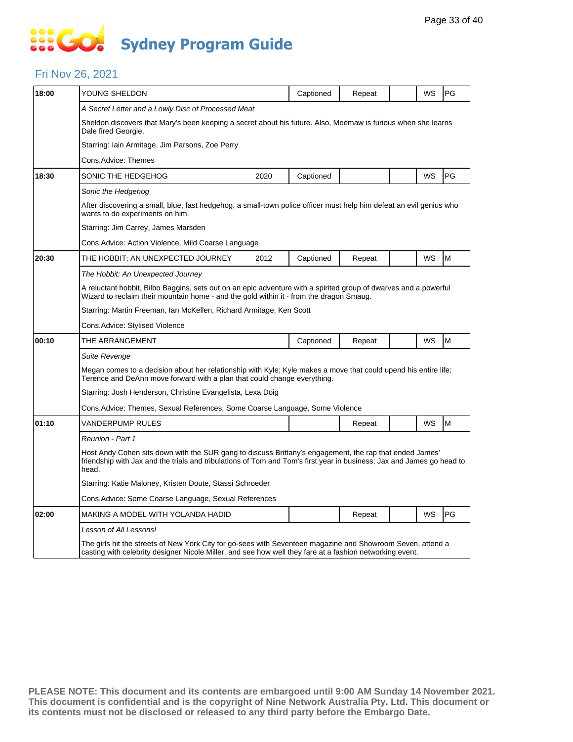# Sydney Program Guide

## Fri Nov 26, 2021

| Time | Program | Year | Captioned | Repeat | | WS | Rating |
|---|---|---|---|---|---|---|---|
| 18:00 | YOUNG SHELDON | | Captioned | Repeat | | WS | PG |
| | *A Secret Letter and a Lowly Disc of Processed Meat* | | | | | | |
| | Sheldon discovers that Mary's been keeping a secret about his future. Also, Meemaw is furious when she learns Dale fired Georgie. | | | | | | |
| | Starring: Iain Armitage, Jim Parsons, Zoe Perry | | | | | | |
| | Cons.Advice: Themes | | | | | | |
| 18:30 | SONIC THE HEDGEHOG | 2020 | Captioned | | | WS | PG |
| | *Sonic the Hedgehog* | | | | | | |
| | After discovering a small, blue, fast hedgehog, a small-town police officer must help him defeat an evil genius who wants to do experiments on him. | | | | | | |
| | Starring: Jim Carrey, James Marsden | | | | | | |
| | Cons.Advice: Action Violence, Mild Coarse Language | | | | | | |
| 20:30 | THE HOBBIT: AN UNEXPECTED JOURNEY | 2012 | Captioned | Repeat | | WS | M |
| | *The Hobbit: An Unexpected Journey* | | | | | | |
| | A reluctant hobbit, Bilbo Baggins, sets out on an epic adventure with a spirited group of dwarves and a powerful Wizard to reclaim their mountain home - and the gold within it - from the dragon Smaug. | | | | | | |
| | Starring: Martin Freeman, Ian McKellen, Richard Armitage, Ken Scott | | | | | | |
| | Cons.Advice: Stylised Violence | | | | | | |
| 00:10 | THE ARRANGEMENT | | Captioned | Repeat | | WS | M |
| | *Suite Revenge* | | | | | | |
| | Megan comes to a decision about her relationship with Kyle; Kyle makes a move that could upend his entire life; Terence and DeAnn move forward with a plan that could change everything. | | | | | | |
| | Starring: Josh Henderson, Christine Evangelista, Lexa Doig | | | | | | |
| | Cons.Advice: Themes, Sexual References, Some Coarse Language, Some Violence | | | | | | |
| 01:10 | VANDERPUMP RULES | | | Repeat | | WS | M |
| | *Reunion - Part 1* | | | | | | |
| | Host Andy Cohen sits down with the SUR gang to discuss Brittany's engagement, the rap that ended James' friendship with Jax and the trials and tribulations of Tom and Tom's first year in business; Jax and James go head to head. | | | | | | |
| | Starring: Katie Maloney, Kristen Doute, Stassi Schroeder | | | | | | |
| | Cons.Advice: Some Coarse Language, Sexual References | | | | | | |
| 02:00 | MAKING A MODEL WITH YOLANDA HADID | | | Repeat | | WS | PG |
| | *Lesson of All Lessons!* | | | | | | |
| | The girls hit the streets of New York City for go-sees with Seventeen magazine and Showroom Seven, attend a casting with celebrity designer Nicole Miller, and see how well they fare at a fashion networking event. | | | | | | |

**PLEASE NOTE: This document and its contents are embargoed until 9:00 AM Sunday 14 November 2021. This document is confidential and is the copyright of Nine Network Australia Pty. Ltd. This document or its contents must not be disclosed or released to any third party before the Embargo Date.**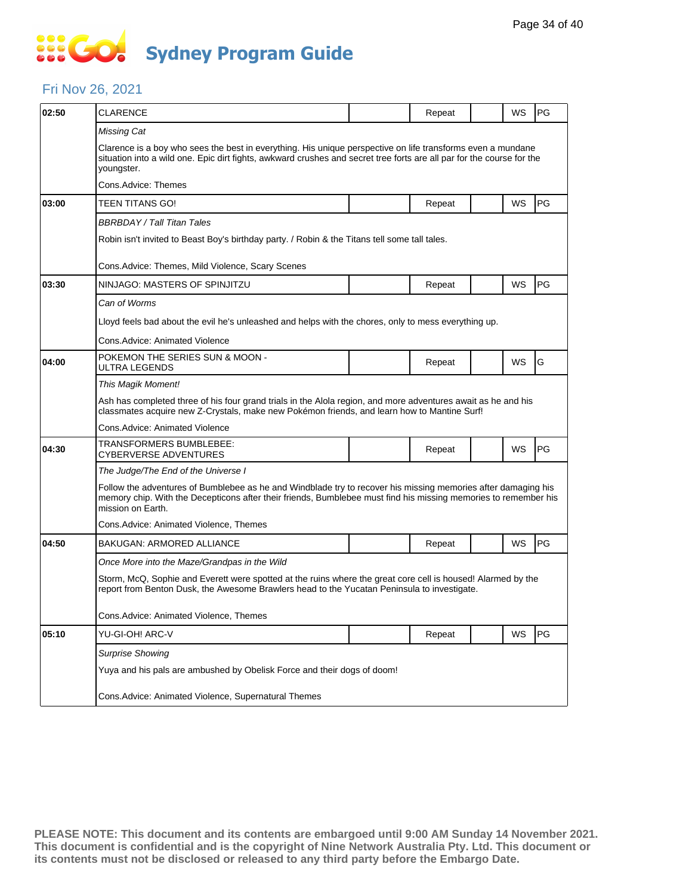# Sydney Program Guide

## Fri Nov 26, 2021

| Time | Program | | Status | | Format | Rating |
|---|---|---|---|---|---|---|
| 02:50 | CLARENCE | | Repeat | | WS | PG |
| | *Missing Cat*<br><br>Clarence is a boy who sees the best in everything. His unique perspective on life transforms even a mundane situation into a wild one. Epic dirt fights, awkward crushes and secret tree forts are all par for the course for the youngster.<br><br>Cons.Advice: Themes | | | | | |
| 03:00 | TEEN TITANS GO! | | Repeat | | WS | PG |
| | *BBRBDAY / Tall Titan Tales*<br><br>Robin isn't invited to Beast Boy's birthday party. / Robin & the Titans tell some tall tales.<br><br>Cons.Advice: Themes, Mild Violence, Scary Scenes | | | | | |
| 03:30 | NINJAGO: MASTERS OF SPINJITZU | | Repeat | | WS | PG |
| | *Can of Worms*<br><br>Lloyd feels bad about the evil he's unleashed and helps with the chores, only to mess everything up.<br><br>Cons.Advice: Animated Violence | | | | | |
| 04:00 | POKEMON THE SERIES SUN & MOON - ULTRA LEGENDS | | Repeat | | WS | G |
| | *This Magik Moment!*<br><br>Ash has completed three of his four grand trials in the Alola region, and more adventures await as he and his classmates acquire new Z-Crystals, make new Pokémon friends, and learn how to Mantine Surf!<br><br>Cons.Advice: Animated Violence | | | | | |
| 04:30 | TRANSFORMERS BUMBLEBEE: CYBERVERSE ADVENTURES | | Repeat | | WS | PG |
| | *The Judge/The End of the Universe I*<br><br>Follow the adventures of Bumblebee as he and Windblade try to recover his missing memories after damaging his memory chip. With the Decepticons after their friends, Bumblebee must find his missing memories to remember his mission on Earth.<br><br>Cons.Advice: Animated Violence, Themes | | | | | |
| 04:50 | BAKUGAN: ARMORED ALLIANCE | | Repeat | | WS | PG |
| | *Once More into the Maze/Grandpas in the Wild*<br><br>Storm, McQ, Sophie and Everett were spotted at the ruins where the great core cell is housed! Alarmed by the report from Benton Dusk, the Awesome Brawlers head to the Yucatan Peninsula to investigate.<br><br>Cons.Advice: Animated Violence, Themes | | | | | |
| 05:10 | YU-GI-OH! ARC-V | | Repeat | | WS | PG |
| | *Surprise Showing*<br><br>Yuya and his pals are ambushed by Obelisk Force and their dogs of doom!<br><br>Cons.Advice: Animated Violence, Supernatural Themes | | | | | |

**PLEASE NOTE: This document and its contents are embargoed until 9:00 AM Sunday 14 November 2021. This document is confidential and is the copyright of Nine Network Australia Pty. Ltd. This document or its contents must not be disclosed or released to any third party before the Embargo Date.**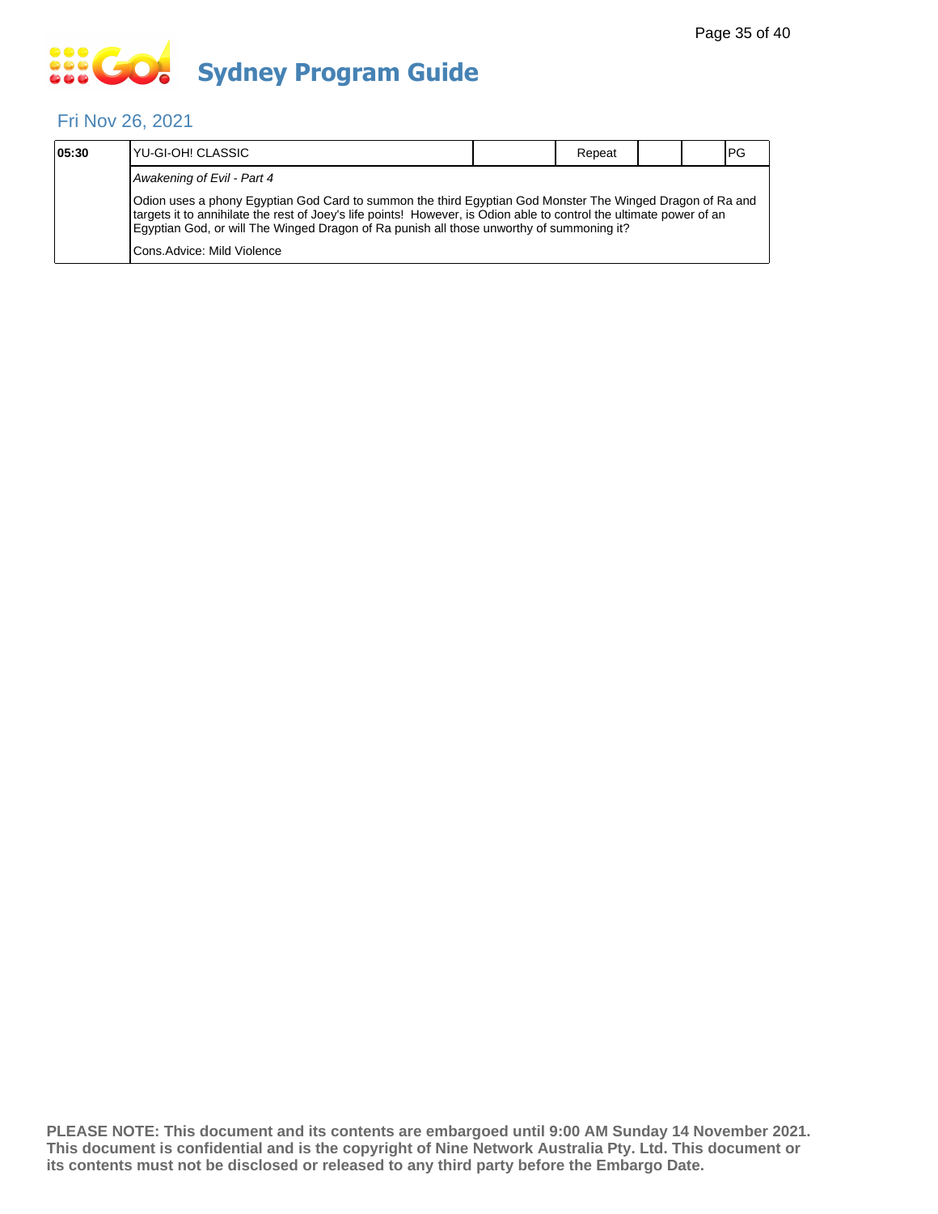# Sydney Program Guide

## Fri Nov 26, 2021

| 05:30 | YU-GI-OH! CLASSIC | | Repeat | | | PG |
|---|---|---|---|---|---|---|
| | *Awakening of Evil - Part 4* | | | | | |
| | Odion uses a phony Egyptian God Card to summon the third Egyptian God Monster The Winged Dragon of Ra and targets it to annihilate the rest of Joey's life points! However, is Odion able to control the ultimate power of an Egyptian God, or will The Winged Dragon of Ra punish all those unworthy of summoning it? | | | | | |
| | Cons.Advice: Mild Violence | | | | | |

**PLEASE NOTE: This document and its contents are embargoed until 9:00 AM Sunday 14 November 2021. This document is confidential and is the copyright of Nine Network Australia Pty. Ltd. This document or its contents must not be disclosed or released to any third party before the Embargo Date.**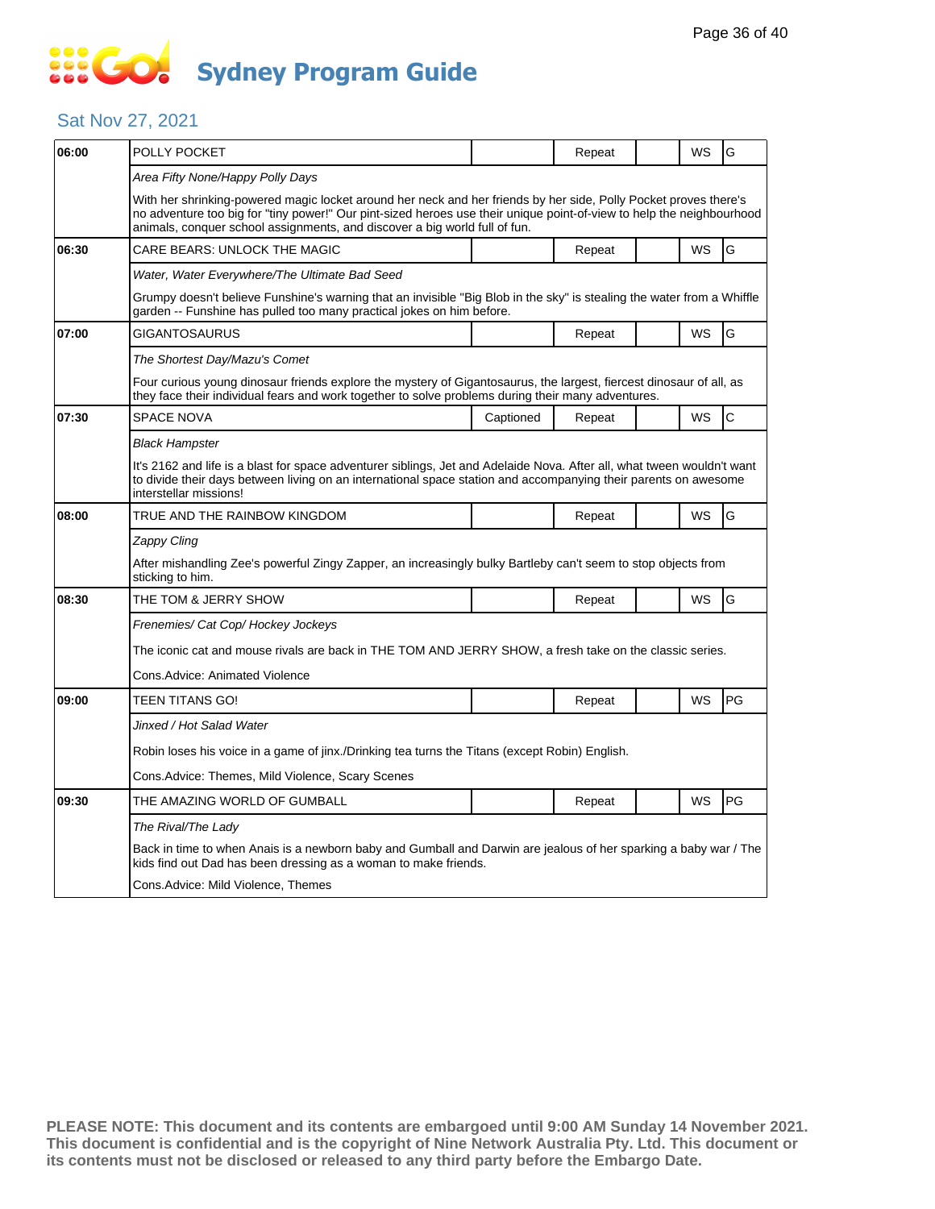# Sydney Program Guide

## Sat Nov 27, 2021

| Time | Program | Captioned | Repeat | | WS | Rating |
|---|---|---|---|---|---|---|
| 06:00 | POLLY POCKET | | Repeat | | WS | G |
| | *Area Fifty None/Happy Polly Days* | | | | | |
| | With her shrinking-powered magic locket around her neck and her friends by her side, Polly Pocket proves there's no adventure too big for "tiny power!" Our pint-sized heroes use their unique point-of-view to help the neighbourhood animals, conquer school assignments, and discover a big world full of fun. | | | | | |
| 06:30 | CARE BEARS: UNLOCK THE MAGIC | | Repeat | | WS | G |
| | *Water, Water Everywhere/The Ultimate Bad Seed* | | | | | |
| | Grumpy doesn't believe Funshine's warning that an invisible "Big Blob in the sky" is stealing the water from a Whiffle garden -- Funshine has pulled too many practical jokes on him before. | | | | | |
| 07:00 | GIGANTOSAURUS | | Repeat | | WS | G |
| | *The Shortest Day/Mazu's Comet* | | | | | |
| | Four curious young dinosaur friends explore the mystery of Gigantosaurus, the largest, fiercest dinosaur of all, as they face their individual fears and work together to solve problems during their many adventures. | | | | | |
| 07:30 | SPACE NOVA | Captioned | Repeat | | WS | C |
| | *Black Hampster* | | | | | |
| | It's 2162 and life is a blast for space adventurer siblings, Jet and Adelaide Nova. After all, what tween wouldn't want to divide their days between living on an international space station and accompanying their parents on awesome interstellar missions! | | | | | |
| 08:00 | TRUE AND THE RAINBOW KINGDOM | | Repeat | | WS | G |
| | *Zappy Cling* | | | | | |
| | After mishandling Zee's powerful Zingy Zapper, an increasingly bulky Bartleby can't seem to stop objects from sticking to him. | | | | | |
| 08:30 | THE TOM & JERRY SHOW | | Repeat | | WS | G |
| | *Frenemies/ Cat Cop/ Hockey Jockeys* | | | | | |
| | The iconic cat and mouse rivals are back in THE TOM AND JERRY SHOW, a fresh take on the classic series. | | | | | |
| | Cons.Advice: Animated Violence | | | | | |
| 09:00 | TEEN TITANS GO! | | Repeat | | WS | PG |
| | *Jinxed / Hot Salad Water* | | | | | |
| | Robin loses his voice in a game of jinx./Drinking tea turns the Titans (except Robin) English. | | | | | |
| | Cons.Advice: Themes, Mild Violence, Scary Scenes | | | | | |
| 09:30 | THE AMAZING WORLD OF GUMBALL | | Repeat | | WS | PG |
| | *The Rival/The Lady* | | | | | |
| | Back in time to when Anais is a newborn baby and Gumball and Darwin are jealous of her sparking a baby war / The kids find out Dad has been dressing as a woman to make friends. | | | | | |
| | Cons.Advice: Mild Violence, Themes | | | | | |

**PLEASE NOTE: This document and its contents are embargoed until 9:00 AM Sunday 14 November 2021. This document is confidential and is the copyright of Nine Network Australia Pty. Ltd. This document or its contents must not be disclosed or released to any third party before the Embargo Date.**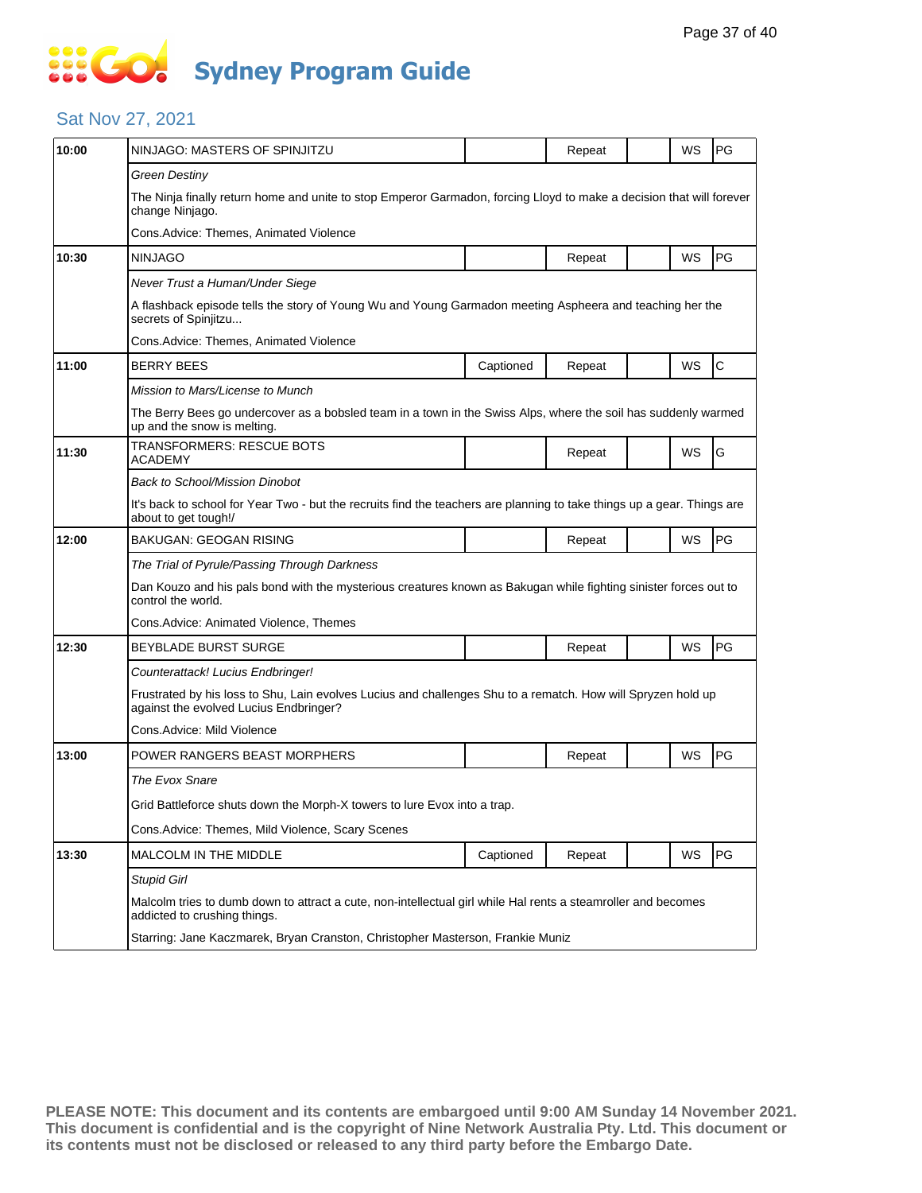# Sydney Program Guide

## Sat Nov 27, 2021

| Time | Program | Captioned | Repeat | | WS | Rating |
|---|---|---|---|---|---|---|
| 10:00 | NINJAGO: MASTERS OF SPINJITZU | | Repeat | | WS | PG |
| | *Green Destiny* | | | | | |
| | The Ninja finally return home and unite to stop Emperor Garmadon, forcing Lloyd to make a decision that will forever change Ninjago. | | | | | |
| | Cons.Advice: Themes, Animated Violence | | | | | |
| 10:30 | NINJAGO | | Repeat | | WS | PG |
| | *Never Trust a Human/Under Siege* | | | | | |
| | A flashback episode tells the story of Young Wu and Young Garmadon meeting Aspheera and teaching her the secrets of Spinjitzu... | | | | | |
| | Cons.Advice: Themes, Animated Violence | | | | | |
| 11:00 | BERRY BEES | Captioned | Repeat | | WS | C |
| | *Mission to Mars/License to Munch* | | | | | |
| | The Berry Bees go undercover as a bobsled team in a town in the Swiss Alps, where the soil has suddenly warmed up and the snow is melting. | | | | | |
| 11:30 | TRANSFORMERS: RESCUE BOTS ACADEMY | | Repeat | | WS | G |
| | *Back to School/Mission Dinobot* | | | | | |
| | It's back to school for Year Two - but the recruits find the teachers are planning to take things up a gear. Things are about to get tough!/ | | | | | |
| 12:00 | BAKUGAN: GEOGAN RISING | | Repeat | | WS | PG |
| | *The Trial of Pyrule/Passing Through Darkness* | | | | | |
| | Dan Kouzo and his pals bond with the mysterious creatures known as Bakugan while fighting sinister forces out to control the world. | | | | | |
| | Cons.Advice: Animated Violence, Themes | | | | | |
| 12:30 | BEYBLADE BURST SURGE | | Repeat | | WS | PG |
| | *Counterattack! Lucius Endbringer!* | | | | | |
| | Frustrated by his loss to Shu, Lain evolves Lucius and challenges Shu to a rematch. How will Spryzen hold up against the evolved Lucius Endbringer? | | | | | |
| | Cons.Advice: Mild Violence | | | | | |
| 13:00 | POWER RANGERS BEAST MORPHERS | | Repeat | | WS | PG |
| | *The Evox Snare* | | | | | |
| | Grid Battleforce shuts down the Morph-X towers to lure Evox into a trap. | | | | | |
| | Cons.Advice: Themes, Mild Violence, Scary Scenes | | | | | |
| 13:30 | MALCOLM IN THE MIDDLE | Captioned | Repeat | | WS | PG |
| | *Stupid Girl* | | | | | |
| | Malcolm tries to dumb down to attract a cute, non-intellectual girl while Hal rents a steamroller and becomes addicted to crushing things. | | | | | |
| | Starring: Jane Kaczmarek, Bryan Cranston, Christopher Masterson, Frankie Muniz | | | | | |

**PLEASE NOTE: This document and its contents are embargoed until 9:00 AM Sunday 14 November 2021. This document is confidential and is the copyright of Nine Network Australia Pty. Ltd. This document or its contents must not be disclosed or released to any third party before the Embargo Date.**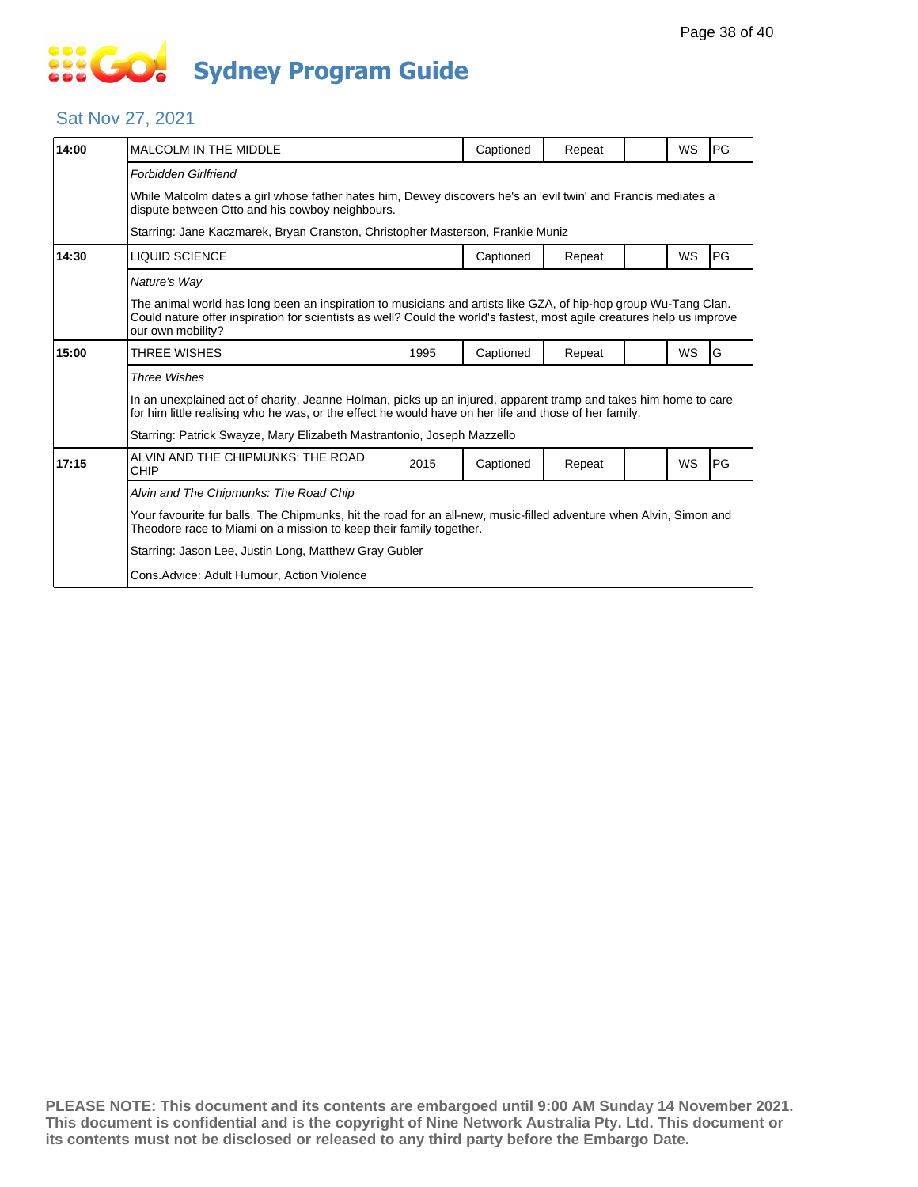# Sydney Program Guide

## Sat Nov 27, 2021

| Time | Program | Year | Captioned | Repeat | | WS | Rating |
|---|---|---|---|---|---|---|---|
| 14:00 | MALCOLM IN THE MIDDLE | | Captioned | Repeat | | WS | PG |

*Forbidden Girlfriend*

While Malcolm dates a girl whose father hates him, Dewey discovers he's an 'evil twin' and Francis mediates a dispute between Otto and his cowboy neighbours.

Starring: Jane Kaczmarek, Bryan Cranston, Christopher Masterson, Frankie Muniz

| Time | Program | Year | Captioned | Repeat | | WS | Rating |
|---|---|---|---|---|---|---|---|
| 14:30 | LIQUID SCIENCE | | Captioned | Repeat | | WS | PG |

*Nature's Way*

The animal world has long been an inspiration to musicians and artists like GZA, of hip-hop group Wu-Tang Clan. Could nature offer inspiration for scientists as well? Could the world's fastest, most agile creatures help us improve our own mobility?

| Time | Program | Year | Captioned | Repeat | | WS | Rating |
|---|---|---|---|---|---|---|---|
| 15:00 | THREE WISHES | 1995 | Captioned | Repeat | | WS | G |

*Three Wishes*

In an unexplained act of charity, Jeanne Holman, picks up an injured, apparent tramp and takes him home to care for him little realising who he was, or the effect he would have on her life and those of her family.

Starring: Patrick Swayze, Mary Elizabeth Mastrantonio, Joseph Mazzello

| Time | Program | Year | Captioned | Repeat | | WS | Rating |
|---|---|---|---|---|---|---|---|
| 17:15 | ALVIN AND THE CHIPMUNKS: THE ROAD CHIP | 2015 | Captioned | Repeat | | WS | PG |

*Alvin and The Chipmunks: The Road Chip*

Your favourite fur balls, The Chipmunks, hit the road for an all-new, music-filled adventure when Alvin, Simon and Theodore race to Miami on a mission to keep their family together.

Starring: Jason Lee, Justin Long, Matthew Gray Gubler

Cons.Advice: Adult Humour, Action Violence

**PLEASE NOTE: This document and its contents are embargoed until 9:00 AM Sunday 14 November 2021. This document is confidential and is the copyright of Nine Network Australia Pty. Ltd. This document or its contents must not be disclosed or released to any third party before the Embargo Date.**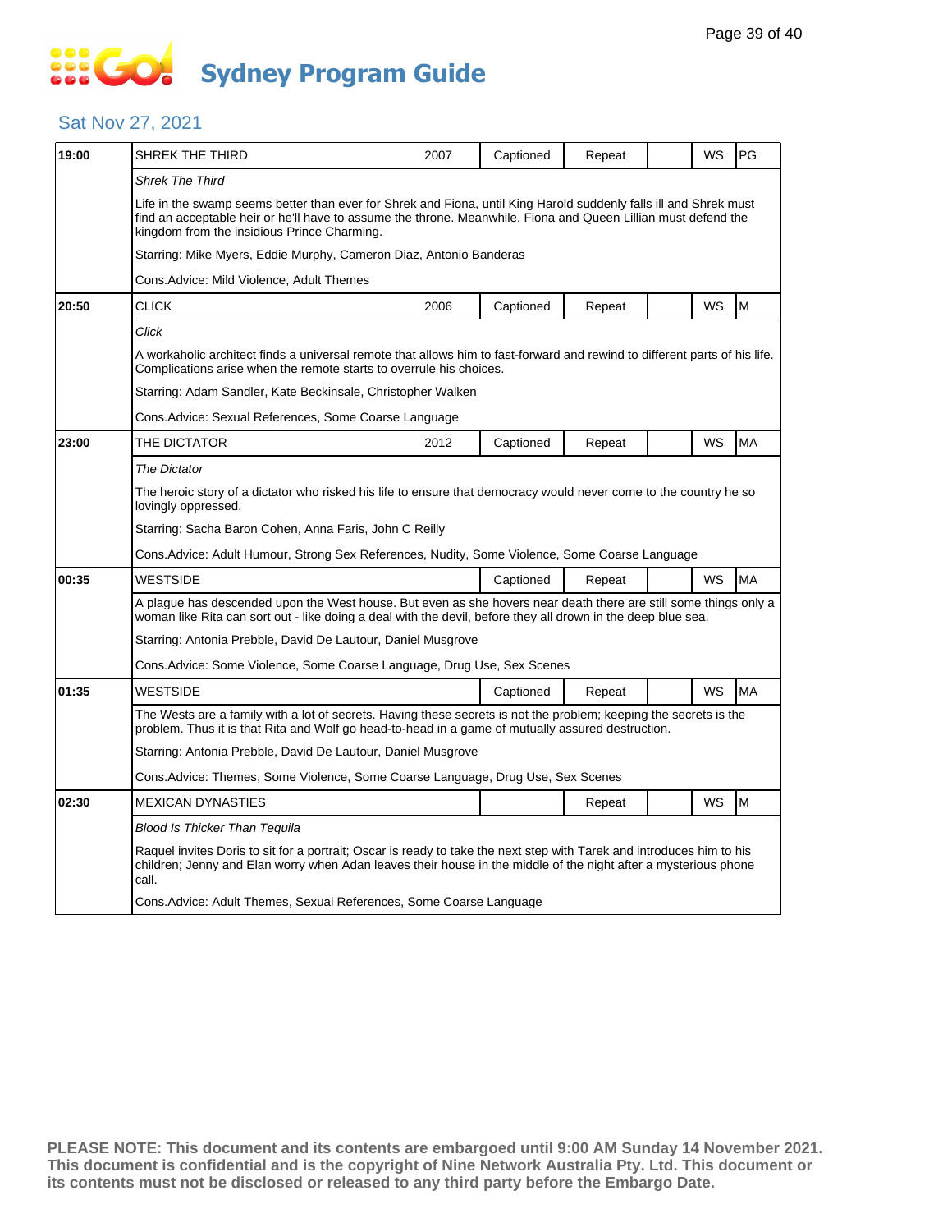# Sydney Program Guide

## Sat Nov 27, 2021

| Time | Title | Year | Captioned | Repeat | | WS | Rating |
|---|---|---|---|---|---|---|---|
| 19:00 | SHREK THE THIRD | 2007 | Captioned | Repeat | | WS | PG |

*Shrek The Third*

Life in the swamp seems better than ever for Shrek and Fiona, until King Harold suddenly falls ill and Shrek must find an acceptable heir or he'll have to assume the throne. Meanwhile, Fiona and Queen Lillian must defend the kingdom from the insidious Prince Charming.

Starring: Mike Myers, Eddie Murphy, Cameron Diaz, Antonio Banderas

Cons.Advice: Mild Violence, Adult Themes

| Time | Title | Year | Captioned | Repeat | | WS | Rating |
|---|---|---|---|---|---|---|---|
| 20:50 | CLICK | 2006 | Captioned | Repeat | | WS | M |

*Click*

A workaholic architect finds a universal remote that allows him to fast-forward and rewind to different parts of his life. Complications arise when the remote starts to overrule his choices.

Starring: Adam Sandler, Kate Beckinsale, Christopher Walken

Cons.Advice: Sexual References, Some Coarse Language

| Time | Title | Year | Captioned | Repeat | | WS | Rating |
|---|---|---|---|---|---|---|---|
| 23:00 | THE DICTATOR | 2012 | Captioned | Repeat | | WS | MA |

*The Dictator*

The heroic story of a dictator who risked his life to ensure that democracy would never come to the country he so lovingly oppressed.

Starring: Sacha Baron Cohen, Anna Faris, John C Reilly

Cons.Advice: Adult Humour, Strong Sex References, Nudity, Some Violence, Some Coarse Language

| Time | Title | Year | Captioned | Repeat | | WS | Rating |
|---|---|---|---|---|---|---|---|
| 00:35 | WESTSIDE | | Captioned | Repeat | | WS | MA |

A plague has descended upon the West house. But even as she hovers near death there are still some things only a woman like Rita can sort out - like doing a deal with the devil, before they all drown in the deep blue sea.

Starring: Antonia Prebble, David De Lautour, Daniel Musgrove

Cons.Advice: Some Violence, Some Coarse Language, Drug Use, Sex Scenes

| Time | Title | Year | Captioned | Repeat | | WS | Rating |
|---|---|---|---|---|---|---|---|
| 01:35 | WESTSIDE | | Captioned | Repeat | | WS | MA |

The Wests are a family with a lot of secrets. Having these secrets is not the problem; keeping the secrets is the problem. Thus it is that Rita and Wolf go head-to-head in a game of mutually assured destruction.

Starring: Antonia Prebble, David De Lautour, Daniel Musgrove

Cons.Advice: Themes, Some Violence, Some Coarse Language, Drug Use, Sex Scenes

| Time | Title | Year | Captioned | Repeat | | WS | Rating |
|---|---|---|---|---|---|---|---|
| 02:30 | MEXICAN DYNASTIES | | | Repeat | | WS | M |

*Blood Is Thicker Than Tequila*

Raquel invites Doris to sit for a portrait; Oscar is ready to take the next step with Tarek and introduces him to his children; Jenny and Elan worry when Adan leaves their house in the middle of the night after a mysterious phone call.

Cons.Advice: Adult Themes, Sexual References, Some Coarse Language

**PLEASE NOTE: This document and its contents are embargoed until 9:00 AM Sunday 14 November 2021. This document is confidential and is the copyright of Nine Network Australia Pty. Ltd. This document or its contents must not be disclosed or released to any third party before the Embargo Date.**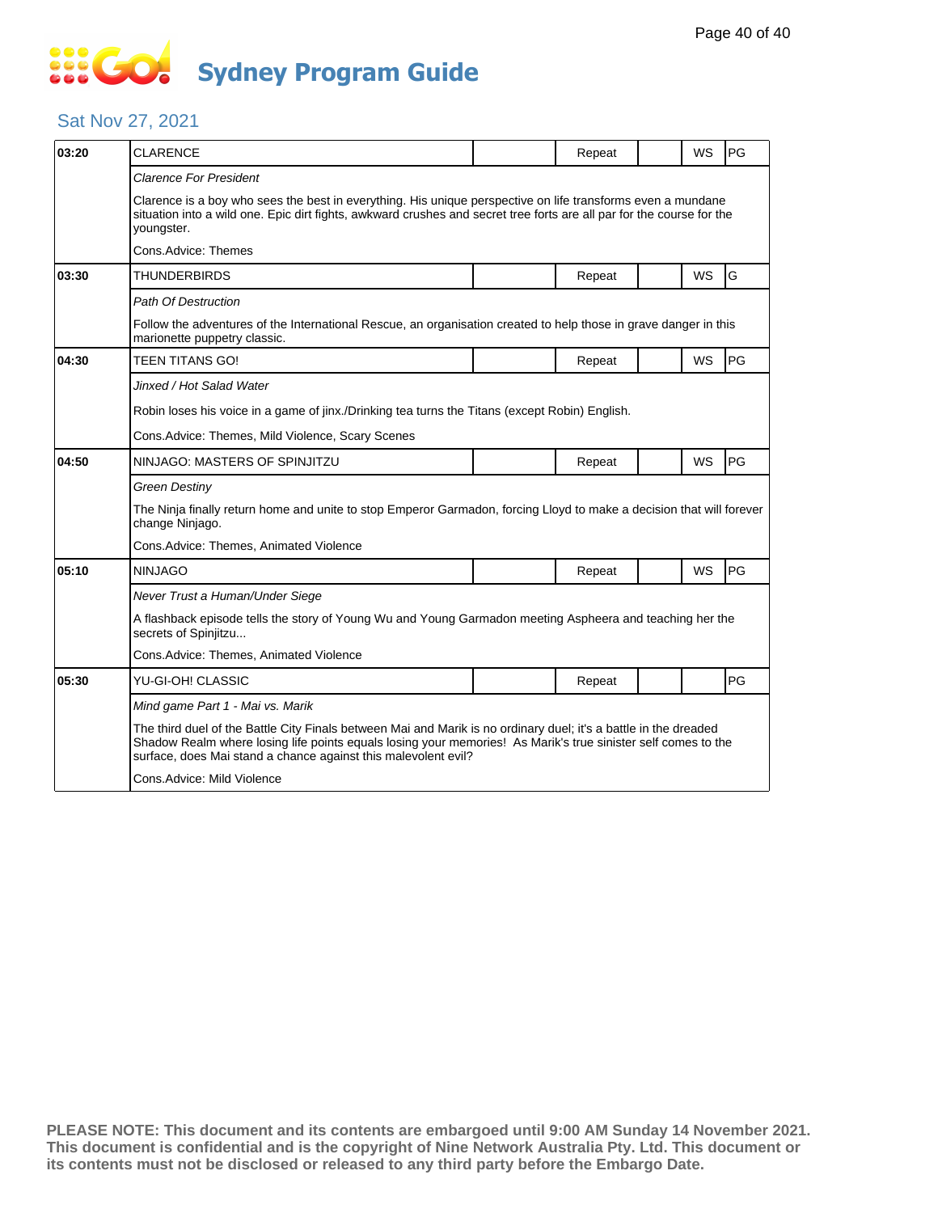# Sydney Program Guide

## Sat Nov 27, 2021

| | | | | | | |
|---|---|---|---|---|---|---|
| 03:20 | CLARENCE | | Repeat | | WS | PG |
| | *Clarence For President* | | | | | |
| | Clarence is a boy who sees the best in everything. His unique perspective on life transforms even a mundane situation into a wild one. Epic dirt fights, awkward crushes and secret tree forts are all par for the course for the youngster. | | | | | |
| | Cons.Advice: Themes | | | | | |
| 03:30 | THUNDERBIRDS | | Repeat | | WS | G |
| | *Path Of Destruction* | | | | | |
| | Follow the adventures of the International Rescue, an organisation created to help those in grave danger in this marionette puppetry classic. | | | | | |
| 04:30 | TEEN TITANS GO! | | Repeat | | WS | PG |
| | *Jinxed / Hot Salad Water* | | | | | |
| | Robin loses his voice in a game of jinx./Drinking tea turns the Titans (except Robin) English. | | | | | |
| | Cons.Advice: Themes, Mild Violence, Scary Scenes | | | | | |
| 04:50 | NINJAGO: MASTERS OF SPINJITZU | | Repeat | | WS | PG |
| | *Green Destiny* | | | | | |
| | The Ninja finally return home and unite to stop Emperor Garmadon, forcing Lloyd to make a decision that will forever change Ninjago. | | | | | |
| | Cons.Advice: Themes, Animated Violence | | | | | |
| 05:10 | NINJAGO | | Repeat | | WS | PG |
| | *Never Trust a Human/Under Siege* | | | | | |
| | A flashback episode tells the story of Young Wu and Young Garmadon meeting Aspheera and teaching her the secrets of Spinjitzu... | | | | | |
| | Cons.Advice: Themes, Animated Violence | | | | | |
| 05:30 | YU-GI-OH! CLASSIC | | Repeat | | | PG |
| | *Mind game Part 1 - Mai vs. Marik* | | | | | |
| | The third duel of the Battle City Finals between Mai and Marik is no ordinary duel; it's a battle in the dreaded Shadow Realm where losing life points equals losing your memories! As Marik's true sinister self comes to the surface, does Mai stand a chance against this malevolent evil? | | | | | |
| | Cons.Advice: Mild Violence | | | | | |

**PLEASE NOTE: This document and its contents are embargoed until 9:00 AM Sunday 14 November 2021. This document is confidential and is the copyright of Nine Network Australia Pty. Ltd. This document or its contents must not be disclosed or released to any third party before the Embargo Date.**